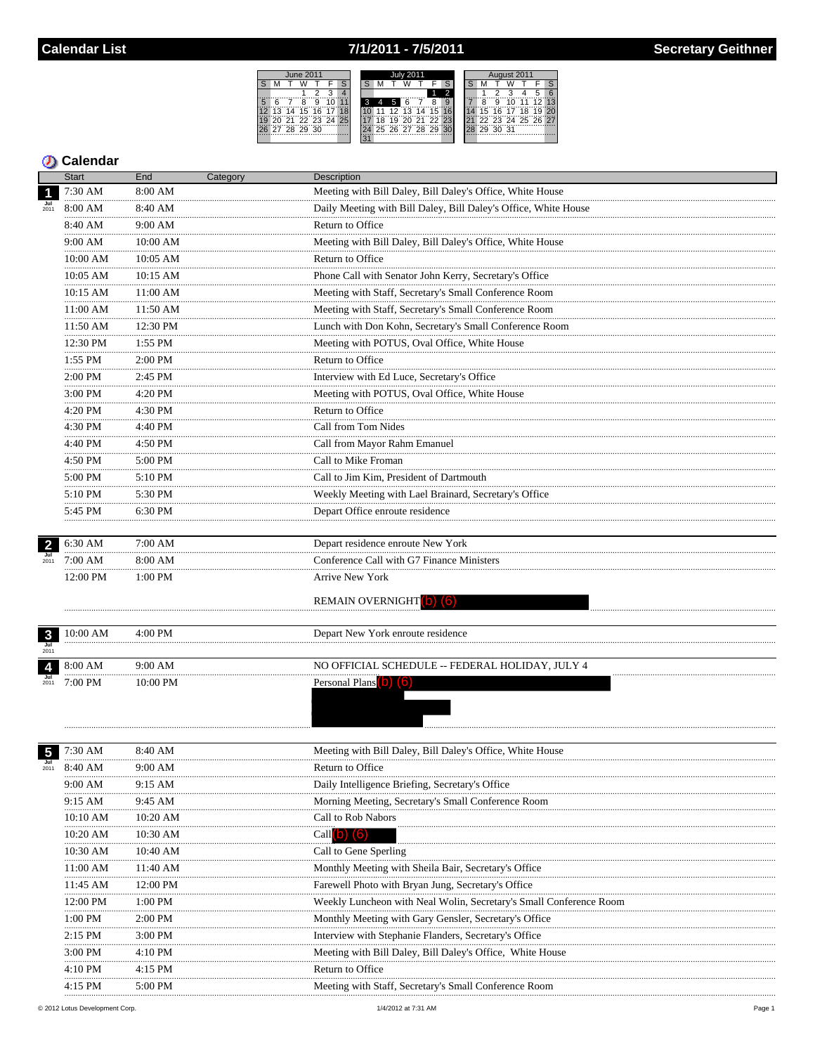# Calendar List

## 7/1/2011 - 7/5/2011

## Secretary Geithner

| June 2011 | | | | | | |
|---|---|---|---|---|---|---|
| S | M | T | W | T | F | S |
| | | | 1 | 2 | 3 | 4 |
| 5 | 6 | 7 | 8 | 9 | 10 | 11 |
| 12 | 13 | 14 | 15 | 16 | 17 | 18 |
| 19 | 20 | 21 | 22 | 23 | 24 | 25 |
| 26 | 27 | 28 | 29 | 30 | | |

| July 2011 | | | | | | |
|---|---|---|---|---|---|---|
| S | M | T | W | T | F | S |
| | | | | | 1 | 2 |
| 3 | 4 | 5 | 6 | 7 | 8 | 9 |
| 10 | 11 | 12 | 13 | 14 | 15 | 16 |
| 17 | 18 | 19 | 20 | 21 | 22 | 23 |
| 24 | 25 | 26 | 27 | 28 | 29 | 30 |
| 31 | | | | | | |

| August 2011 | | | | | | |
|---|---|---|---|---|---|---|
| S | M | T | W | T | F | S |
| | 1 | 2 | 3 | 4 | 5 | 6 |
| 7 | 8 | 9 | 10 | 11 | 12 | 13 |
| 14 | 15 | 16 | 17 | 18 | 19 | 20 |
| 21 | 22 | 23 | 24 | 25 | 26 | 27 |
| 28 | 29 | 30 | 31 | | | |

## Calendar

| Date | Start | End | Category | Description |
|---|---|---|---|---|
| 1 Jul 2011 | 7:30 AM | 8:00 AM | | Meeting with Bill Daley, Bill Daley's Office, White House |
| | 8:00 AM | 8:40 AM | | Daily Meeting with Bill Daley, Bill Daley's Office, White House |
| | 8:40 AM | 9:00 AM | | Return to Office |
| | 9:00 AM | 10:00 AM | | Meeting with Bill Daley, Bill Daley's Office, White House |
| | 10:00 AM | 10:05 AM | | Return to Office |
| | 10:05 AM | 10:15 AM | | Phone Call with Senator John Kerry, Secretary's Office |
| | 10:15 AM | 11:00 AM | | Meeting with Staff, Secretary's Small Conference Room |
| | 11:00 AM | 11:50 AM | | Meeting with Staff, Secretary's Small Conference Room |
| | 11:50 AM | 12:30 PM | | Lunch with Don Kohn, Secretary's Small Conference Room |
| | 12:30 PM | 1:55 PM | | Meeting with POTUS, Oval Office, White House |
| | 1:55 PM | 2:00 PM | | Return to Office |
| | 2:00 PM | 2:45 PM | | Interview with Ed Luce, Secretary's Office |
| | 3:00 PM | 4:20 PM | | Meeting with POTUS, Oval Office, White House |
| | 4:20 PM | 4:30 PM | | Return to Office |
| | 4:30 PM | 4:40 PM | | Call from Tom Nides |
| | 4:40 PM | 4:50 PM | | Call from Mayor Rahm Emanuel |
| | 4:50 PM | 5:00 PM | | Call to Mike Froman |
| | 5:00 PM | 5:10 PM | | Call to Jim Kim, President of Dartmouth |
| | 5:10 PM | 5:30 PM | | Weekly Meeting with Lael Brainard, Secretary's Office |
| | 5:45 PM | 6:30 PM | | Depart Office enroute residence |
| 2 Jul 2011 | 6:30 AM | 7:00 AM | | Depart residence enroute New York |
| | 7:00 AM | 8:00 AM | | Conference Call with G7 Finance Ministers |
| | 12:00 PM | 1:00 PM | | Arrive New York<br><br>REMAIN OVERNIGHT (b) (6) |
| 3 Jul 2011 | 10:00 AM | 4:00 PM | | Depart New York enroute residence |
| 4 Jul 2011 | 8:00 AM | 9:00 AM | | NO OFFICIAL SCHEDULE -- FEDERAL HOLIDAY, JULY 4 |
| | 7:00 PM | 10:00 PM | | Personal Plans (b) (6) |
| 5 Jul 2011 | 7:30 AM | 8:40 AM | | Meeting with Bill Daley, Bill Daley's Office, White House |
| | 8:40 AM | 9:00 AM | | Return to Office |
| | 9:00 AM | 9:15 AM | | Daily Intelligence Briefing, Secretary's Office |
| | 9:15 AM | 9:45 AM | | Morning Meeting, Secretary's Small Conference Room |
| | 10:10 AM | 10:20 AM | | Call to Rob Nabors |
| | 10:20 AM | 10:30 AM | | Call (b) (6) |
| | 10:30 AM | 10:40 AM | | Call to Gene Sperling |
| | 11:00 AM | 11:40 AM | | Monthly Meeting with Sheila Bair, Secretary's Office |
| | 11:45 AM | 12:00 PM | | Farewell Photo with Bryan Jung, Secretary's Office |
| | 12:00 PM | 1:00 PM | | Weekly Luncheon with Neal Wolin, Secretary's Small Conference Room |
| | 1:00 PM | 2:00 PM | | Monthly Meeting with Gary Gensler, Secretary's Office |
| | 2:15 PM | 3:00 PM | | Interview with Stephanie Flanders, Secretary's Office |
| | 3:00 PM | 4:10 PM | | Meeting with Bill Daley, Bill Daley's Office, White House |
| | 4:10 PM | 4:15 PM | | Return to Office |
| | 4:15 PM | 5:00 PM | | Meeting with Staff, Secretary's Small Conference Room |

© 2012 Lotus Development Corp. 1/4/2012 at 7:31 AM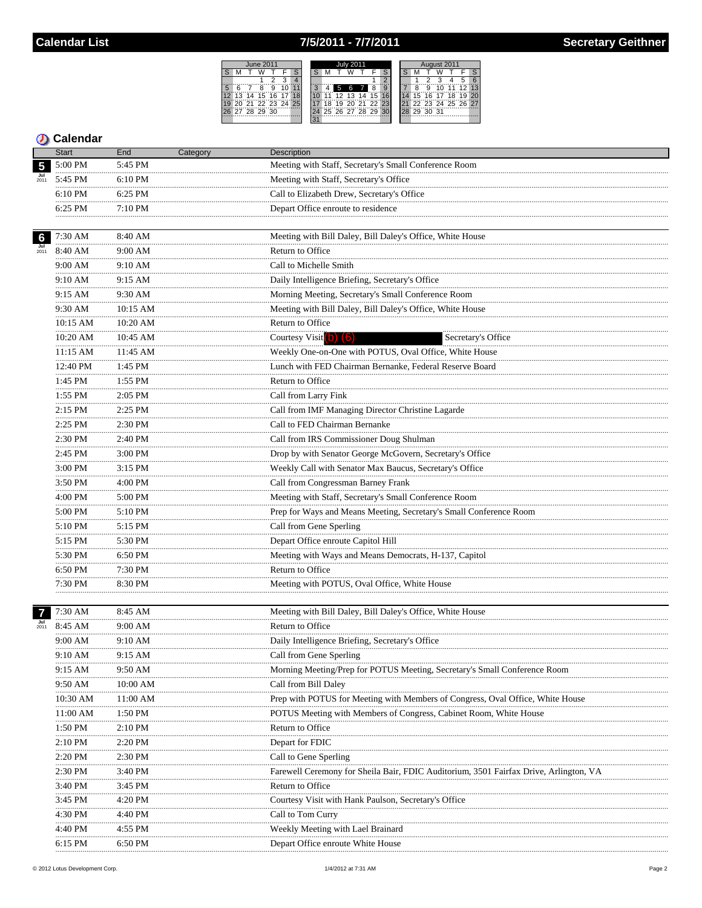# Calendar List — 7/5/2011 - 7/7/2011 — Secretary Geithner

| June 2011 | | | | | | |
|---|---|---|---|---|---|---|
| S | M | T | W | T | F | S |
| | | | 1 | 2 | 3 | 4 |
| 5 | 6 | 7 | 8 | 9 | 10 | 11 |
| 12 | 13 | 14 | 15 | 16 | 17 | 18 |
| 19 | 20 | 21 | 22 | 23 | 24 | 25 |
| 26 | 27 | 28 | 29 | 30 | | |

| July 2011 | | | | | | |
|---|---|---|---|---|---|---|
| S | M | T | W | T | F | S |
| | | | | | 1 | 2 |
| 3 | 4 | 5 | 6 | 7 | 8 | 9 |
| 10 | 11 | 12 | 13 | 14 | 15 | 16 |
| 17 | 18 | 19 | 20 | 21 | 22 | 23 |
| 24 | 25 | 26 | 27 | 28 | 29 | 30 |
| 31 | | | | | | |

| August 2011 | | | | | | |
|---|---|---|---|---|---|---|
| S | M | T | W | T | F | S |
| | 1 | 2 | 3 | 4 | 5 | 6 |
| 7 | 8 | 9 | 10 | 11 | 12 | 13 |
| 14 | 15 | 16 | 17 | 18 | 19 | 20 |
| 21 | 22 | 23 | 24 | 25 | 26 | 27 |
| 28 | 29 | 30 | 31 | | | |

## Calendar

| Date | Start | End | Category | Description |
|---|---|---|---|---|
| 5 Jul 2011 | 5:00 PM | 5:45 PM | | Meeting with Staff, Secretary's Small Conference Room |
| | 5:45 PM | 6:10 PM | | Meeting with Staff, Secretary's Office |
| | 6:10 PM | 6:25 PM | | Call to Elizabeth Drew, Secretary's Office |
| | 6:25 PM | 7:10 PM | | Depart Office enroute to residence |
| 6 Jul 2011 | 7:30 AM | 8:40 AM | | Meeting with Bill Daley, Bill Daley's Office, White House |
| | 8:40 AM | 9:00 AM | | Return to Office |
| | 9:00 AM | 9:10 AM | | Call to Michelle Smith |
| | 9:10 AM | 9:15 AM | | Daily Intelligence Briefing, Secretary's Office |
| | 9:15 AM | 9:30 AM | | Morning Meeting, Secretary's Small Conference Room |
| | 9:30 AM | 10:15 AM | | Meeting with Bill Daley, Bill Daley's Office, White House |
| | 10:15 AM | 10:20 AM | | Return to Office |
| | 10:20 AM | 10:45 AM | | Courtesy Visit (b) (6) Secretary's Office |
| | 11:15 AM | 11:45 AM | | Weekly One-on-One with POTUS, Oval Office, White House |
| | 12:40 PM | 1:45 PM | | Lunch with FED Chairman Bernanke, Federal Reserve Board |
| | 1:45 PM | 1:55 PM | | Return to Office |
| | 1:55 PM | 2:05 PM | | Call from Larry Fink |
| | 2:15 PM | 2:25 PM | | Call from IMF Managing Director Christine Lagarde |
| | 2:25 PM | 2:30 PM | | Call to FED Chairman Bernanke |
| | 2:30 PM | 2:40 PM | | Call from IRS Commissioner Doug Shulman |
| | 2:45 PM | 3:00 PM | | Drop by with Senator George McGovern, Secretary's Office |
| | 3:00 PM | 3:15 PM | | Weekly Call with Senator Max Baucus, Secretary's Office |
| | 3:50 PM | 4:00 PM | | Call from Congressman Barney Frank |
| | 4:00 PM | 5:00 PM | | Meeting with Staff, Secretary's Small Conference Room |
| | 5:00 PM | 5:10 PM | | Prep for Ways and Means Meeting, Secretary's Small Conference Room |
| | 5:10 PM | 5:15 PM | | Call from Gene Sperling |
| | 5:15 PM | 5:30 PM | | Depart Office enroute Capitol Hill |
| | 5:30 PM | 6:50 PM | | Meeting with Ways and Means Democrats, H-137, Capitol |
| | 6:50 PM | 7:30 PM | | Return to Office |
| | 7:30 PM | 8:30 PM | | Meeting with POTUS, Oval Office, White House |
| 7 Jul 2011 | 7:30 AM | 8:45 AM | | Meeting with Bill Daley, Bill Daley's Office, White House |
| | 8:45 AM | 9:00 AM | | Return to Office |
| | 9:00 AM | 9:10 AM | | Daily Intelligence Briefing, Secretary's Office |
| | 9:10 AM | 9:15 AM | | Call from Gene Sperling |
| | 9:15 AM | 9:50 AM | | Morning Meeting/Prep for POTUS Meeting, Secretary's Small Conference Room |
| | 9:50 AM | 10:00 AM | | Call from Bill Daley |
| | 10:30 AM | 11:00 AM | | Prep with POTUS for Meeting with Members of Congress, Oval Office, White House |
| | 11:00 AM | 1:50 PM | | POTUS Meeting with Members of Congress, Cabinet Room, White House |
| | 1:50 PM | 2:10 PM | | Return to Office |
| | 2:10 PM | 2:20 PM | | Depart for FDIC |
| | 2:20 PM | 2:30 PM | | Call to Gene Sperling |
| | 2:30 PM | 3:40 PM | | Farewell Ceremony for Sheila Bair, FDIC Auditorium, 3501 Fairfax Drive, Arlington, VA |
| | 3:40 PM | 3:45 PM | | Return to Office |
| | 3:45 PM | 4:20 PM | | Courtesy Visit with Hank Paulson, Secretary's Office |
| | 4:30 PM | 4:40 PM | | Call to Tom Curry |
| | 4:40 PM | 4:55 PM | | Weekly Meeting with Lael Brainard |
| | 6:15 PM | 6:50 PM | | Depart Office enroute White House |

© 2012 Lotus Development Corp. 1/4/2012 at 7:31 AM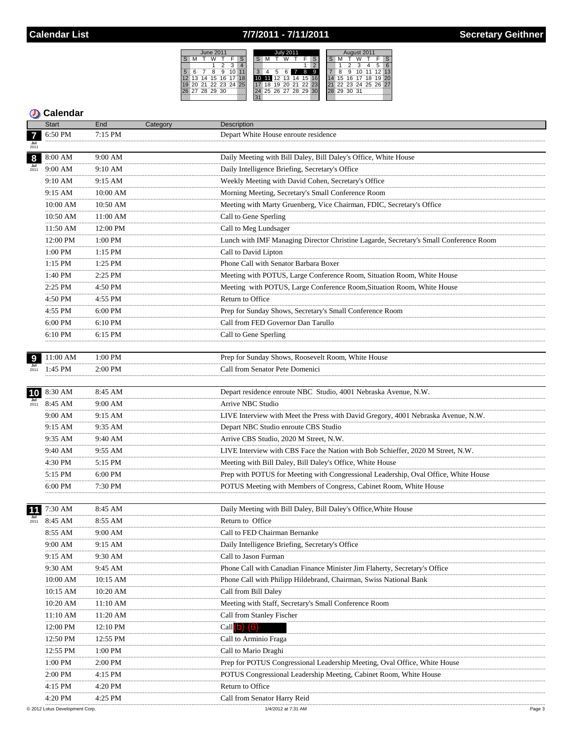# Calendar List — 7/7/2011 - 7/11/2011 — Secretary Geithner

## Calendar

| Date | Start | End | Category | Description |
|---|---|---|---|---|
| 7 Jul 2011 | 6:50 PM | 7:15 PM | | Depart White House enroute residence |
| 8 Jul 2011 | 8:00 AM | 9:00 AM | | Daily Meeting with Bill Daley, Bill Daley's Office, White House |
| | 9:00 AM | 9:10 AM | | Daily Intelligence Briefing, Secretary's Office |
| | 9:10 AM | 9:15 AM | | Weekly Meeting with David Cohen, Secretary's Office |
| | 9:15 AM | 10:00 AM | | Morning Meeting, Secretary's Small Conference Room |
| | 10:00 AM | 10:50 AM | | Meeting with Marty Gruenberg, Vice Chairman, FDIC, Secretary's Office |
| | 10:50 AM | 11:00 AM | | Call to Gene Sperling |
| | 11:50 AM | 12:00 PM | | Call to Meg Lundsager |
| | 12:00 PM | 1:00 PM | | Lunch with IMF Managing Director Christine Lagarde, Secretary's Small Conference Room |
| | 1:00 PM | 1:15 PM | | Call to David Lipton |
| | 1:15 PM | 1:25 PM | | Phone Call with Senator Barbara Boxer |
| | 1:40 PM | 2:25 PM | | Meeting with POTUS, Large Conference Room, Situation Room, White House |
| | 2:25 PM | 4:50 PM | | Meeting with POTUS, Large Conference Room,Situation Room, White House |
| | 4:50 PM | 4:55 PM | | Return to Office |
| | 4:55 PM | 6:00 PM | | Prep for Sunday Shows, Secretary's Small Conference Room |
| | 6:00 PM | 6:10 PM | | Call from FED Governor Dan Tarullo |
| | 6:10 PM | 6:15 PM | | Call to Gene Sperling |
| 9 Jul 2011 | 11:00 AM | 1:00 PM | | Prep for Sunday Shows, Roosevelt Room, White House |
| | 1:45 PM | 2:00 PM | | Call from Senator Pete Domenici |
| 10 Jul 2011 | 8:30 AM | 8:45 AM | | Depart residence enroute NBC Studio, 4001 Nebraska Avenue, N.W. |
| | 8:45 AM | 9:00 AM | | Arrive NBC Studio |
| | 9:00 AM | 9:15 AM | | LIVE Interview with Meet the Press with David Gregory, 4001 Nebraska Avenue, N.W. |
| | 9:15 AM | 9:35 AM | | Depart NBC Studio enroute CBS Studio |
| | 9:35 AM | 9:40 AM | | Arrive CBS Studio, 2020 M Street, N.W. |
| | 9:40 AM | 9:55 AM | | LIVE Interview with CBS Face the Nation with Bob Schieffer, 2020 M Street, N.W. |
| | 4:30 PM | 5:15 PM | | Meeting with Bill Daley, Bill Daley's Office, White House |
| | 5:15 PM | 6:00 PM | | Prep with POTUS for Meeting with Congressional Leadership, Oval Office, White House |
| | 6:00 PM | 7:30 PM | | POTUS Meeting with Members of Congress, Cabinet Room, White House |
| 11 Jul 2011 | 7:30 AM | 8:45 AM | | Daily Meeting with Bill Daley, Bill Daley's Office,White House |
| | 8:45 AM | 8:55 AM | | Return to Office |
| | 8:55 AM | 9:00 AM | | Call to FED Chairman Bernanke |
| | 9:00 AM | 9:15 AM | | Daily Intelligence Briefing, Secretary's Office |
| | 9:15 AM | 9:30 AM | | Call to Jason Furman |
| | 9:30 AM | 9:45 AM | | Phone Call with Canadian Finance Minister Jim Flaherty, Secretary's Office |
| | 10:00 AM | 10:15 AM | | Phone Call with Philipp Hildebrand, Chairman, Swiss National Bank |
| | 10:15 AM | 10:20 AM | | Call from Bill Daley |
| | 10:20 AM | 11:10 AM | | Meeting with Staff, Secretary's Small Conference Room |
| | 11:10 AM | 11:20 AM | | Call from Stanley Fischer |
| | 12:00 PM | 12:10 PM | | Call (b) (6) |
| | 12:50 PM | 12:55 PM | | Call to Arminio Fraga |
| | 12:55 PM | 1:00 PM | | Call to Mario Draghi |
| | 1:00 PM | 2:00 PM | | Prep for POTUS Congressional Leadership Meeting, Oval Office, White House |
| | 2:00 PM | 4:15 PM | | POTUS Congressional Leadership Meeting, Cabinet Room, White House |
| | 4:15 PM | 4:20 PM | | Return to Office |
| | 4:20 PM | 4:25 PM | | Call from Senator Harry Reid |

© 2012 Lotus Development Corp. 1/4/2012 at 7:31 AM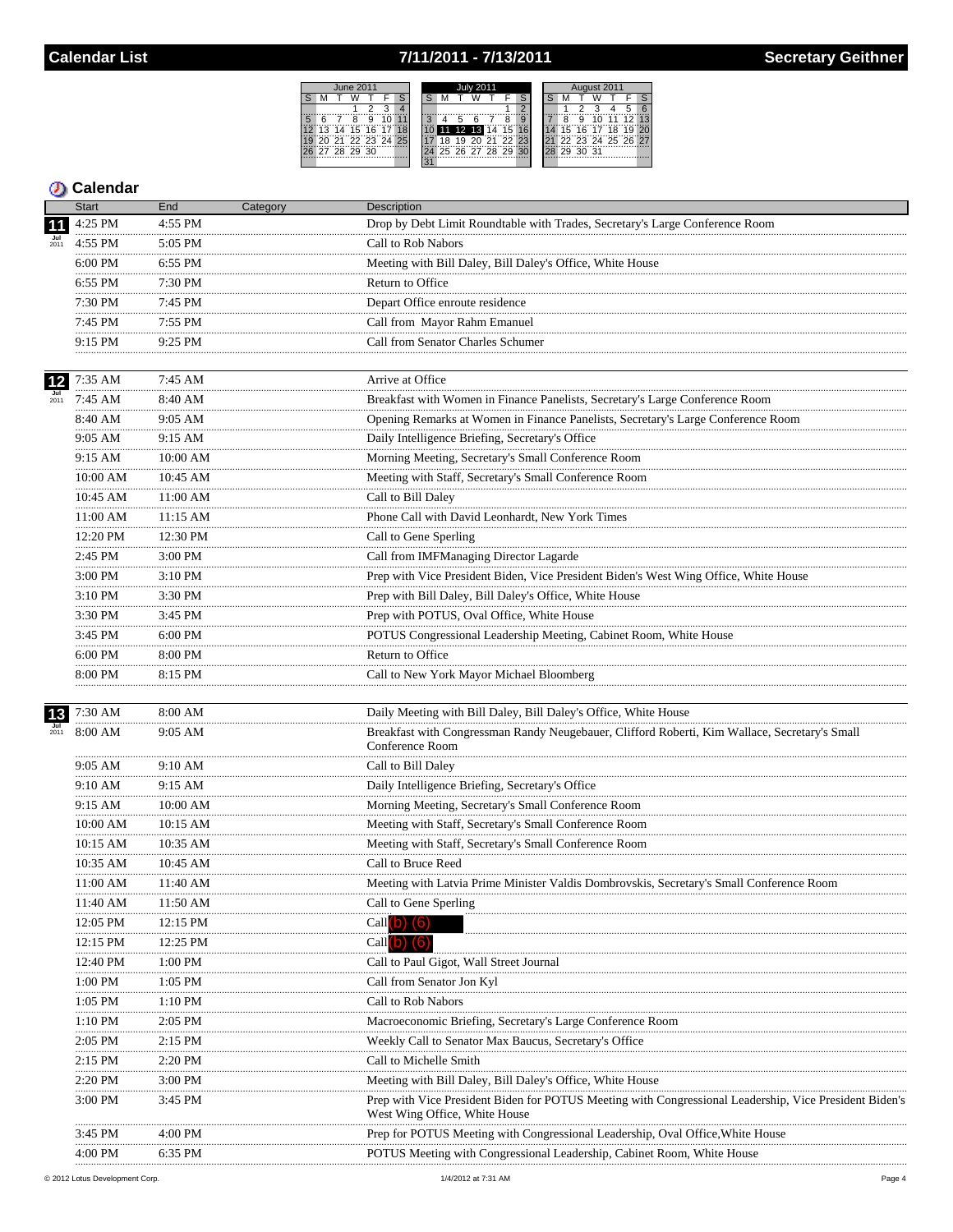# Calendar List — 7/11/2011 - 7/13/2011 — Secretary Geithner

| June 2011 | | | | | | |
|---|---|---|---|---|---|---|
| S | M | T | W | T | F | S |
| | | | 1 | 2 | 3 | 4 |
| 5 | 6 | 7 | 8 | 9 | 10 | 11 |
| 12 | 13 | 14 | 15 | 16 | 17 | 18 |
| 19 | 20 | 21 | 22 | 23 | 24 | 25 |
| 26 | 27 | 28 | 29 | 30 | | |

| July 2011 | | | | | | |
|---|---|---|---|---|---|---|
| S | M | T | W | T | F | S |
| | | | | | 1 | 2 |
| 3 | 4 | 5 | 6 | 7 | 8 | 9 |
| 10 | 11 | 12 | 13 | 14 | 15 | 16 |
| 17 | 18 | 19 | 20 | 21 | 22 | 23 |
| 24 | 25 | 26 | 27 | 28 | 29 | 30 |
| 31 | | | | | | |

| August 2011 | | | | | | |
|---|---|---|---|---|---|---|
| S | M | T | W | T | F | S |
| | 1 | 2 | 3 | 4 | 5 | 6 |
| 7 | 8 | 9 | 10 | 11 | 12 | 13 |
| 14 | 15 | 16 | 17 | 18 | 19 | 20 |
| 21 | 22 | 23 | 24 | 25 | 26 | 27 |
| 28 | 29 | 30 | 31 | | | |

## Calendar

| Date | Start | End | Category | Description |
|---|---|---|---|---|
| 11 Jul 2011 | 4:25 PM | 4:55 PM | | Drop by Debt Limit Roundtable with Trades, Secretary's Large Conference Room |
| | 4:55 PM | 5:05 PM | | Call to Rob Nabors |
| | 6:00 PM | 6:55 PM | | Meeting with Bill Daley, Bill Daley's Office, White House |
| | 6:55 PM | 7:30 PM | | Return to Office |
| | 7:30 PM | 7:45 PM | | Depart Office enroute residence |
| | 7:45 PM | 7:55 PM | | Call from Mayor Rahm Emanuel |
| | 9:15 PM | 9:25 PM | | Call from Senator Charles Schumer |
| 12 Jul 2011 | 7:35 AM | 7:45 AM | | Arrive at Office |
| | 7:45 AM | 8:40 AM | | Breakfast with Women in Finance Panelists, Secretary's Large Conference Room |
| | 8:40 AM | 9:05 AM | | Opening Remarks at Women in Finance Panelists, Secretary's Large Conference Room |
| | 9:05 AM | 9:15 AM | | Daily Intelligence Briefing, Secretary's Office |
| | 9:15 AM | 10:00 AM | | Morning Meeting, Secretary's Small Conference Room |
| | 10:00 AM | 10:45 AM | | Meeting with Staff, Secretary's Small Conference Room |
| | 10:45 AM | 11:00 AM | | Call to Bill Daley |
| | 11:00 AM | 11:15 AM | | Phone Call with David Leonhardt, New York Times |
| | 12:20 PM | 12:30 PM | | Call to Gene Sperling |
| | 2:45 PM | 3:00 PM | | Call from IMFManaging Director Lagarde |
| | 3:00 PM | 3:10 PM | | Prep with Vice President Biden, Vice President Biden's West Wing Office, White House |
| | 3:10 PM | 3:30 PM | | Prep with Bill Daley, Bill Daley's Office, White House |
| | 3:30 PM | 3:45 PM | | Prep with POTUS, Oval Office, White House |
| | 3:45 PM | 6:00 PM | | POTUS Congressional Leadership Meeting, Cabinet Room, White House |
| | 6:00 PM | 8:00 PM | | Return to Office |
| | 8:00 PM | 8:15 PM | | Call to New York Mayor Michael Bloomberg |
| 13 Jul 2011 | 7:30 AM | 8:00 AM | | Daily Meeting with Bill Daley, Bill Daley's Office, White House |
| | 8:00 AM | 9:05 AM | | Breakfast with Congressman Randy Neugebauer, Clifford Roberti, Kim Wallace, Secretary's Small Conference Room |
| | 9:05 AM | 9:10 AM | | Call to Bill Daley |
| | 9:10 AM | 9:15 AM | | Daily Intelligence Briefing, Secretary's Office |
| | 9:15 AM | 10:00 AM | | Morning Meeting, Secretary's Small Conference Room |
| | 10:00 AM | 10:15 AM | | Meeting with Staff, Secretary's Small Conference Room |
| | 10:15 AM | 10:35 AM | | Meeting with Staff, Secretary's Small Conference Room |
| | 10:35 AM | 10:45 AM | | Call to Bruce Reed |
| | 11:00 AM | 11:40 AM | | Meeting with Latvia Prime Minister Valdis Dombrovskis, Secretary's Small Conference Room |
| | 11:40 AM | 11:50 AM | | Call to Gene Sperling |
| | 12:05 PM | 12:15 PM | | Call (b) (6) |
| | 12:15 PM | 12:25 PM | | Call (b) (6) |
| | 12:40 PM | 1:00 PM | | Call to Paul Gigot, Wall Street Journal |
| | 1:00 PM | 1:05 PM | | Call from Senator Jon Kyl |
| | 1:05 PM | 1:10 PM | | Call to Rob Nabors |
| | 1:10 PM | 2:05 PM | | Macroeconomic Briefing, Secretary's Large Conference Room |
| | 2:05 PM | 2:15 PM | | Weekly Call to Senator Max Baucus, Secretary's Office |
| | 2:15 PM | 2:20 PM | | Call to Michelle Smith |
| | 2:20 PM | 3:00 PM | | Meeting with Bill Daley, Bill Daley's Office, White House |
| | 3:00 PM | 3:45 PM | | Prep with Vice President Biden for POTUS Meeting with Congressional Leadership, Vice President Biden's West Wing Office, White House |
| | 3:45 PM | 4:00 PM | | Prep for POTUS Meeting with Congressional Leadership, Oval Office,White House |
| | 4:00 PM | 6:35 PM | | POTUS Meeting with Congressional Leadership, Cabinet Room, White House |

© 2012 Lotus Development Corp. 1/4/2012 at 7:31 AM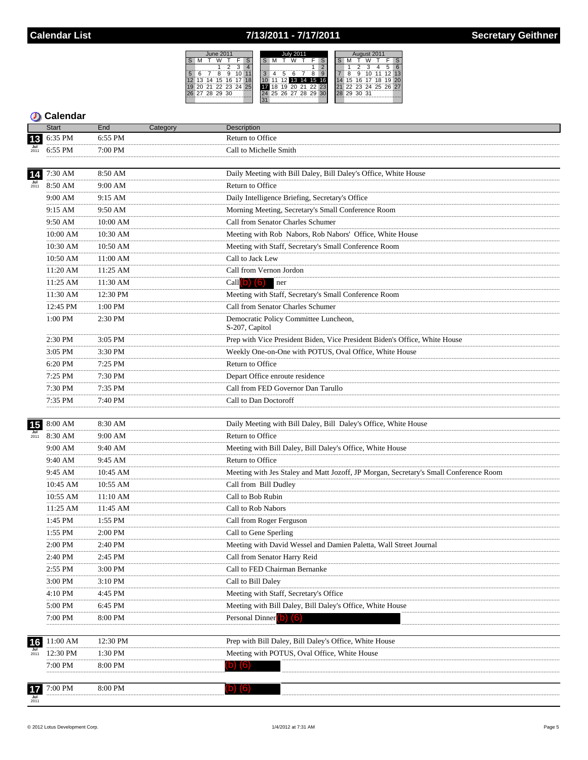## Calendar List — 7/13/2011 - 7/17/2011 — Secretary Geithner

### Calendar

| Date | Start | End | Category | Description |
|---|---|---|---|---|
| 13 Jul 2011 | 6:35 PM | 6:55 PM | | Return to Office |
| | 6:55 PM | 7:00 PM | | Call to Michelle Smith |
| 14 Jul 2011 | 7:30 AM | 8:50 AM | | Daily Meeting with Bill Daley, Bill Daley's Office, White House |
| | 8:50 AM | 9:00 AM | | Return to Office |
| | 9:00 AM | 9:15 AM | | Daily Intelligence Briefing, Secretary's Office |
| | 9:15 AM | 9:50 AM | | Morning Meeting, Secretary's Small Conference Room |
| | 9:50 AM | 10:00 AM | | Call from Senator Charles Schumer |
| | 10:00 AM | 10:30 AM | | Meeting with Rob Nabors, Rob Nabors' Office, White House |
| | 10:30 AM | 10:50 AM | | Meeting with Staff, Secretary's Small Conference Room |
| | 10:50 AM | 11:00 AM | | Call to Jack Lew |
| | 11:20 AM | 11:25 AM | | Call from Vernon Jordon |
| | 11:25 AM | 11:30 AM | | Call (b) (6) ner |
| | 11:30 AM | 12:30 PM | | Meeting with Staff, Secretary's Small Conference Room |
| | 12:45 PM | 1:00 PM | | Call from Senator Charles Schumer |
| | 1:00 PM | 2:30 PM | | Democratic Policy Committee Luncheon, S-207, Capitol |
| | 2:30 PM | 3:05 PM | | Prep with Vice President Biden, Vice President Biden's Office, White House |
| | 3:05 PM | 3:30 PM | | Weekly One-on-One with POTUS, Oval Office, White House |
| | 6:20 PM | 7:25 PM | | Return to Office |
| | 7:25 PM | 7:30 PM | | Depart Office enroute residence |
| | 7:30 PM | 7:35 PM | | Call from FED Governor Dan Tarullo |
| | 7:35 PM | 7:40 PM | | Call to Dan Doctoroff |
| 15 Jul 2011 | 8:00 AM | 8:30 AM | | Daily Meeting with Bill Daley, Bill Daley's Office, White House |
| | 8:30 AM | 9:00 AM | | Return to Office |
| | 9:00 AM | 9:40 AM | | Meeting with Bill Daley, Bill Daley's Office, White House |
| | 9:40 AM | 9:45 AM | | Return to Office |
| | 9:45 AM | 10:45 AM | | Meeting with Jes Staley and Matt Jozoff, JP Morgan, Secretary's Small Conference Room |
| | 10:45 AM | 10:55 AM | | Call from Bill Dudley |
| | 10:55 AM | 11:10 AM | | Call to Bob Rubin |
| | 11:25 AM | 11:45 AM | | Call to Rob Nabors |
| | 1:45 PM | 1:55 PM | | Call from Roger Ferguson |
| | 1:55 PM | 2:00 PM | | Call to Gene Sperling |
| | 2:00 PM | 2:40 PM | | Meeting with David Wessel and Damien Paletta, Wall Street Journal |
| | 2:40 PM | 2:45 PM | | Call from Senator Harry Reid |
| | 2:55 PM | 3:00 PM | | Call to FED Chairman Bernanke |
| | 3:00 PM | 3:10 PM | | Call to Bill Daley |
| | 4:10 PM | 4:45 PM | | Meeting with Staff, Secretary's Office |
| | 5:00 PM | 6:45 PM | | Meeting with Bill Daley, Bill Daley's Office, White House |
| | 7:00 PM | 8:00 PM | | Personal Dinner (b) (6) |
| 16 Jul 2011 | 11:00 AM | 12:30 PM | | Prep with Bill Daley, Bill Daley's Office, White House |
| | 12:30 PM | 1:30 PM | | Meeting with POTUS, Oval Office, White House |
| | 7:00 PM | 8:00 PM | | (b) (6) |
| 17 Jul 2011 | 7:00 PM | 8:00 PM | | (b) (6) |

© 2012 Lotus Development Corp. 1/4/2012 at 7:31 AM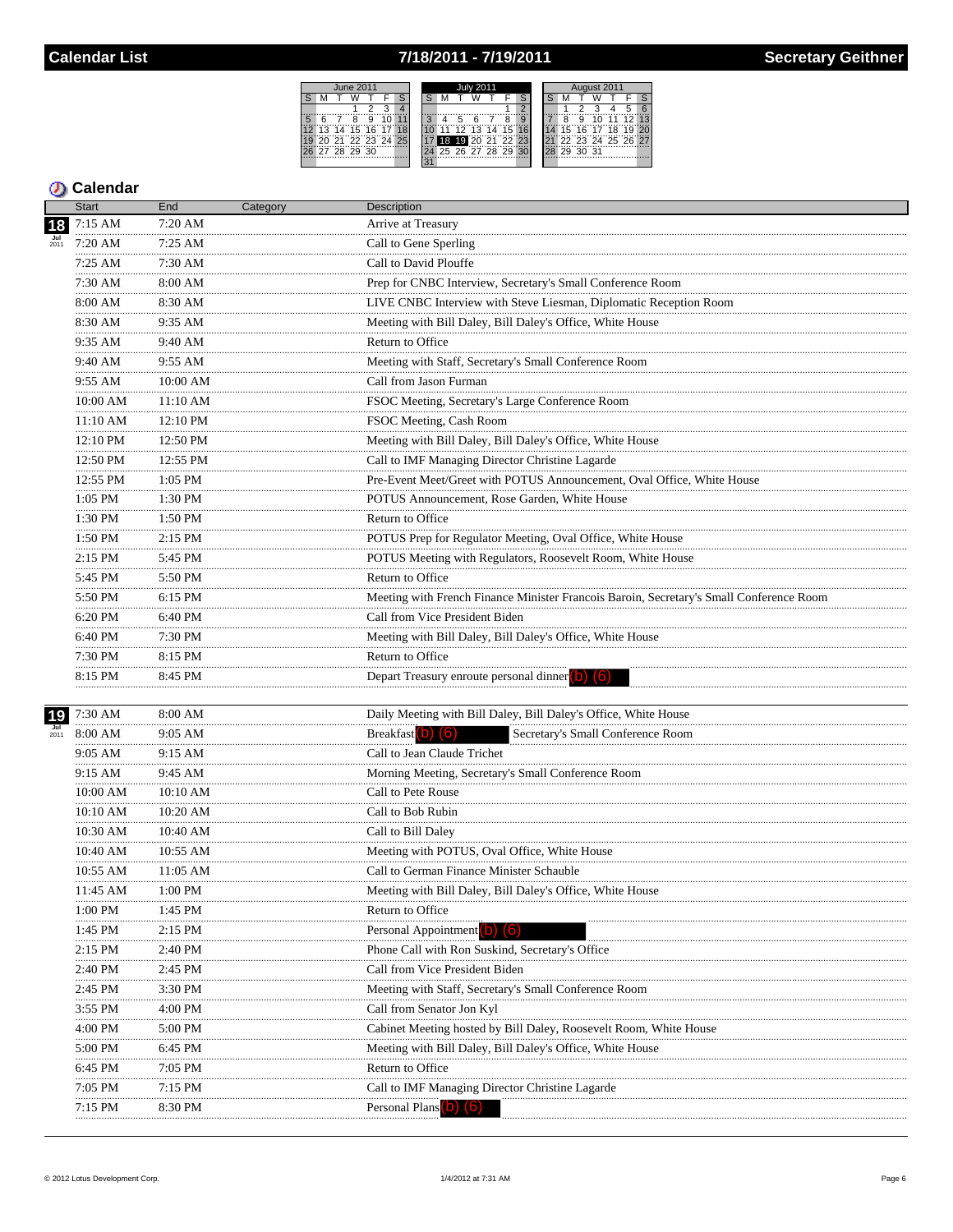## Calendar List — 7/18/2011 - 7/19/2011 — Secretary Geithner

| June 2011 | | | | | | |
|---|---|---|---|---|---|---|
| S | M | T | W | T | F | S |
| | | | 1 | 2 | 3 | 4 |
| 5 | 6 | 7 | 8 | 9 | 10 | 11 |
| 12 | 13 | 14 | 15 | 16 | 17 | 18 |
| 19 | 20 | 21 | 22 | 23 | 24 | 25 |
| 26 | 27 | 28 | 29 | 30 | | |

| July 2011 | | | | | | |
|---|---|---|---|---|---|---|
| S | M | T | W | T | F | S |
| | | | | | 1 | 2 |
| 3 | 4 | 5 | 6 | 7 | 8 | 9 |
| 10 | 11 | 12 | 13 | 14 | 15 | 16 |
| 17 | 18 | 19 | 20 | 21 | 22 | 23 |
| 24 | 25 | 26 | 27 | 28 | 29 | 30 |
| 31 | | | | | | |

| August 2011 | | | | | | |
|---|---|---|---|---|---|---|
| S | M | T | W | T | F | S |
| | 1 | 2 | 3 | 4 | 5 | 6 |
| 7 | 8 | 9 | 10 | 11 | 12 | 13 |
| 14 | 15 | 16 | 17 | 18 | 19 | 20 |
| 21 | 22 | 23 | 24 | 25 | 26 | 27 |
| 28 | 29 | 30 | 31 | | | |

### Calendar

| | Start | End | Category | Description |
|---|---|---|---|---|
| 18 Jul 2011 | 7:15 AM | 7:20 AM | | Arrive at Treasury |
| | 7:20 AM | 7:25 AM | | Call to Gene Sperling |
| | 7:25 AM | 7:30 AM | | Call to David Plouffe |
| | 7:30 AM | 8:00 AM | | Prep for CNBC Interview, Secretary's Small Conference Room |
| | 8:00 AM | 8:30 AM | | LIVE CNBC Interview with Steve Liesman, Diplomatic Reception Room |
| | 8:30 AM | 9:35 AM | | Meeting with Bill Daley, Bill Daley's Office, White House |
| | 9:35 AM | 9:40 AM | | Return to Office |
| | 9:40 AM | 9:55 AM | | Meeting with Staff, Secretary's Small Conference Room |
| | 9:55 AM | 10:00 AM | | Call from Jason Furman |
| | 10:00 AM | 11:10 AM | | FSOC Meeting, Secretary's Large Conference Room |
| | 11:10 AM | 12:10 PM | | FSOC Meeting, Cash Room |
| | 12:10 PM | 12:50 PM | | Meeting with Bill Daley, Bill Daley's Office, White House |
| | 12:50 PM | 12:55 PM | | Call to IMF Managing Director Christine Lagarde |
| | 12:55 PM | 1:05 PM | | Pre-Event Meet/Greet with POTUS Announcement, Oval Office, White House |
| | 1:05 PM | 1:30 PM | | POTUS Announcement, Rose Garden, White House |
| | 1:30 PM | 1:50 PM | | Return to Office |
| | 1:50 PM | 2:15 PM | | POTUS Prep for Regulator Meeting, Oval Office, White House |
| | 2:15 PM | 5:45 PM | | POTUS Meeting with Regulators, Roosevelt Room, White House |
| | 5:45 PM | 5:50 PM | | Return to Office |
| | 5:50 PM | 6:15 PM | | Meeting with French Finance Minister Francois Baroin, Secretary's Small Conference Room |
| | 6:20 PM | 6:40 PM | | Call from Vice President Biden |
| | 6:40 PM | 7:30 PM | | Meeting with Bill Daley, Bill Daley's Office, White House |
| | 7:30 PM | 8:15 PM | | Return to Office |
| | 8:15 PM | 8:45 PM | | Depart Treasury enroute personal dinner (b) (6) |
| 19 Jul 2011 | 7:30 AM | 8:00 AM | | Daily Meeting with Bill Daley, Bill Daley's Office, White House |
| | 8:00 AM | 9:05 AM | | Breakfast (b) (6) Secretary's Small Conference Room |
| | 9:05 AM | 9:15 AM | | Call to Jean Claude Trichet |
| | 9:15 AM | 9:45 AM | | Morning Meeting, Secretary's Small Conference Room |
| | 10:00 AM | 10:10 AM | | Call to Pete Rouse |
| | 10:10 AM | 10:20 AM | | Call to Bob Rubin |
| | 10:30 AM | 10:40 AM | | Call to Bill Daley |
| | 10:40 AM | 10:55 AM | | Meeting with POTUS, Oval Office, White House |
| | 10:55 AM | 11:05 AM | | Call to German Finance Minister Schauble |
| | 11:45 AM | 1:00 PM | | Meeting with Bill Daley, Bill Daley's Office, White House |
| | 1:00 PM | 1:45 PM | | Return to Office |
| | 1:45 PM | 2:15 PM | | Personal Appointment (b) (6) |
| | 2:15 PM | 2:40 PM | | Phone Call with Ron Suskind, Secretary's Office |
| | 2:40 PM | 2:45 PM | | Call from Vice President Biden |
| | 2:45 PM | 3:30 PM | | Meeting with Staff, Secretary's Small Conference Room |
| | 3:55 PM | 4:00 PM | | Call from Senator Jon Kyl |
| | 4:00 PM | 5:00 PM | | Cabinet Meeting hosted by Bill Daley, Roosevelt Room, White House |
| | 5:00 PM | 6:45 PM | | Meeting with Bill Daley, Bill Daley's Office, White House |
| | 6:45 PM | 7:05 PM | | Return to Office |
| | 7:05 PM | 7:15 PM | | Call to IMF Managing Director Christine Lagarde |
| | 7:15 PM | 8:30 PM | | Personal Plans (b) (6) |

© 2012 Lotus Development Corp. 1/4/2012 at 7:31 AM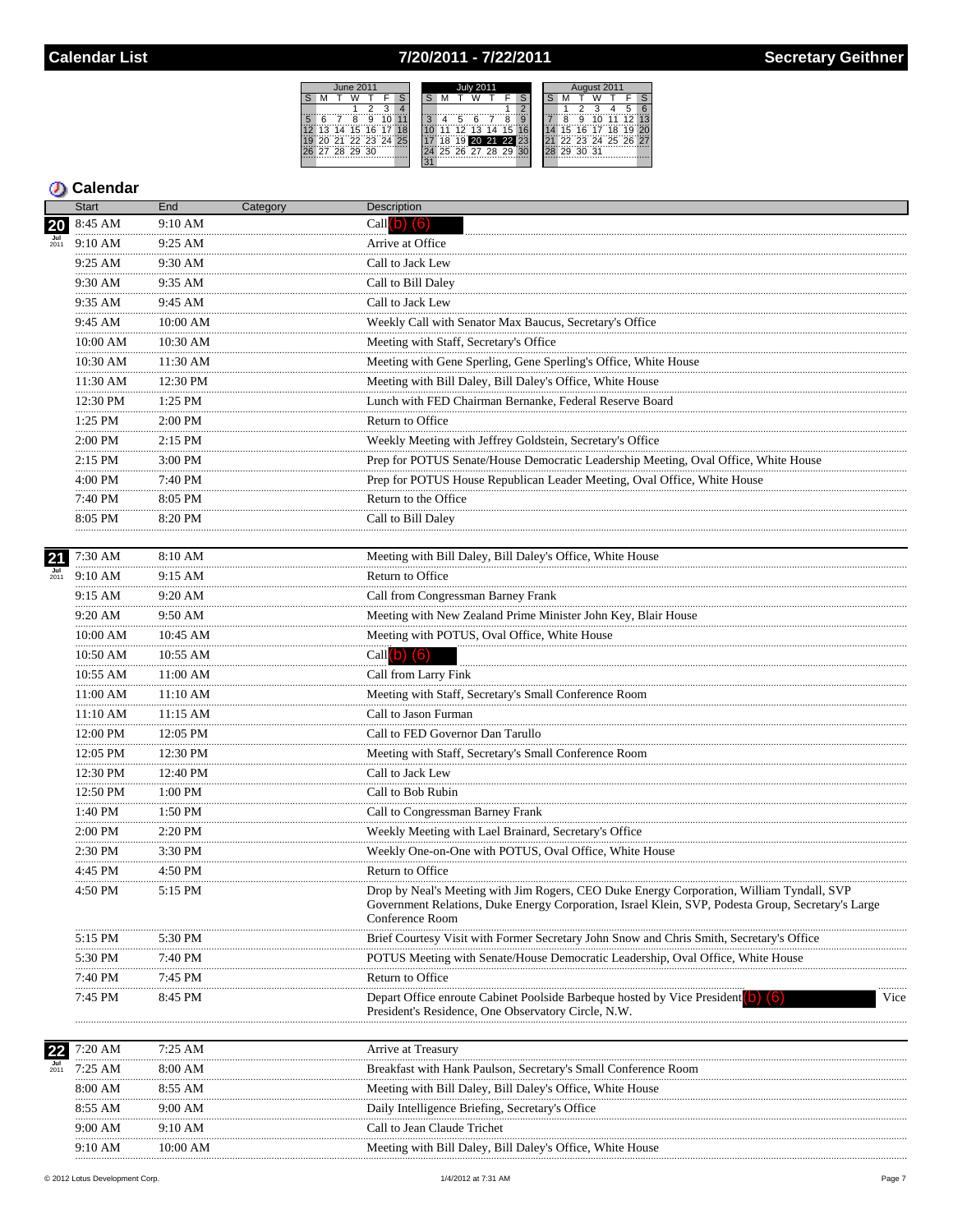# Calendar List — 7/20/2011 - 7/22/2011 — Secretary Geithner

| June 2011 | | | | | | |
|---|---|---|---|---|---|---|
| S | M | T | W | T | F | S |
| | | | 1 | 2 | 3 | 4 |
| 5 | 6 | 7 | 8 | 9 | 10 | 11 |
| 12 | 13 | 14 | 15 | 16 | 17 | 18 |
| 19 | 20 | 21 | 22 | 23 | 24 | 25 |
| 26 | 27 | 28 | 29 | 30 | | |

| July 2011 | | | | | | |
|---|---|---|---|---|---|---|
| S | M | T | W | T | F | S |
| | | | | | 1 | 2 |
| 3 | 4 | 5 | 6 | 7 | 8 | 9 |
| 10 | 11 | 12 | 13 | 14 | 15 | 16 |
| 17 | 18 | 19 | 20 | 21 | 22 | 23 |
| 24 | 25 | 26 | 27 | 28 | 29 | 30 |
| 31 | | | | | | |

| August 2011 | | | | | | |
|---|---|---|---|---|---|---|
| S | M | T | W | T | F | S |
| | 1 | 2 | 3 | 4 | 5 | 6 |
| 7 | 8 | 9 | 10 | 11 | 12 | 13 |
| 14 | 15 | 16 | 17 | 18 | 19 | 20 |
| 21 | 22 | 23 | 24 | 25 | 26 | 27 |
| 28 | 29 | 30 | 31 | | | |

## Calendar

| | Start | End | Category | Description |
|---|---|---|---|---|
| 20 Jul 2011 | 8:45 AM | 9:10 AM | | Call (b) (6) |
| | 9:10 AM | 9:25 AM | | Arrive at Office |
| | 9:25 AM | 9:30 AM | | Call to Jack Lew |
| | 9:30 AM | 9:35 AM | | Call to Bill Daley |
| | 9:35 AM | 9:45 AM | | Call to Jack Lew |
| | 9:45 AM | 10:00 AM | | Weekly Call with Senator Max Baucus, Secretary's Office |
| | 10:00 AM | 10:30 AM | | Meeting with Staff, Secretary's Office |
| | 10:30 AM | 11:30 AM | | Meeting with Gene Sperling, Gene Sperling's Office, White House |
| | 11:30 AM | 12:30 PM | | Meeting with Bill Daley, Bill Daley's Office, White House |
| | 12:30 PM | 1:25 PM | | Lunch with FED Chairman Bernanke, Federal Reserve Board |
| | 1:25 PM | 2:00 PM | | Return to Office |
| | 2:00 PM | 2:15 PM | | Weekly Meeting with Jeffrey Goldstein, Secretary's Office |
| | 2:15 PM | 3:00 PM | | Prep for POTUS Senate/House Democratic Leadership Meeting, Oval Office, White House |
| | 4:00 PM | 7:40 PM | | Prep for POTUS House Republican Leader Meeting, Oval Office, White House |
| | 7:40 PM | 8:05 PM | | Return to the Office |
| | 8:05 PM | 8:20 PM | | Call to Bill Daley |
| 21 Jul 2011 | 7:30 AM | 8:10 AM | | Meeting with Bill Daley, Bill Daley's Office, White House |
| | 9:10 AM | 9:15 AM | | Return to Office |
| | 9:15 AM | 9:20 AM | | Call from Congressman Barney Frank |
| | 9:20 AM | 9:50 AM | | Meeting with New Zealand Prime Minister John Key, Blair House |
| | 10:00 AM | 10:45 AM | | Meeting with POTUS, Oval Office, White House |
| | 10:50 AM | 10:55 AM | | Call (b) (6) |
| | 10:55 AM | 11:00 AM | | Call from Larry Fink |
| | 11:00 AM | 11:10 AM | | Meeting with Staff, Secretary's Small Conference Room |
| | 11:10 AM | 11:15 AM | | Call to Jason Furman |
| | 12:00 PM | 12:05 PM | | Call to FED Governor Dan Tarullo |
| | 12:05 PM | 12:30 PM | | Meeting with Staff, Secretary's Small Conference Room |
| | 12:30 PM | 12:40 PM | | Call to Jack Lew |
| | 12:50 PM | 1:00 PM | | Call to Bob Rubin |
| | 1:40 PM | 1:50 PM | | Call to Congressman Barney Frank |
| | 2:00 PM | 2:20 PM | | Weekly Meeting with Lael Brainard, Secretary's Office |
| | 2:30 PM | 3:30 PM | | Weekly One-on-One with POTUS, Oval Office, White House |
| | 4:45 PM | 4:50 PM | | Return to Office |
| | 4:50 PM | 5:15 PM | | Drop by Neal's Meeting with Jim Rogers, CEO Duke Energy Corporation, William Tyndall, SVP Government Relations, Duke Energy Corporation, Israel Klein, SVP, Podesta Group, Secretary's Large Conference Room |
| | 5:15 PM | 5:30 PM | | Brief Courtesy Visit with Former Secretary John Snow and Chris Smith, Secretary's Office |
| | 5:30 PM | 7:40 PM | | POTUS Meeting with Senate/House Democratic Leadership, Oval Office, White House |
| | 7:40 PM | 7:45 PM | | Return to Office |
| | 7:45 PM | 8:45 PM | | Depart Office enroute Cabinet Poolside Barbeque hosted by Vice President (b) (6) Vice President's Residence, One Observatory Circle, N.W. |
| 22 Jul 2011 | 7:20 AM | 7:25 AM | | Arrive at Treasury |
| | 7:25 AM | 8:00 AM | | Breakfast with Hank Paulson, Secretary's Small Conference Room |
| | 8:00 AM | 8:55 AM | | Meeting with Bill Daley, Bill Daley's Office, White House |
| | 8:55 AM | 9:00 AM | | Daily Intelligence Briefing, Secretary's Office |
| | 9:00 AM | 9:10 AM | | Call to Jean Claude Trichet |
| | 9:10 AM | 10:00 AM | | Meeting with Bill Daley, Bill Daley's Office, White House |

© 2012 Lotus Development Corp. 1/4/2012 at 7:31 AM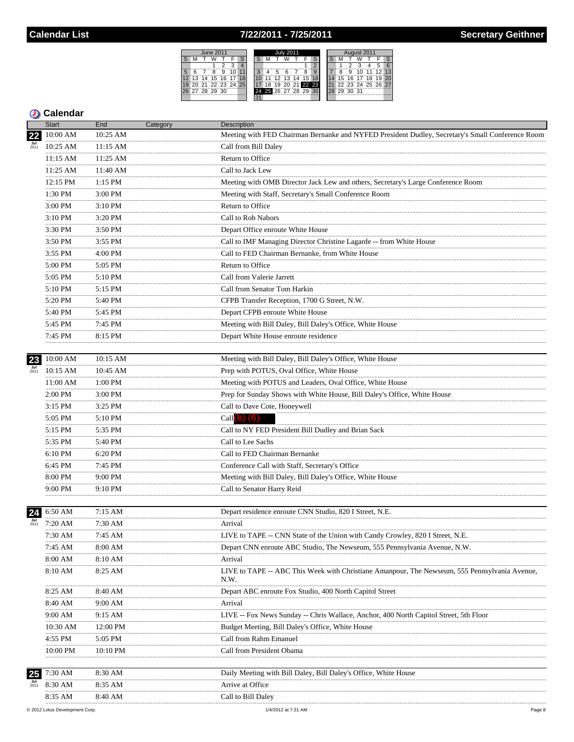# Calendar List

## 7/22/2011 - 7/25/2011

## Secretary Geithner

| June 2011 | | | | | | |
|---|---|---|---|---|---|---|
| S | M | T | W | T | F | S |
| | | | 1 | 2 | 3 | 4 |
| 5 | 6 | 7 | 8 | 9 | 10 | 11 |
| 12 | 13 | 14 | 15 | 16 | 17 | 18 |
| 19 | 20 | 21 | 22 | 23 | 24 | 25 |
| 26 | 27 | 28 | 29 | 30 | | |

| July 2011 | | | | | | |
|---|---|---|---|---|---|---|
| S | M | T | W | T | F | S |
| | | | | | 1 | 2 |
| 3 | 4 | 5 | 6 | 7 | 8 | 9 |
| 10 | 11 | 12 | 13 | 14 | 15 | 16 |
| 17 | 18 | 19 | 20 | 21 | 22 | 23 |
| 24 | 25 | 26 | 27 | 28 | 29 | 30 |
| 31 | | | | | | |

| August 2011 | | | | | | |
|---|---|---|---|---|---|---|
| S | M | T | W | T | F | S |
| | 1 | 2 | 3 | 4 | 5 | 6 |
| 7 | 8 | 9 | 10 | 11 | 12 | 13 |
| 14 | 15 | 16 | 17 | 18 | 19 | 20 |
| 21 | 22 | 23 | 24 | 25 | 26 | 27 |
| 28 | 29 | 30 | 31 | | | |

### Calendar

| Date | Start | End | Category | Description |
|---|---|---|---|---|
| 22 Jul 2011 | 10:00 AM | 10:25 AM | | Meeting with FED Chairman Bernanke and NYFED President Dudley, Secretary's Small Conference Room |
| | 10:25 AM | 11:15 AM | | Call from Bill Daley |
| | 11:15 AM | 11:25 AM | | Return to Office |
| | 11:25 AM | 11:40 AM | | Call to Jack Lew |
| | 12:15 PM | 1:15 PM | | Meeting with OMB Director Jack Lew and others, Secretary's Large Conference Room |
| | 1:30 PM | 3:00 PM | | Meeting with Staff, Secretary's Small Conference Room |
| | 3:00 PM | 3:10 PM | | Return to Office |
| | 3:10 PM | 3:20 PM | | Call to Rob Nabors |
| | 3:30 PM | 3:50 PM | | Depart Office enroute White House |
| | 3:50 PM | 3:55 PM | | Call to IMF Managing Director Christine Lagarde -- from White House |
| | 3:55 PM | 4:00 PM | | Call to FED Chairman Bernanke, from White House |
| | 5:00 PM | 5:05 PM | | Return to Office |
| | 5:05 PM | 5:10 PM | | Call from Valerie Jarrett |
| | 5:10 PM | 5:15 PM | | Call from Senator Tom Harkin |
| | 5:20 PM | 5:40 PM | | CFPB Transfer Reception, 1700 G Street, N.W. |
| | 5:40 PM | 5:45 PM | | Depart CFPB enroute White House |
| | 5:45 PM | 7:45 PM | | Meeting with Bill Daley, Bill Daley's Office, White House |
| | 7:45 PM | 8:15 PM | | Depart White House enroute residence |
| 23 Jul 2011 | 10:00 AM | 10:15 AM | | Meeting with Bill Daley, Bill Daley's Office, White House |
| | 10:15 AM | 10:45 AM | | Prep with POTUS, Oval Office, White House |
| | 11:00 AM | 1:00 PM | | Meeting with POTUS and Leaders, Oval Office, White House |
| | 2:00 PM | 3:00 PM | | Prep for Sunday Shows with White House, Bill Daley's Office, White House |
| | 3:15 PM | 3:25 PM | | Call to Dave Cote, Honeywell |
| | 5:05 PM | 5:10 PM | | Call (b) (6) |
| | 5:15 PM | 5:35 PM | | Call to NY FED President Bill Dudley and Brian Sack |
| | 5:35 PM | 5:40 PM | | Call to Lee Sachs |
| | 6:10 PM | 6:20 PM | | Call to FED Chairman Bernanke |
| | 6:45 PM | 7:45 PM | | Conference Call with Staff, Secretary's Office |
| | 8:00 PM | 9:00 PM | | Meeting with Bill Daley, Bill Daley's Office, White House |
| | 9:00 PM | 9:10 PM | | Call to Senator Harry Reid |
| 24 Jul 2011 | 6:50 AM | 7:15 AM | | Depart residence enroute CNN Studio, 820 I Street, N.E. |
| | 7:20 AM | 7:30 AM | | Arrival |
| | 7:30 AM | 7:45 AM | | LIVE to TAPE -- CNN State of the Union with Candy Crowley, 820 I Street, N.E. |
| | 7:45 AM | 8:00 AM | | Depart CNN enroute ABC Studio, The Newseum, 555 Pennsylvania Avenue, N.W. |
| | 8:00 AM | 8:10 AM | | Arrival |
| | 8:10 AM | 8:25 AM | | LIVE to TAPE -- ABC This Week with Christiane Amanpour, The Newseum, 555 Pennsylvania Avenue, N.W. |
| | 8:25 AM | 8:40 AM | | Depart ABC enroute Fox Studio, 400 North Capitol Street |
| | 8:40 AM | 9:00 AM | | Arrival |
| | 9:00 AM | 9:15 AM | | LIVE -- Fox News Sunday -- Chris Wallace, Anchor, 400 North Capitol Street, 5th Floor |
| | 10:30 AM | 12:00 PM | | Budget Meeting, Bill Daley's Office, White House |
| | 4:55 PM | 5:05 PM | | Call from Rahm Emanuel |
| | 10:00 PM | 10:10 PM | | Call from President Obama |
| 25 Jul 2011 | 7:30 AM | 8:30 AM | | Daily Meeting with Bill Daley, Bill Daley's Office, White House |
| | 8:30 AM | 8:35 AM | | Arrive at Office |
| | 8:35 AM | 8:40 AM | | Call to Bill Daley |

© 2012 Lotus Development Corp. 1/4/2012 at 7:31 AM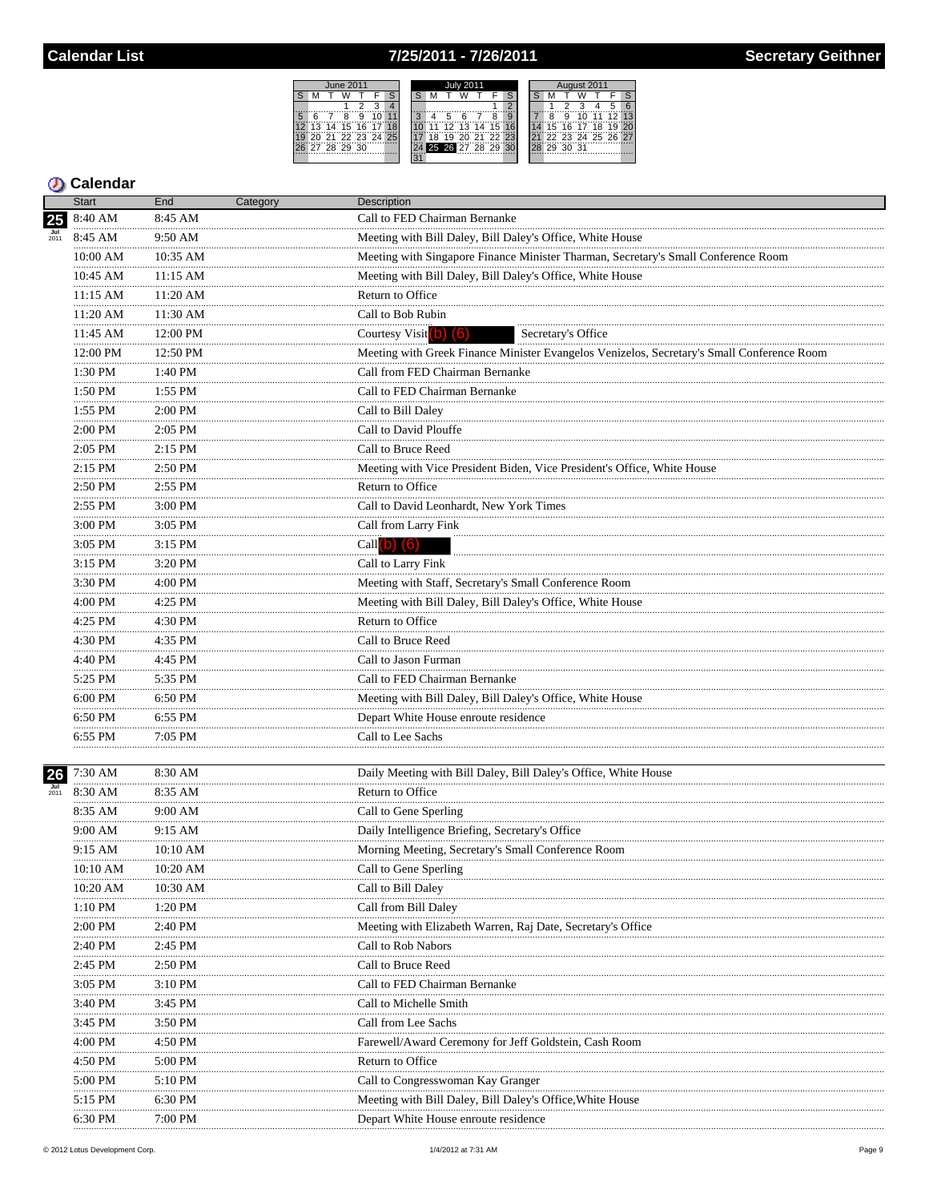# Calendar List — 7/25/2011 - 7/26/2011 — Secretary Geithner

| June 2011 | | | | | | |
|---|---|---|---|---|---|---|
| S | M | T | W | T | F | S |
| | | | 1 | 2 | 3 | 4 |
| 5 | 6 | 7 | 8 | 9 | 10 | 11 |
| 12 | 13 | 14 | 15 | 16 | 17 | 18 |
| 19 | 20 | 21 | 22 | 23 | 24 | 25 |
| 26 | 27 | 28 | 29 | 30 | | |

| July 2011 | | | | | | |
|---|---|---|---|---|---|---|
| S | M | T | W | T | F | S |
| | | | | | 1 | 2 |
| 3 | 4 | 5 | 6 | 7 | 8 | 9 |
| 10 | 11 | 12 | 13 | 14 | 15 | 16 |
| 17 | 18 | 19 | 20 | 21 | 22 | 23 |
| 24 | 25 | 26 | 27 | 28 | 29 | 30 |
| 31 | | | | | | |

| August 2011 | | | | | | |
|---|---|---|---|---|---|---|
| S | M | T | W | T | F | S |
| | 1 | 2 | 3 | 4 | 5 | 6 |
| 7 | 8 | 9 | 10 | 11 | 12 | 13 |
| 14 | 15 | 16 | 17 | 18 | 19 | 20 |
| 21 | 22 | 23 | 24 | 25 | 26 | 27 |
| 28 | 29 | 30 | 31 | | | |

## Calendar

| | Start | End | Category | Description |
|---|---|---|---|---|
| 25 Jul 2011 | 8:40 AM | 8:45 AM | | Call to FED Chairman Bernanke |
| | 8:45 AM | 9:50 AM | | Meeting with Bill Daley, Bill Daley's Office, White House |
| | 10:00 AM | 10:35 AM | | Meeting with Singapore Finance Minister Tharman, Secretary's Small Conference Room |
| | 10:45 AM | 11:15 AM | | Meeting with Bill Daley, Bill Daley's Office, White House |
| | 11:15 AM | 11:20 AM | | Return to Office |
| | 11:20 AM | 11:30 AM | | Call to Bob Rubin |
| | 11:45 AM | 12:00 PM | | Courtesy Visit (b) (6) Secretary's Office |
| | 12:00 PM | 12:50 PM | | Meeting with Greek Finance Minister Evangelos Venizelos, Secretary's Small Conference Room |
| | 1:30 PM | 1:40 PM | | Call from FED Chairman Bernanke |
| | 1:50 PM | 1:55 PM | | Call to FED Chairman Bernanke |
| | 1:55 PM | 2:00 PM | | Call to Bill Daley |
| | 2:00 PM | 2:05 PM | | Call to David Plouffe |
| | 2:05 PM | 2:15 PM | | Call to Bruce Reed |
| | 2:15 PM | 2:50 PM | | Meeting with Vice President Biden, Vice President's Office, White House |
| | 2:50 PM | 2:55 PM | | Return to Office |
| | 2:55 PM | 3:00 PM | | Call to David Leonhardt, New York Times |
| | 3:00 PM | 3:05 PM | | Call from Larry Fink |
| | 3:05 PM | 3:15 PM | | Call (b) (6) |
| | 3:15 PM | 3:20 PM | | Call to Larry Fink |
| | 3:30 PM | 4:00 PM | | Meeting with Staff, Secretary's Small Conference Room |
| | 4:00 PM | 4:25 PM | | Meeting with Bill Daley, Bill Daley's Office, White House |
| | 4:25 PM | 4:30 PM | | Return to Office |
| | 4:30 PM | 4:35 PM | | Call to Bruce Reed |
| | 4:40 PM | 4:45 PM | | Call to Jason Furman |
| | 5:25 PM | 5:35 PM | | Call to FED Chairman Bernanke |
| | 6:00 PM | 6:50 PM | | Meeting with Bill Daley, Bill Daley's Office, White House |
| | 6:50 PM | 6:55 PM | | Depart White House enroute residence |
| | 6:55 PM | 7:05 PM | | Call to Lee Sachs |
| 26 Jul 2011 | 7:30 AM | 8:30 AM | | Daily Meeting with Bill Daley, Bill Daley's Office, White House |
| | 8:30 AM | 8:35 AM | | Return to Office |
| | 8:35 AM | 9:00 AM | | Call to Gene Sperling |
| | 9:00 AM | 9:15 AM | | Daily Intelligence Briefing, Secretary's Office |
| | 9:15 AM | 10:10 AM | | Morning Meeting, Secretary's Small Conference Room |
| | 10:10 AM | 10:20 AM | | Call to Gene Sperling |
| | 10:20 AM | 10:30 AM | | Call to Bill Daley |
| | 1:10 PM | 1:20 PM | | Call from Bill Daley |
| | 2:00 PM | 2:40 PM | | Meeting with Elizabeth Warren, Raj Date, Secretary's Office |
| | 2:40 PM | 2:45 PM | | Call to Rob Nabors |
| | 2:45 PM | 2:50 PM | | Call to Bruce Reed |
| | 3:05 PM | 3:10 PM | | Call to FED Chairman Bernanke |
| | 3:40 PM | 3:45 PM | | Call to Michelle Smith |
| | 3:45 PM | 3:50 PM | | Call from Lee Sachs |
| | 4:00 PM | 4:50 PM | | Farewell/Award Ceremony for Jeff Goldstein, Cash Room |
| | 4:50 PM | 5:00 PM | | Return to Office |
| | 5:00 PM | 5:10 PM | | Call to Congresswoman Kay Granger |
| | 5:15 PM | 6:30 PM | | Meeting with Bill Daley, Bill Daley's Office,White House |
| | 6:30 PM | 7:00 PM | | Depart White House enroute residence |

© 2012 Lotus Development Corp. 1/4/2012 at 7:31 AM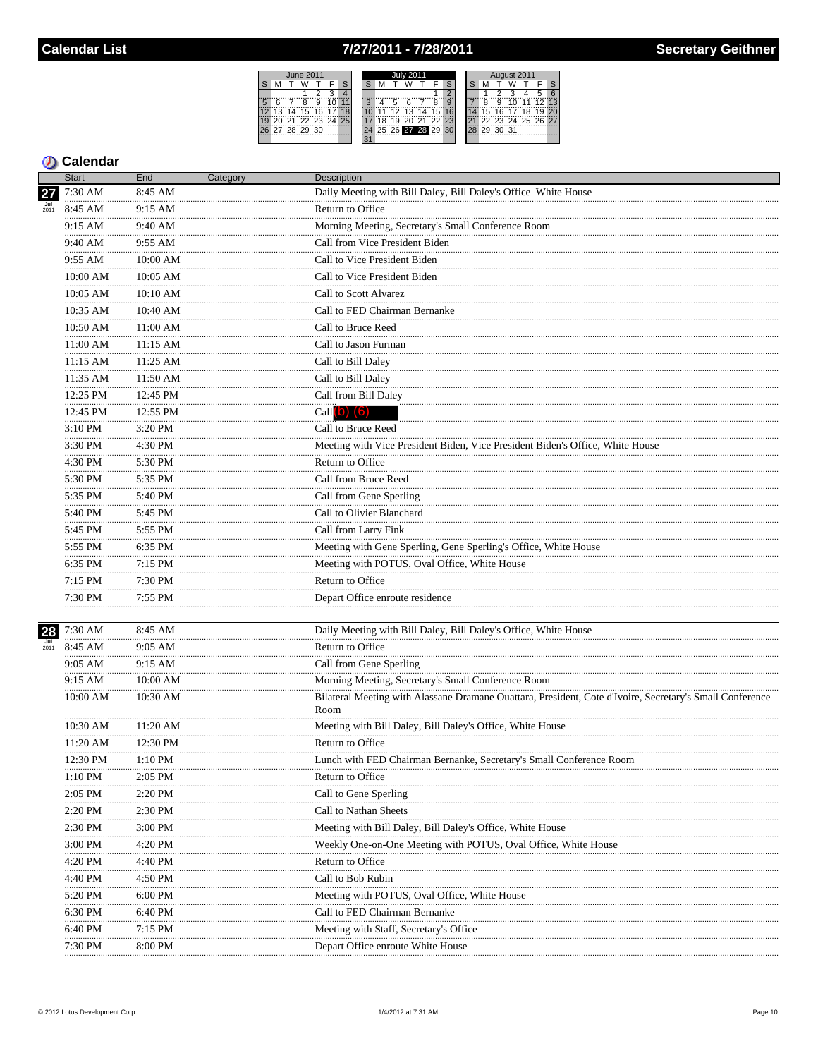# Calendar List

**7/27/2011 - 7/28/2011**

**Secretary Geithner**

| June 2011 | | | | | | |
|---|---|---|---|---|---|---|
| S | M | T | W | T | F | S |
| | | | 1 | 2 | 3 | 4 |
| 5 | 6 | 7 | 8 | 9 | 10 | 11 |
| 12 | 13 | 14 | 15 | 16 | 17 | 18 |
| 19 | 20 | 21 | 22 | 23 | 24 | 25 |
| 26 | 27 | 28 | 29 | 30 | | |

| July 2011 | | | | | | |
|---|---|---|---|---|---|---|
| S | M | T | W | T | F | S |
| | | | | | 1 | 2 |
| 3 | 4 | 5 | 6 | 7 | 8 | 9 |
| 10 | 11 | 12 | 13 | 14 | 15 | 16 |
| 17 | 18 | 19 | 20 | 21 | 22 | 23 |
| 24 | 25 | 26 | 27 | 28 | 29 | 30 |
| 31 | | | | | | |

| August 2011 | | | | | | |
|---|---|---|---|---|---|---|
| S | M | T | W | T | F | S |
| | 1 | 2 | 3 | 4 | 5 | 6 |
| 7 | 8 | 9 | 10 | 11 | 12 | 13 |
| 14 | 15 | 16 | 17 | 18 | 19 | 20 |
| 21 | 22 | 23 | 24 | 25 | 26 | 27 |
| 28 | 29 | 30 | 31 | | | |

## Calendar

| Date | Start | End | Category | Description |
|---|---|---|---|---|
| 27 Jul 2011 | 7:30 AM | 8:45 AM | | Daily Meeting with Bill Daley, Bill Daley's Office White House |
| | 8:45 AM | 9:15 AM | | Return to Office |
| | 9:15 AM | 9:40 AM | | Morning Meeting, Secretary's Small Conference Room |
| | 9:40 AM | 9:55 AM | | Call from Vice President Biden |
| | 9:55 AM | 10:00 AM | | Call to Vice President Biden |
| | 10:00 AM | 10:05 AM | | Call to Vice President Biden |
| | 10:05 AM | 10:10 AM | | Call to Scott Alvarez |
| | 10:35 AM | 10:40 AM | | Call to FED Chairman Bernanke |
| | 10:50 AM | 11:00 AM | | Call to Bruce Reed |
| | 11:00 AM | 11:15 AM | | Call to Jason Furman |
| | 11:15 AM | 11:25 AM | | Call to Bill Daley |
| | 11:35 AM | 11:50 AM | | Call to Bill Daley |
| | 12:25 PM | 12:45 PM | | Call from Bill Daley |
| | 12:45 PM | 12:55 PM | | Call (b) (6) |
| | 3:10 PM | 3:20 PM | | Call to Bruce Reed |
| | 3:30 PM | 4:30 PM | | Meeting with Vice President Biden, Vice President Biden's Office, White House |
| | 4:30 PM | 5:30 PM | | Return to Office |
| | 5:30 PM | 5:35 PM | | Call from Bruce Reed |
| | 5:35 PM | 5:40 PM | | Call from Gene Sperling |
| | 5:40 PM | 5:45 PM | | Call to Olivier Blanchard |
| | 5:45 PM | 5:55 PM | | Call from Larry Fink |
| | 5:55 PM | 6:35 PM | | Meeting with Gene Sperling, Gene Sperling's Office, White House |
| | 6:35 PM | 7:15 PM | | Meeting with POTUS, Oval Office, White House |
| | 7:15 PM | 7:30 PM | | Return to Office |
| | 7:30 PM | 7:55 PM | | Depart Office enroute residence |
| 28 Jul 2011 | 7:30 AM | 8:45 AM | | Daily Meeting with Bill Daley, Bill Daley's Office, White House |
| | 8:45 AM | 9:05 AM | | Return to Office |
| | 9:05 AM | 9:15 AM | | Call from Gene Sperling |
| | 9:15 AM | 10:00 AM | | Morning Meeting, Secretary's Small Conference Room |
| | 10:00 AM | 10:30 AM | | Bilateral Meeting with Alassane Dramane Ouattara, President, Cote d'Ivoire, Secretary's Small Conference Room |
| | 10:30 AM | 11:20 AM | | Meeting with Bill Daley, Bill Daley's Office, White House |
| | 11:20 AM | 12:30 PM | | Return to Office |
| | 12:30 PM | 1:10 PM | | Lunch with FED Chairman Bernanke, Secretary's Small Conference Room |
| | 1:10 PM | 2:05 PM | | Return to Office |
| | 2:05 PM | 2:20 PM | | Call to Gene Sperling |
| | 2:20 PM | 2:30 PM | | Call to Nathan Sheets |
| | 2:30 PM | 3:00 PM | | Meeting with Bill Daley, Bill Daley's Office, White House |
| | 3:00 PM | 4:20 PM | | Weekly One-on-One Meeting with POTUS, Oval Office, White House |
| | 4:20 PM | 4:40 PM | | Return to Office |
| | 4:40 PM | 4:50 PM | | Call to Bob Rubin |
| | 5:20 PM | 6:00 PM | | Meeting with POTUS, Oval Office, White House |
| | 6:30 PM | 6:40 PM | | Call to FED Chairman Bernanke |
| | 6:40 PM | 7:15 PM | | Meeting with Staff, Secretary's Office |
| | 7:30 PM | 8:00 PM | | Depart Office enroute White House |

© 2012 Lotus Development Corp. 1/4/2012 at 7:31 AM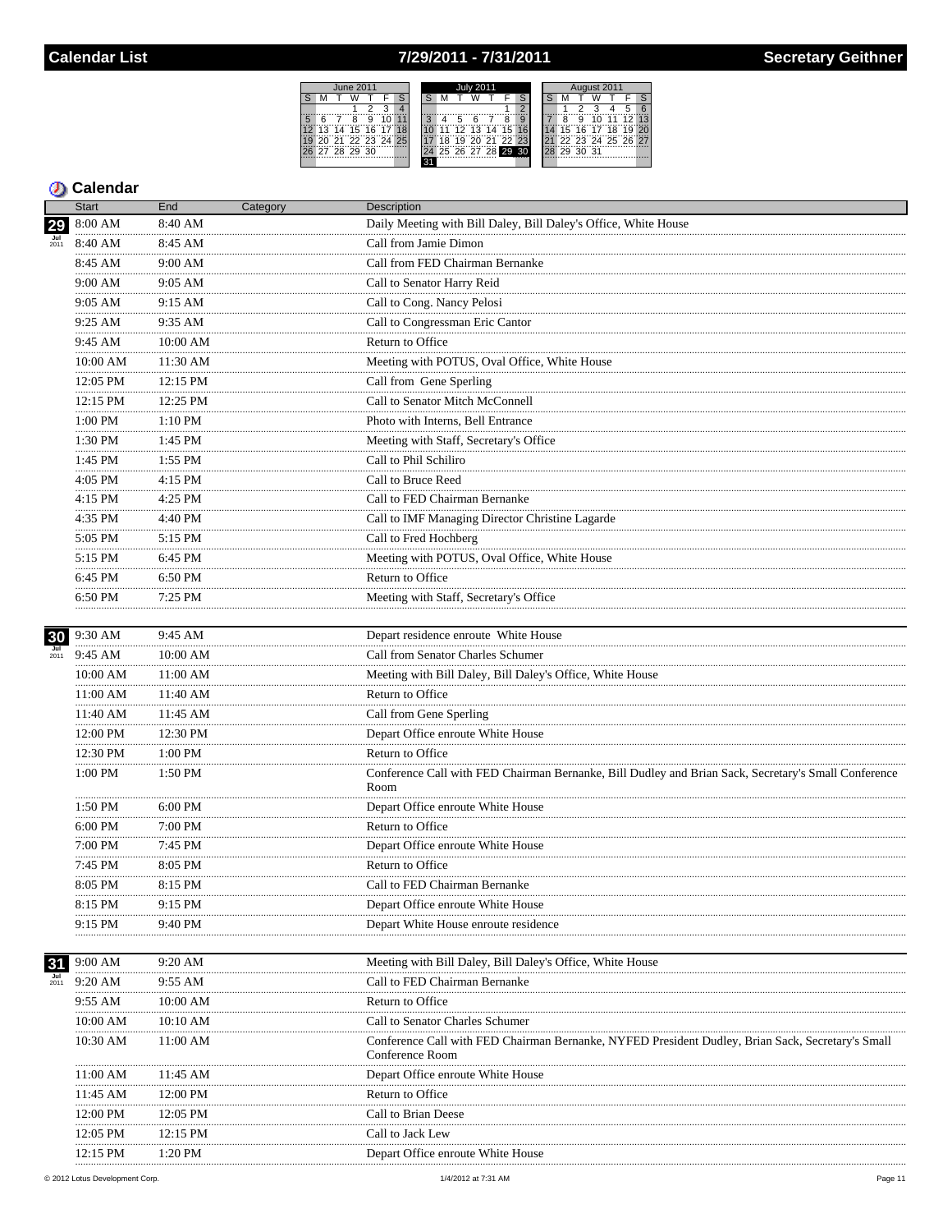## Calendar List — 7/29/2011 - 7/31/2011 — Secretary Geithner

### Calendar

| | Start | End | Category | Description |
|---|---|---|---|---|
| 29 Jul 2011 | 8:00 AM | 8:40 AM | | Daily Meeting with Bill Daley, Bill Daley's Office, White House |
| | 8:40 AM | 8:45 AM | | Call from Jamie Dimon |
| | 8:45 AM | 9:00 AM | | Call from FED Chairman Bernanke |
| | 9:00 AM | 9:05 AM | | Call to Senator Harry Reid |
| | 9:05 AM | 9:15 AM | | Call to Cong. Nancy Pelosi |
| | 9:25 AM | 9:35 AM | | Call to Congressman Eric Cantor |
| | 9:45 AM | 10:00 AM | | Return to Office |
| | 10:00 AM | 11:30 AM | | Meeting with POTUS, Oval Office, White House |
| | 12:05 PM | 12:15 PM | | Call from Gene Sperling |
| | 12:15 PM | 12:25 PM | | Call to Senator Mitch McConnell |
| | 1:00 PM | 1:10 PM | | Photo with Interns, Bell Entrance |
| | 1:30 PM | 1:45 PM | | Meeting with Staff, Secretary's Office |
| | 1:45 PM | 1:55 PM | | Call to Phil Schiliro |
| | 4:05 PM | 4:15 PM | | Call to Bruce Reed |
| | 4:15 PM | 4:25 PM | | Call to FED Chairman Bernanke |
| | 4:35 PM | 4:40 PM | | Call to IMF Managing Director Christine Lagarde |
| | 5:05 PM | 5:15 PM | | Call to Fred Hochberg |
| | 5:15 PM | 6:45 PM | | Meeting with POTUS, Oval Office, White House |
| | 6:45 PM | 6:50 PM | | Return to Office |
| | 6:50 PM | 7:25 PM | | Meeting with Staff, Secretary's Office |
| 30 Jul 2011 | 9:30 AM | 9:45 AM | | Depart residence enroute White House |
| | 9:45 AM | 10:00 AM | | Call from Senator Charles Schumer |
| | 10:00 AM | 11:00 AM | | Meeting with Bill Daley, Bill Daley's Office, White House |
| | 11:00 AM | 11:40 AM | | Return to Office |
| | 11:40 AM | 11:45 AM | | Call from Gene Sperling |
| | 12:00 PM | 12:30 PM | | Depart Office enroute White House |
| | 12:30 PM | 1:00 PM | | Return to Office |
| | 1:00 PM | 1:50 PM | | Conference Call with FED Chairman Bernanke, Bill Dudley and Brian Sack, Secretary's Small Conference Room |
| | 1:50 PM | 6:00 PM | | Depart Office enroute White House |
| | 6:00 PM | 7:00 PM | | Return to Office |
| | 7:00 PM | 7:45 PM | | Depart Office enroute White House |
| | 7:45 PM | 8:05 PM | | Return to Office |
| | 8:05 PM | 8:15 PM | | Call to FED Chairman Bernanke |
| | 8:15 PM | 9:15 PM | | Depart Office enroute White House |
| | 9:15 PM | 9:40 PM | | Depart White House enroute residence |
| 31 Jul 2011 | 9:00 AM | 9:20 AM | | Meeting with Bill Daley, Bill Daley's Office, White House |
| | 9:20 AM | 9:55 AM | | Call to FED Chairman Bernanke |
| | 9:55 AM | 10:00 AM | | Return to Office |
| | 10:00 AM | 10:10 AM | | Call to Senator Charles Schumer |
| | 10:30 AM | 11:00 AM | | Conference Call with FED Chairman Bernanke, NYFED President Dudley, Brian Sack, Secretary's Small Conference Room |
| | 11:00 AM | 11:45 AM | | Depart Office enroute White House |
| | 11:45 AM | 12:00 PM | | Return to Office |
| | 12:00 PM | 12:05 PM | | Call to Brian Deese |
| | 12:05 PM | 12:15 PM | | Call to Jack Lew |
| | 12:15 PM | 1:20 PM | | Depart Office enroute White House |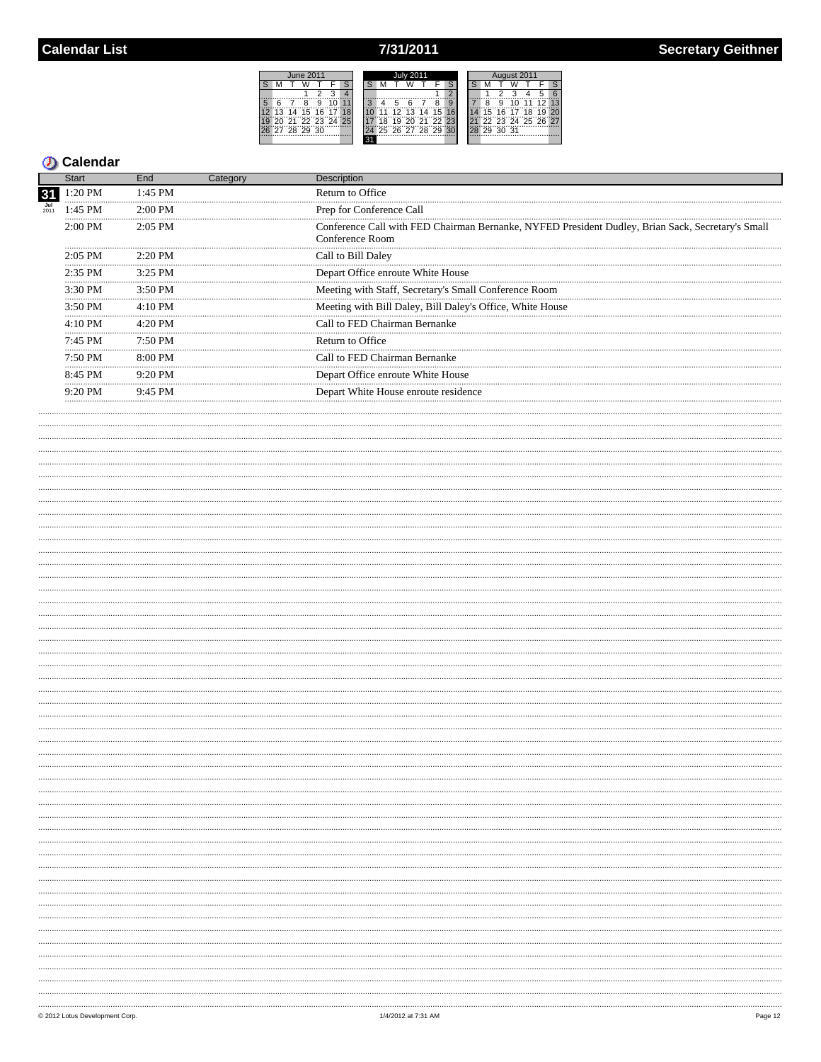# Calendar List — 7/31/2011 — Secretary Geithner

## Calendar

| Start | End | Category | Description |
|---|---|---|---|
| 1:20 PM | 1:45 PM | | Return to Office |
| 1:45 PM | 2:00 PM | | Prep for Conference Call |
| 2:00 PM | 2:05 PM | | Conference Call with FED Chairman Bernanke, NYFED President Dudley, Brian Sack, Secretary's Small Conference Room |
| 2:05 PM | 2:20 PM | | Call to Bill Daley |
| 2:35 PM | 3:25 PM | | Depart Office enroute White House |
| 3:30 PM | 3:50 PM | | Meeting with Staff, Secretary's Small Conference Room |
| 3:50 PM | 4:10 PM | | Meeting with Bill Daley, Bill Daley's Office, White House |
| 4:10 PM | 4:20 PM | | Call to FED Chairman Bernanke |
| 7:45 PM | 7:50 PM | | Return to Office |
| 7:50 PM | 8:00 PM | | Call to FED Chairman Bernanke |
| 8:45 PM | 9:20 PM | | Depart Office enroute White House |
| 9:20 PM | 9:45 PM | | Depart White House enroute residence |

© 2012 Lotus Development Corp. 1/4/2012 at 7:31 AM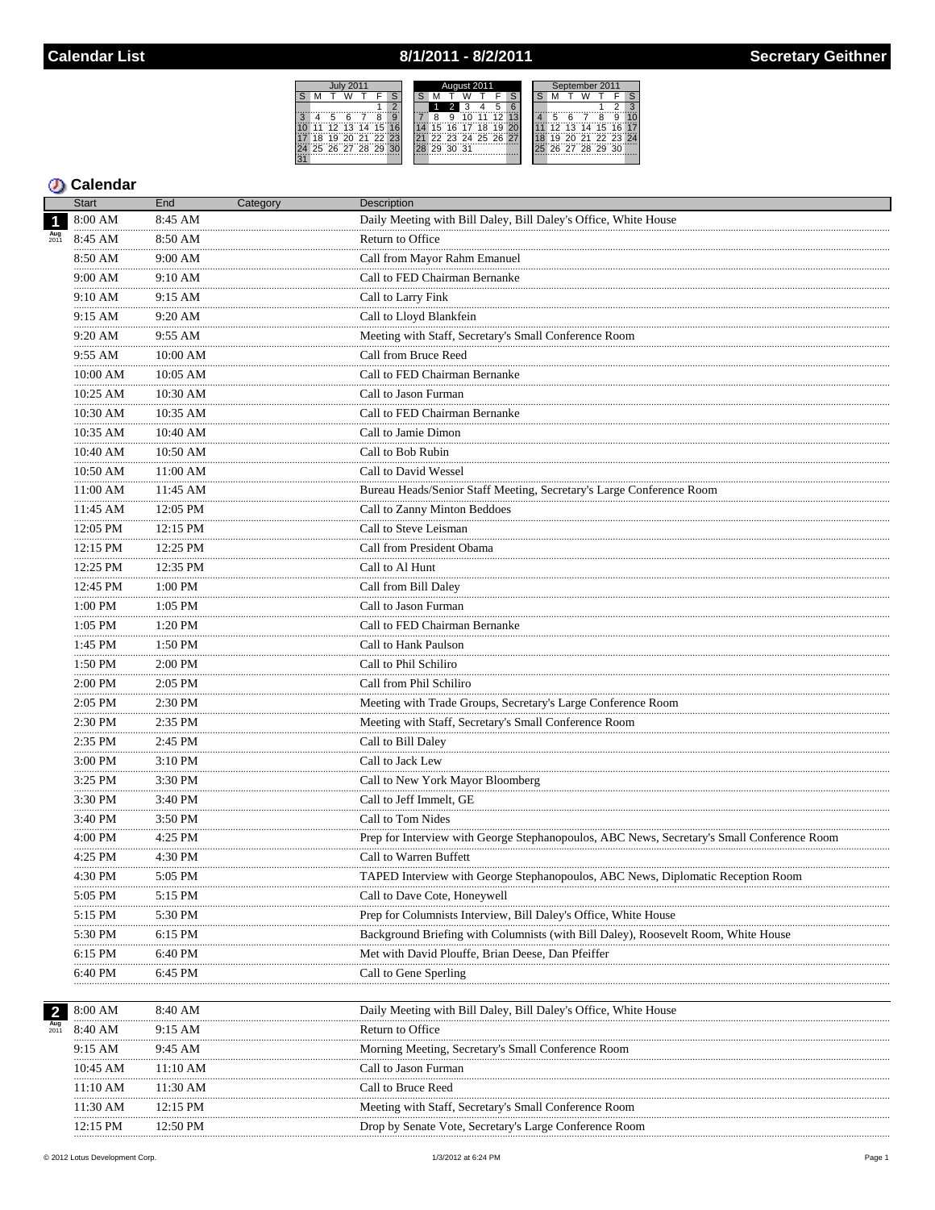# Calendar List

## 8/1/2011 - 8/2/2011

## Secretary Geithner

| July 2011 | | | | | | |
|---|---|---|---|---|---|---|
| S | M | T | W | T | F | S |
| | | | | | 1 | 2 |
| 3 | 4 | 5 | 6 | 7 | 8 | 9 |
| 10 | 11 | 12 | 13 | 14 | 15 | 16 |
| 17 | 18 | 19 | 20 | 21 | 22 | 23 |
| 24 | 25 | 26 | 27 | 28 | 29 | 30 |
| 31 | | | | | | |

| August 2011 | | | | | | |
|---|---|---|---|---|---|---|
| S | M | T | W | T | F | S |
| | 1 | 2 | 3 | 4 | 5 | 6 |
| 7 | 8 | 9 | 10 | 11 | 12 | 13 |
| 14 | 15 | 16 | 17 | 18 | 19 | 20 |
| 21 | 22 | 23 | 24 | 25 | 26 | 27 |
| 28 | 29 | 30 | 31 | | | |

| September 2011 | | | | | | |
|---|---|---|---|---|---|---|
| S | M | T | W | T | F | S |
| | | | | 1 | 2 | 3 |
| 4 | 5 | 6 | 7 | 8 | 9 | 10 |
| 11 | 12 | 13 | 14 | 15 | 16 | 17 |
| 18 | 19 | 20 | 21 | 22 | 23 | 24 |
| 25 | 26 | 27 | 28 | 29 | 30 | |

### Calendar

| | Start | End | Category | Description |
|---|---|---|---|---|
| 1 Aug 2011 | 8:00 AM | 8:45 AM | | Daily Meeting with Bill Daley, Bill Daley's Office, White House |
| | 8:45 AM | 8:50 AM | | Return to Office |
| | 8:50 AM | 9:00 AM | | Call from Mayor Rahm Emanuel |
| | 9:00 AM | 9:10 AM | | Call to FED Chairman Bernanke |
| | 9:10 AM | 9:15 AM | | Call to Larry Fink |
| | 9:15 AM | 9:20 AM | | Call to Lloyd Blankfein |
| | 9:20 AM | 9:55 AM | | Meeting with Staff, Secretary's Small Conference Room |
| | 9:55 AM | 10:00 AM | | Call from Bruce Reed |
| | 10:00 AM | 10:05 AM | | Call to FED Chairman Bernanke |
| | 10:25 AM | 10:30 AM | | Call to Jason Furman |
| | 10:30 AM | 10:35 AM | | Call to FED Chairman Bernanke |
| | 10:35 AM | 10:40 AM | | Call to Jamie Dimon |
| | 10:40 AM | 10:50 AM | | Call to Bob Rubin |
| | 10:50 AM | 11:00 AM | | Call to David Wessel |
| | 11:00 AM | 11:45 AM | | Bureau Heads/Senior Staff Meeting, Secretary's Large Conference Room |
| | 11:45 AM | 12:05 PM | | Call to Zanny Minton Beddoes |
| | 12:05 PM | 12:15 PM | | Call to Steve Leisman |
| | 12:15 PM | 12:25 PM | | Call from President Obama |
| | 12:25 PM | 12:35 PM | | Call to Al Hunt |
| | 12:45 PM | 1:00 PM | | Call from Bill Daley |
| | 1:00 PM | 1:05 PM | | Call to Jason Furman |
| | 1:05 PM | 1:20 PM | | Call to FED Chairman Bernanke |
| | 1:45 PM | 1:50 PM | | Call to Hank Paulson |
| | 1:50 PM | 2:00 PM | | Call to Phil Schiliro |
| | 2:00 PM | 2:05 PM | | Call from Phil Schiliro |
| | 2:05 PM | 2:30 PM | | Meeting with Trade Groups, Secretary's Large Conference Room |
| | 2:30 PM | 2:35 PM | | Meeting with Staff, Secretary's Small Conference Room |
| | 2:35 PM | 2:45 PM | | Call to Bill Daley |
| | 3:00 PM | 3:10 PM | | Call to Jack Lew |
| | 3:25 PM | 3:30 PM | | Call to New York Mayor Bloomberg |
| | 3:30 PM | 3:40 PM | | Call to Jeff Immelt, GE |
| | 3:40 PM | 3:50 PM | | Call to Tom Nides |
| | 4:00 PM | 4:25 PM | | Prep for Interview with George Stephanopoulos, ABC News, Secretary's Small Conference Room |
| | 4:25 PM | 4:30 PM | | Call to Warren Buffett |
| | 4:30 PM | 5:05 PM | | TAPED Interview with George Stephanopoulos, ABC News, Diplomatic Reception Room |
| | 5:05 PM | 5:15 PM | | Call to Dave Cote, Honeywell |
| | 5:15 PM | 5:30 PM | | Prep for Columnists Interview, Bill Daley's Office, White House |
| | 5:30 PM | 6:15 PM | | Background Briefing with Columnists (with Bill Daley), Roosevelt Room, White House |
| | 6:15 PM | 6:40 PM | | Met with David Plouffe, Brian Deese, Dan Pfeiffer |
| | 6:40 PM | 6:45 PM | | Call to Gene Sperling |
| 2 Aug 2011 | 8:00 AM | 8:40 AM | | Daily Meeting with Bill Daley, Bill Daley's Office, White House |
| | 8:40 AM | 9:15 AM | | Return to Office |
| | 9:15 AM | 9:45 AM | | Morning Meeting, Secretary's Small Conference Room |
| | 10:45 AM | 11:10 AM | | Call to Jason Furman |
| | 11:10 AM | 11:30 AM | | Call to Bruce Reed |
| | 11:30 AM | 12:15 PM | | Meeting with Staff, Secretary's Small Conference Room |
| | 12:15 PM | 12:50 PM | | Drop by Senate Vote, Secretary's Large Conference Room |

© 2012 Lotus Development Corp. 1/3/2012 at 6:24 PM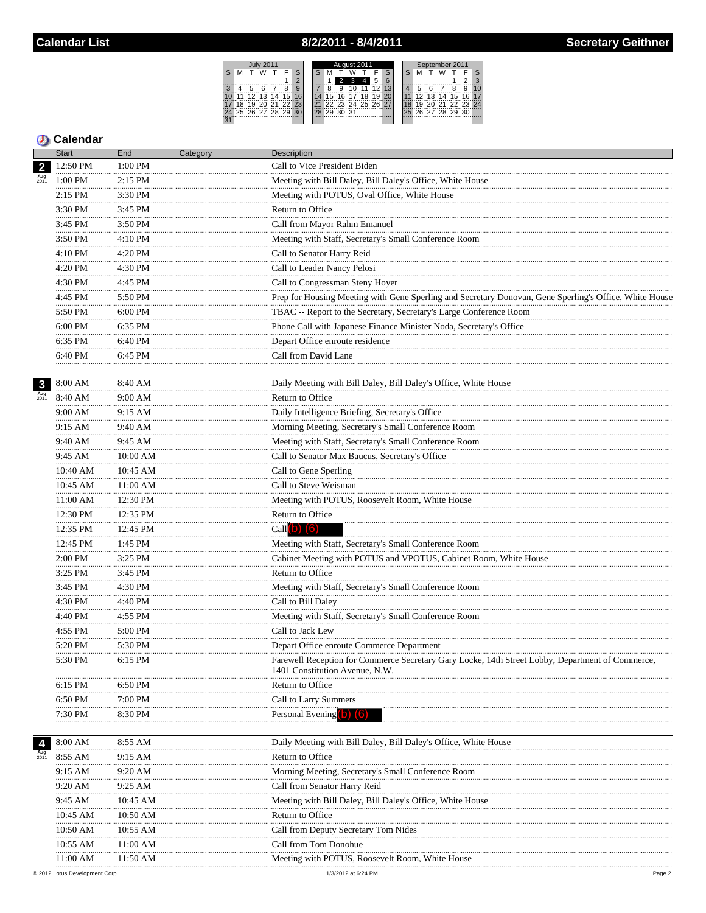## Calendar List — 8/2/2011 - 8/4/2011 — Secretary Geithner

### Calendar

| | Start | End | Category | Description |
|---|---|---|---|---|
| 2 Aug 2011 | 12:50 PM | 1:00 PM | | Call to Vice President Biden |
| | 1:00 PM | 2:15 PM | | Meeting with Bill Daley, Bill Daley's Office, White House |
| | 2:15 PM | 3:30 PM | | Meeting with POTUS, Oval Office, White House |
| | 3:30 PM | 3:45 PM | | Return to Office |
| | 3:45 PM | 3:50 PM | | Call from Mayor Rahm Emanuel |
| | 3:50 PM | 4:10 PM | | Meeting with Staff, Secretary's Small Conference Room |
| | 4:10 PM | 4:20 PM | | Call to Senator Harry Reid |
| | 4:20 PM | 4:30 PM | | Call to Leader Nancy Pelosi |
| | 4:30 PM | 4:45 PM | | Call to Congressman Steny Hoyer |
| | 4:45 PM | 5:50 PM | | Prep for Housing Meeting with Gene Sperling and Secretary Donovan, Gene Sperling's Office, White House |
| | 5:50 PM | 6:00 PM | | TBAC -- Report to the Secretary, Secretary's Large Conference Room |
| | 6:00 PM | 6:35 PM | | Phone Call with Japanese Finance Minister Noda, Secretary's Office |
| | 6:35 PM | 6:40 PM | | Depart Office enroute residence |
| | 6:40 PM | 6:45 PM | | Call from David Lane |
| 3 Aug 2011 | 8:00 AM | 8:40 AM | | Daily Meeting with Bill Daley, Bill Daley's Office, White House |
| | 8:40 AM | 9:00 AM | | Return to Office |
| | 9:00 AM | 9:15 AM | | Daily Intelligence Briefing, Secretary's Office |
| | 9:15 AM | 9:40 AM | | Morning Meeting, Secretary's Small Conference Room |
| | 9:40 AM | 9:45 AM | | Meeting with Staff, Secretary's Small Conference Room |
| | 9:45 AM | 10:00 AM | | Call to Senator Max Baucus, Secretary's Office |
| | 10:40 AM | 10:45 AM | | Call to Gene Sperling |
| | 10:45 AM | 11:00 AM | | Call to Steve Weisman |
| | 11:00 AM | 12:30 PM | | Meeting with POTUS, Roosevelt Room, White House |
| | 12:30 PM | 12:35 PM | | Return to Office |
| | 12:35 PM | 12:45 PM | | Call (b) (6) |
| | 12:45 PM | 1:45 PM | | Meeting with Staff, Secretary's Small Conference Room |
| | 2:00 PM | 3:25 PM | | Cabinet Meeting with POTUS and VPOTUS, Cabinet Room, White House |
| | 3:25 PM | 3:45 PM | | Return to Office |
| | 3:45 PM | 4:30 PM | | Meeting with Staff, Secretary's Small Conference Room |
| | 4:30 PM | 4:40 PM | | Call to Bill Daley |
| | 4:40 PM | 4:55 PM | | Meeting with Staff, Secretary's Small Conference Room |
| | 4:55 PM | 5:00 PM | | Call to Jack Lew |
| | 5:20 PM | 5:30 PM | | Depart Office enroute Commerce Department |
| | 5:30 PM | 6:15 PM | | Farewell Reception for Commerce Secretary Gary Locke, 14th Street Lobby, Department of Commerce, 1401 Constitution Avenue, N.W. |
| | 6:15 PM | 6:50 PM | | Return to Office |
| | 6:50 PM | 7:00 PM | | Call to Larry Summers |
| | 7:30 PM | 8:30 PM | | Personal Evening (b) (6) |
| 4 Aug 2011 | 8:00 AM | 8:55 AM | | Daily Meeting with Bill Daley, Bill Daley's Office, White House |
| | 8:55 AM | 9:15 AM | | Return to Office |
| | 9:15 AM | 9:20 AM | | Morning Meeting, Secretary's Small Conference Room |
| | 9:20 AM | 9:25 AM | | Call from Senator Harry Reid |
| | 9:45 AM | 10:45 AM | | Meeting with Bill Daley, Bill Daley's Office, White House |
| | 10:45 AM | 10:50 AM | | Return to Office |
| | 10:50 AM | 10:55 AM | | Call from Deputy Secretary Tom Nides |
| | 10:55 AM | 11:00 AM | | Call from Tom Donohue |
| | 11:00 AM | 11:50 AM | | Meeting with POTUS, Roosevelt Room, White House |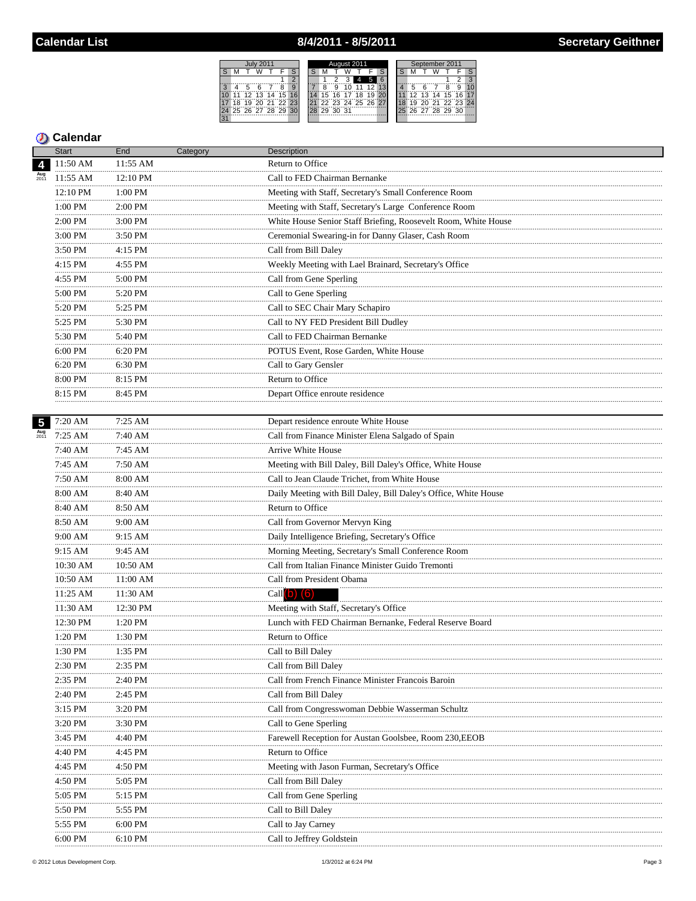# Calendar List — 8/4/2011 - 8/5/2011 — Secretary Geithner

| July 2011 | | | | | | |
|---|---|---|---|---|---|---|
| S | M | T | W | T | F | S |
| | | | | | 1 | 2 |
| 3 | 4 | 5 | 6 | 7 | 8 | 9 |
| 10 | 11 | 12 | 13 | 14 | 15 | 16 |
| 17 | 18 | 19 | 20 | 21 | 22 | 23 |
| 24 | 25 | 26 | 27 | 28 | 29 | 30 |
| 31 | | | | | | |

| August 2011 | | | | | | |
|---|---|---|---|---|---|---|
| S | M | T | W | T | F | S |
| | 1 | 2 | 3 | 4 | 5 | 6 |
| 7 | 8 | 9 | 10 | 11 | 12 | 13 |
| 14 | 15 | 16 | 17 | 18 | 19 | 20 |
| 21 | 22 | 23 | 24 | 25 | 26 | 27 |
| 28 | 29 | 30 | 31 | | | |

| September 2011 | | | | | | |
|---|---|---|---|---|---|---|
| S | M | T | W | T | F | S |
| | | | | 1 | 2 | 3 |
| 4 | 5 | 6 | 7 | 8 | 9 | 10 |
| 11 | 12 | 13 | 14 | 15 | 16 | 17 |
| 18 | 19 | 20 | 21 | 22 | 23 | 24 |
| 25 | 26 | 27 | 28 | 29 | 30 | |

## Calendar

| Date | Start | End | Category | Description |
|---|---|---|---|---|
| 4 Aug 2011 | 11:50 AM | 11:55 AM | | Return to Office |
| | 11:55 AM | 12:10 PM | | Call to FED Chairman Bernanke |
| | 12:10 PM | 1:00 PM | | Meeting with Staff, Secretary's Small Conference Room |
| | 1:00 PM | 2:00 PM | | Meeting with Staff, Secretary's Large Conference Room |
| | 2:00 PM | 3:00 PM | | White House Senior Staff Briefing, Roosevelt Room, White House |
| | 3:00 PM | 3:50 PM | | Ceremonial Swearing-in for Danny Glaser, Cash Room |
| | 3:50 PM | 4:15 PM | | Call from Bill Daley |
| | 4:15 PM | 4:55 PM | | Weekly Meeting with Lael Brainard, Secretary's Office |
| | 4:55 PM | 5:00 PM | | Call from Gene Sperling |
| | 5:00 PM | 5:20 PM | | Call to Gene Sperling |
| | 5:20 PM | 5:25 PM | | Call to SEC Chair Mary Schapiro |
| | 5:25 PM | 5:30 PM | | Call to NY FED President Bill Dudley |
| | 5:30 PM | 5:40 PM | | Call to FED Chairman Bernanke |
| | 6:00 PM | 6:20 PM | | POTUS Event, Rose Garden, White House |
| | 6:20 PM | 6:30 PM | | Call to Gary Gensler |
| | 8:00 PM | 8:15 PM | | Return to Office |
| | 8:15 PM | 8:45 PM | | Depart Office enroute residence |
| 5 Aug 2011 | 7:20 AM | 7:25 AM | | Depart residence enroute White House |
| | 7:25 AM | 7:40 AM | | Call from Finance Minister Elena Salgado of Spain |
| | 7:40 AM | 7:45 AM | | Arrive White House |
| | 7:45 AM | 7:50 AM | | Meeting with Bill Daley, Bill Daley's Office, White House |
| | 7:50 AM | 8:00 AM | | Call to Jean Claude Trichet, from White House |
| | 8:00 AM | 8:40 AM | | Daily Meeting with Bill Daley, Bill Daley's Office, White House |
| | 8:40 AM | 8:50 AM | | Return to Office |
| | 8:50 AM | 9:00 AM | | Call from Governor Mervyn King |
| | 9:00 AM | 9:15 AM | | Daily Intelligence Briefing, Secretary's Office |
| | 9:15 AM | 9:45 AM | | Morning Meeting, Secretary's Small Conference Room |
| | 10:30 AM | 10:50 AM | | Call from Italian Finance Minister Guido Tremonti |
| | 10:50 AM | 11:00 AM | | Call from President Obama |
| | 11:25 AM | 11:30 AM | | Call (b) (6) |
| | 11:30 AM | 12:30 PM | | Meeting with Staff, Secretary's Office |
| | 12:30 PM | 1:20 PM | | Lunch with FED Chairman Bernanke, Federal Reserve Board |
| | 1:20 PM | 1:30 PM | | Return to Office |
| | 1:30 PM | 1:35 PM | | Call to Bill Daley |
| | 2:30 PM | 2:35 PM | | Call from Bill Daley |
| | 2:35 PM | 2:40 PM | | Call from French Finance Minister Francois Baroin |
| | 2:40 PM | 2:45 PM | | Call from Bill Daley |
| | 3:15 PM | 3:20 PM | | Call from Congresswoman Debbie Wasserman Schultz |
| | 3:20 PM | 3:30 PM | | Call to Gene Sperling |
| | 3:45 PM | 4:40 PM | | Farewell Reception for Austan Goolsbee, Room 230,EEOB |
| | 4:40 PM | 4:45 PM | | Return to Office |
| | 4:45 PM | 4:50 PM | | Meeting with Jason Furman, Secretary's Office |
| | 4:50 PM | 5:05 PM | | Call from Bill Daley |
| | 5:05 PM | 5:15 PM | | Call from Gene Sperling |
| | 5:50 PM | 5:55 PM | | Call to Bill Daley |
| | 5:55 PM | 6:00 PM | | Call to Jay Carney |
| | 6:00 PM | 6:10 PM | | Call to Jeffrey Goldstein |

© 2012 Lotus Development Corp. 1/3/2012 at 6:24 PM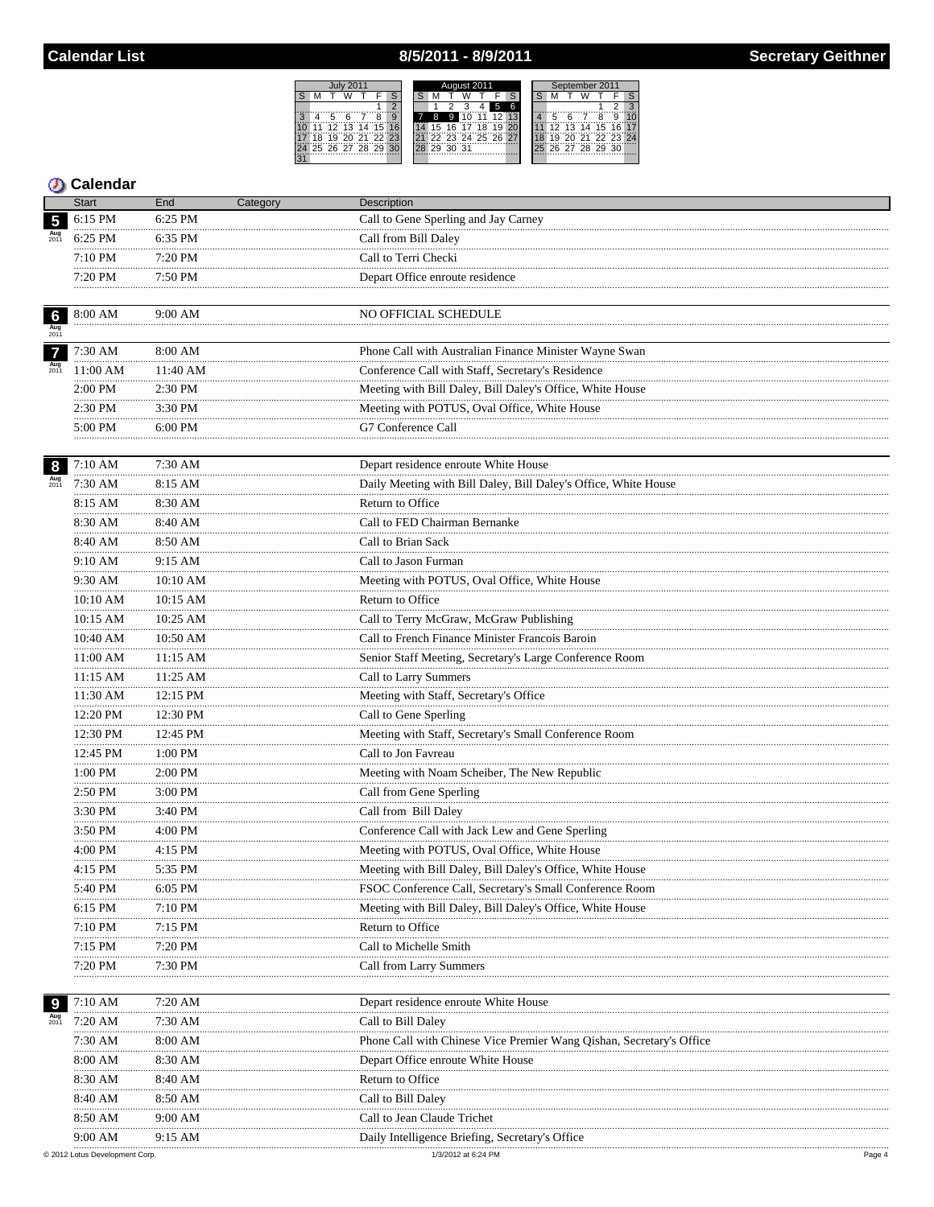# Calendar List

## 8/5/2011 - 8/9/2011

## Secretary Geithner

| July 2011 | | | | | | |
|---|---|---|---|---|---|---|
| S | M | T | W | T | F | S |
| | | | | | 1 | 2 |
| 3 | 4 | 5 | 6 | 7 | 8 | 9 |
| 10 | 11 | 12 | 13 | 14 | 15 | 16 |
| 17 | 18 | 19 | 20 | 21 | 22 | 23 |
| 24 | 25 | 26 | 27 | 28 | 29 | 30 |
| 31 | | | | | | |

| August 2011 | | | | | | |
|---|---|---|---|---|---|---|
| S | M | T | W | T | F | S |
| | 1 | 2 | 3 | 4 | 5 | 6 |
| 7 | 8 | 9 | 10 | 11 | 12 | 13 |
| 14 | 15 | 16 | 17 | 18 | 19 | 20 |
| 21 | 22 | 23 | 24 | 25 | 26 | 27 |
| 28 | 29 | 30 | 31 | | | |

| September 2011 | | | | | | |
|---|---|---|---|---|---|---|
| S | M | T | W | T | F | S |
| | | | | 1 | 2 | 3 |
| 4 | 5 | 6 | 7 | 8 | 9 | 10 |
| 11 | 12 | 13 | 14 | 15 | 16 | 17 |
| 18 | 19 | 20 | 21 | 22 | 23 | 24 |
| 25 | 26 | 27 | 28 | 29 | 30 | |

### Calendar

| Date | Start | End | Category | Description |
|---|---|---|---|---|
| 5 Aug 2011 | 6:15 PM | 6:25 PM | | Call to Gene Sperling and Jay Carney |
| | 6:25 PM | 6:35 PM | | Call from Bill Daley |
| | 7:10 PM | 7:20 PM | | Call to Terri Checki |
| | 7:20 PM | 7:50 PM | | Depart Office enroute residence |
| 6 Aug 2011 | 8:00 AM | 9:00 AM | | NO OFFICIAL SCHEDULE |
| 7 Aug 2011 | 7:30 AM | 8:00 AM | | Phone Call with Australian Finance Minister Wayne Swan |
| | 11:00 AM | 11:40 AM | | Conference Call with Staff, Secretary's Residence |
| | 2:00 PM | 2:30 PM | | Meeting with Bill Daley, Bill Daley's Office, White House |
| | 2:30 PM | 3:30 PM | | Meeting with POTUS, Oval Office, White House |
| | 5:00 PM | 6:00 PM | | G7 Conference Call |
| 8 Aug 2011 | 7:10 AM | 7:30 AM | | Depart residence enroute White House |
| | 7:30 AM | 8:15 AM | | Daily Meeting with Bill Daley, Bill Daley's Office, White House |
| | 8:15 AM | 8:30 AM | | Return to Office |
| | 8:30 AM | 8:40 AM | | Call to FED Chairman Bernanke |
| | 8:40 AM | 8:50 AM | | Call to Brian Sack |
| | 9:10 AM | 9:15 AM | | Call to Jason Furman |
| | 9:30 AM | 10:10 AM | | Meeting with POTUS, Oval Office, White House |
| | 10:10 AM | 10:15 AM | | Return to Office |
| | 10:15 AM | 10:25 AM | | Call to Terry McGraw, McGraw Publishing |
| | 10:40 AM | 10:50 AM | | Call to French Finance Minister Francois Baroin |
| | 11:00 AM | 11:15 AM | | Senior Staff Meeting, Secretary's Large Conference Room |
| | 11:15 AM | 11:25 AM | | Call to Larry Summers |
| | 11:30 AM | 12:15 PM | | Meeting with Staff, Secretary's Office |
| | 12:20 PM | 12:30 PM | | Call to Gene Sperling |
| | 12:30 PM | 12:45 PM | | Meeting with Staff, Secretary's Small Conference Room |
| | 12:45 PM | 1:00 PM | | Call to Jon Favreau |
| | 1:00 PM | 2:00 PM | | Meeting with Noam Scheiber, The New Republic |
| | 2:50 PM | 3:00 PM | | Call from Gene Sperling |
| | 3:30 PM | 3:40 PM | | Call from Bill Daley |
| | 3:50 PM | 4:00 PM | | Conference Call with Jack Lew and Gene Sperling |
| | 4:00 PM | 4:15 PM | | Meeting with POTUS, Oval Office, White House |
| | 4:15 PM | 5:35 PM | | Meeting with Bill Daley, Bill Daley's Office, White House |
| | 5:40 PM | 6:05 PM | | FSOC Conference Call, Secretary's Small Conference Room |
| | 6:15 PM | 7:10 PM | | Meeting with Bill Daley, Bill Daley's Office, White House |
| | 7:10 PM | 7:15 PM | | Return to Office |
| | 7:15 PM | 7:20 PM | | Call to Michelle Smith |
| | 7:20 PM | 7:30 PM | | Call from Larry Summers |
| 9 Aug 2011 | 7:10 AM | 7:20 AM | | Depart residence enroute White House |
| | 7:20 AM | 7:30 AM | | Call to Bill Daley |
| | 7:30 AM | 8:00 AM | | Phone Call with Chinese Vice Premier Wang Qishan, Secretary's Office |
| | 8:00 AM | 8:30 AM | | Depart Office enroute White House |
| | 8:30 AM | 8:40 AM | | Return to Office |
| | 8:40 AM | 8:50 AM | | Call to Bill Daley |
| | 8:50 AM | 9:00 AM | | Call to Jean Claude Trichet |
| | 9:00 AM | 9:15 AM | | Daily Intelligence Briefing, Secretary's Office |

© 2012 Lotus Development Corp. 1/3/2012 at 6:24 PM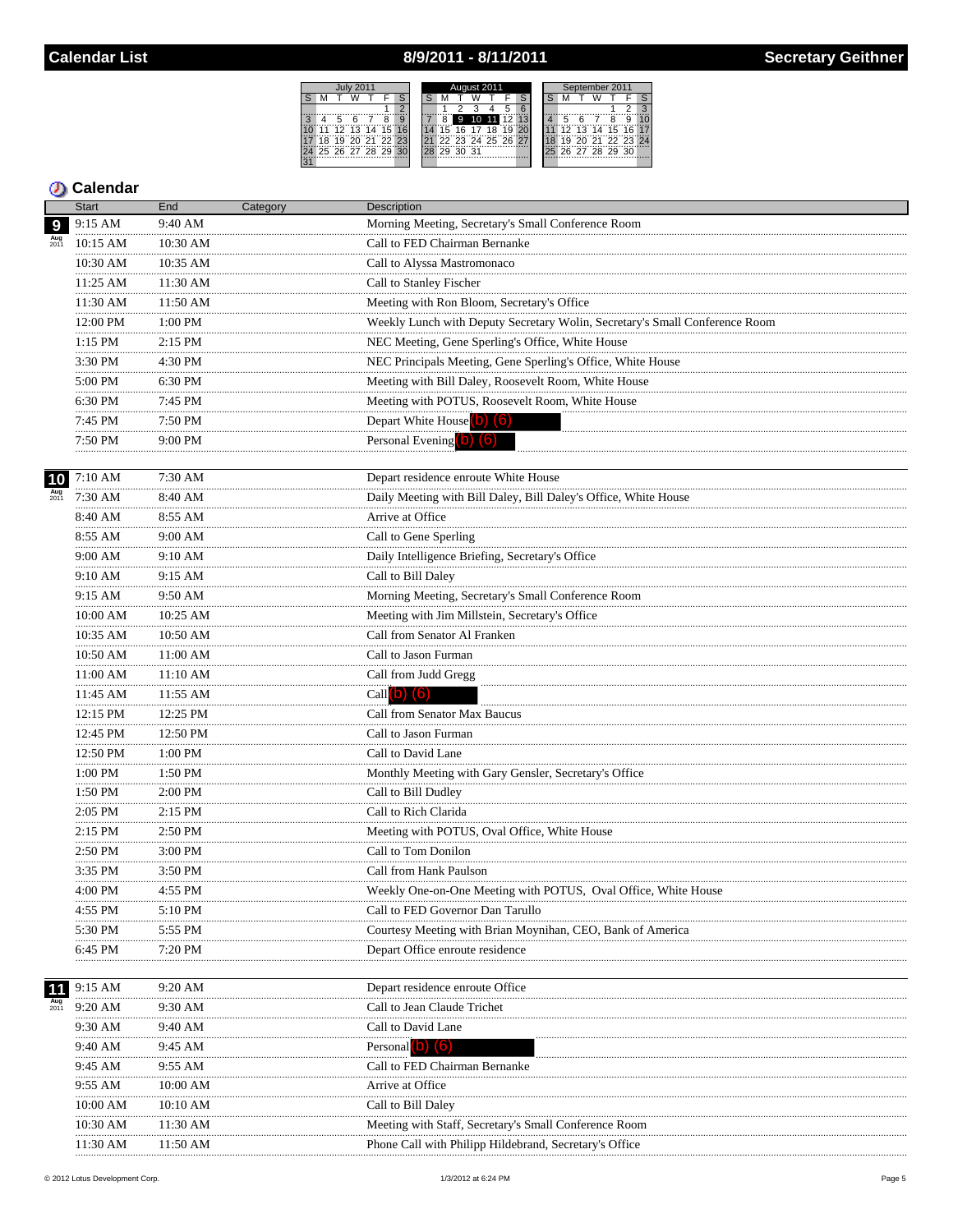# Calendar List — 8/9/2011 - 8/11/2011 — Secretary Geithner

## Calendar

| Date | Start | End | Category | Description |
|---|---|---|---|---|
| 9 Aug 2011 | 9:15 AM | 9:40 AM | | Morning Meeting, Secretary's Small Conference Room |
| | 10:15 AM | 10:30 AM | | Call to FED Chairman Bernanke |
| | 10:30 AM | 10:35 AM | | Call to Alyssa Mastromonaco |
| | 11:25 AM | 11:30 AM | | Call to Stanley Fischer |
| | 11:30 AM | 11:50 AM | | Meeting with Ron Bloom, Secretary's Office |
| | 12:00 PM | 1:00 PM | | Weekly Lunch with Deputy Secretary Wolin, Secretary's Small Conference Room |
| | 1:15 PM | 2:15 PM | | NEC Meeting, Gene Sperling's Office, White House |
| | 3:30 PM | 4:30 PM | | NEC Principals Meeting, Gene Sperling's Office, White House |
| | 5:00 PM | 6:30 PM | | Meeting with Bill Daley, Roosevelt Room, White House |
| | 6:30 PM | 7:45 PM | | Meeting with POTUS, Roosevelt Room, White House |
| | 7:45 PM | 7:50 PM | | Depart White House (b) (6) |
| | 7:50 PM | 9:00 PM | | Personal Evening (b) (6) |
| 10 Aug 2011 | 7:10 AM | 7:30 AM | | Depart residence enroute White House |
| | 7:30 AM | 8:40 AM | | Daily Meeting with Bill Daley, Bill Daley's Office, White House |
| | 8:40 AM | 8:55 AM | | Arrive at Office |
| | 8:55 AM | 9:00 AM | | Call to Gene Sperling |
| | 9:00 AM | 9:10 AM | | Daily Intelligence Briefing, Secretary's Office |
| | 9:10 AM | 9:15 AM | | Call to Bill Daley |
| | 9:15 AM | 9:50 AM | | Morning Meeting, Secretary's Small Conference Room |
| | 10:00 AM | 10:25 AM | | Meeting with Jim Millstein, Secretary's Office |
| | 10:35 AM | 10:50 AM | | Call from Senator Al Franken |
| | 10:50 AM | 11:00 AM | | Call to Jason Furman |
| | 11:00 AM | 11:10 AM | | Call from Judd Gregg |
| | 11:45 AM | 11:55 AM | | Call (b) (6) |
| | 12:15 PM | 12:25 PM | | Call from Senator Max Baucus |
| | 12:45 PM | 12:50 PM | | Call to Jason Furman |
| | 12:50 PM | 1:00 PM | | Call to David Lane |
| | 1:00 PM | 1:50 PM | | Monthly Meeting with Gary Gensler, Secretary's Office |
| | 1:50 PM | 2:00 PM | | Call to Bill Dudley |
| | 2:05 PM | 2:15 PM | | Call to Rich Clarida |
| | 2:15 PM | 2:50 PM | | Meeting with POTUS, Oval Office, White House |
| | 2:50 PM | 3:00 PM | | Call to Tom Donilon |
| | 3:35 PM | 3:50 PM | | Call from Hank Paulson |
| | 4:00 PM | 4:55 PM | | Weekly One-on-One Meeting with POTUS, Oval Office, White House |
| | 4:55 PM | 5:10 PM | | Call to FED Governor Dan Tarullo |
| | 5:30 PM | 5:55 PM | | Courtesy Meeting with Brian Moynihan, CEO, Bank of America |
| | 6:45 PM | 7:20 PM | | Depart Office enroute residence |
| 11 Aug 2011 | 9:15 AM | 9:20 AM | | Depart residence enroute Office |
| | 9:20 AM | 9:30 AM | | Call to Jean Claude Trichet |
| | 9:30 AM | 9:40 AM | | Call to David Lane |
| | 9:40 AM | 9:45 AM | | Personal (b) (6) |
| | 9:45 AM | 9:55 AM | | Call to FED Chairman Bernanke |
| | 9:55 AM | 10:00 AM | | Arrive at Office |
| | 10:00 AM | 10:10 AM | | Call to Bill Daley |
| | 10:30 AM | 11:30 AM | | Meeting with Staff, Secretary's Small Conference Room |
| | 11:30 AM | 11:50 AM | | Phone Call with Philipp Hildebrand, Secretary's Office |

© 2012 Lotus Development Corp. 1/3/2012 at 6:24 PM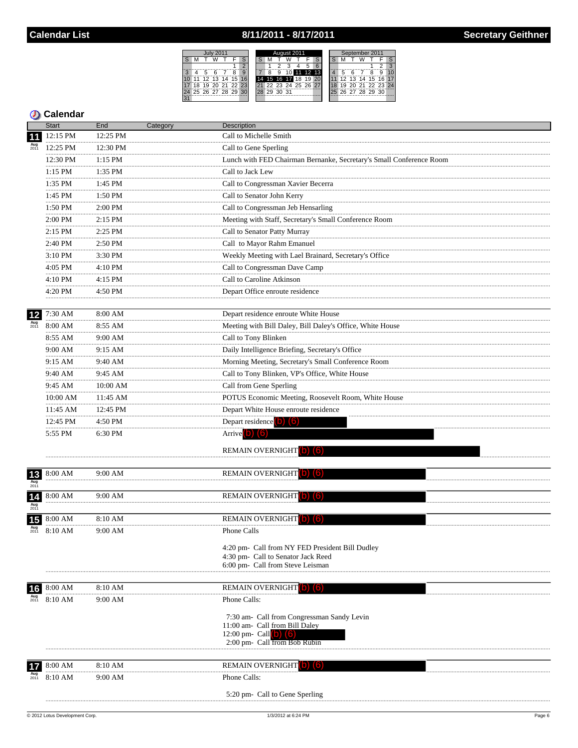# Calendar List — 8/11/2011 - 8/17/2011 — Secretary Geithner

| July 2011 | | | | | | |
|---|---|---|---|---|---|---|
| S | M | T | W | T | F | S |
| | | | | | 1 | 2 |
| 3 | 4 | 5 | 6 | 7 | 8 | 9 |
| 10 | 11 | 12 | 13 | 14 | 15 | 16 |
| 17 | 18 | 19 | 20 | 21 | 22 | 23 |
| 24 | 25 | 26 | 27 | 28 | 29 | 30 |
| 31 | | | | | | |

| August 2011 | | | | | | |
|---|---|---|---|---|---|---|
| S | M | T | W | T | F | S |
| | 1 | 2 | 3 | 4 | 5 | 6 |
| 7 | 8 | 9 | 10 | 11 | 12 | 13 |
| 14 | 15 | 16 | 17 | 18 | 19 | 20 |
| 21 | 22 | 23 | 24 | 25 | 26 | 27 |
| 28 | 29 | 30 | 31 | | | |

| September 2011 | | | | | | |
|---|---|---|---|---|---|---|
| S | M | T | W | T | F | S |
| | | | | 1 | 2 | 3 |
| 4 | 5 | 6 | 7 | 8 | 9 | 10 |
| 11 | 12 | 13 | 14 | 15 | 16 | 17 |
| 18 | 19 | 20 | 21 | 22 | 23 | 24 |
| 25 | 26 | 27 | 28 | 29 | 30 | |

## Calendar

| Date | Start | End | Category | Description |
|---|---|---|---|---|
| 11 Aug 2011 | 12:15 PM | 12:25 PM | | Call to Michelle Smith |
| | 12:25 PM | 12:30 PM | | Call to Gene Sperling |
| | 12:30 PM | 1:15 PM | | Lunch with FED Chairman Bernanke, Secretary's Small Conference Room |
| | 1:15 PM | 1:35 PM | | Call to Jack Lew |
| | 1:35 PM | 1:45 PM | | Call to Congressman Xavier Becerra |
| | 1:45 PM | 1:50 PM | | Call to Senator John Kerry |
| | 1:50 PM | 2:00 PM | | Call to Congressman Jeb Hensarling |
| | 2:00 PM | 2:15 PM | | Meeting with Staff, Secretary's Small Conference Room |
| | 2:15 PM | 2:25 PM | | Call to Senator Patty Murray |
| | 2:40 PM | 2:50 PM | | Call to Mayor Rahm Emanuel |
| | 3:10 PM | 3:30 PM | | Weekly Meeting with Lael Brainard, Secretary's Office |
| | 4:05 PM | 4:10 PM | | Call to Congressman Dave Camp |
| | 4:10 PM | 4:15 PM | | Call to Caroline Atkinson |
| | 4:20 PM | 4:50 PM | | Depart Office enroute residence |
| 12 Aug 2011 | 7:30 AM | 8:00 AM | | Depart residence enroute White House |
| | 8:00 AM | 8:55 AM | | Meeting with Bill Daley, Bill Daley's Office, White House |
| | 8:55 AM | 9:00 AM | | Call to Tony Blinken |
| | 9:00 AM | 9:15 AM | | Daily Intelligence Briefing, Secretary's Office |
| | 9:15 AM | 9:40 AM | | Morning Meeting, Secretary's Small Conference Room |
| | 9:40 AM | 9:45 AM | | Call to Tony Blinken, VP's Office, White House |
| | 9:45 AM | 10:00 AM | | Call from Gene Sperling |
| | 10:00 AM | 11:45 AM | | POTUS Economic Meeting, Roosevelt Room, White House |
| | 11:45 AM | 12:45 PM | | Depart White House enroute residence |
| | 12:45 PM | 4:50 PM | | Depart residence (b) (6) |
| | 5:55 PM | 6:30 PM | | Arrive (b) (6) |
| | | | | REMAIN OVERNIGHT (b) (6) |
| 13 Aug 2011 | 8:00 AM | 9:00 AM | | REMAIN OVERNIGHT (b) (6) |
| 14 Aug 2011 | 8:00 AM | 9:00 AM | | REMAIN OVERNIGHT (b) (6) |
| 15 Aug 2011 | 8:00 AM | 8:10 AM | | REMAIN OVERNIGHT (b) (6) |
| | 8:10 AM | 9:00 AM | | Phone Calls<br><br>4:20 pm- Call from NY FED President Bill Dudley<br>4:30 pm- Call to Senator Jack Reed<br>6:00 pm- Call from Steve Leisman |
| 16 Aug 2011 | 8:00 AM | 8:10 AM | | REMAIN OVERNIGHT (b) (6) |
| | 8:10 AM | 9:00 AM | | Phone Calls:<br><br>7:30 am- Call from Congressman Sandy Levin<br>11:00 am- Call from Bill Daley<br>12:00 pm- Call (b) (6)<br>2:00 pm- Call from Bob Rubin |
| 17 Aug 2011 | 8:00 AM | 8:10 AM | | REMAIN OVERNIGHT (b) (6) |
| | 8:10 AM | 9:00 AM | | Phone Calls:<br><br>5:20 pm- Call to Gene Sperling |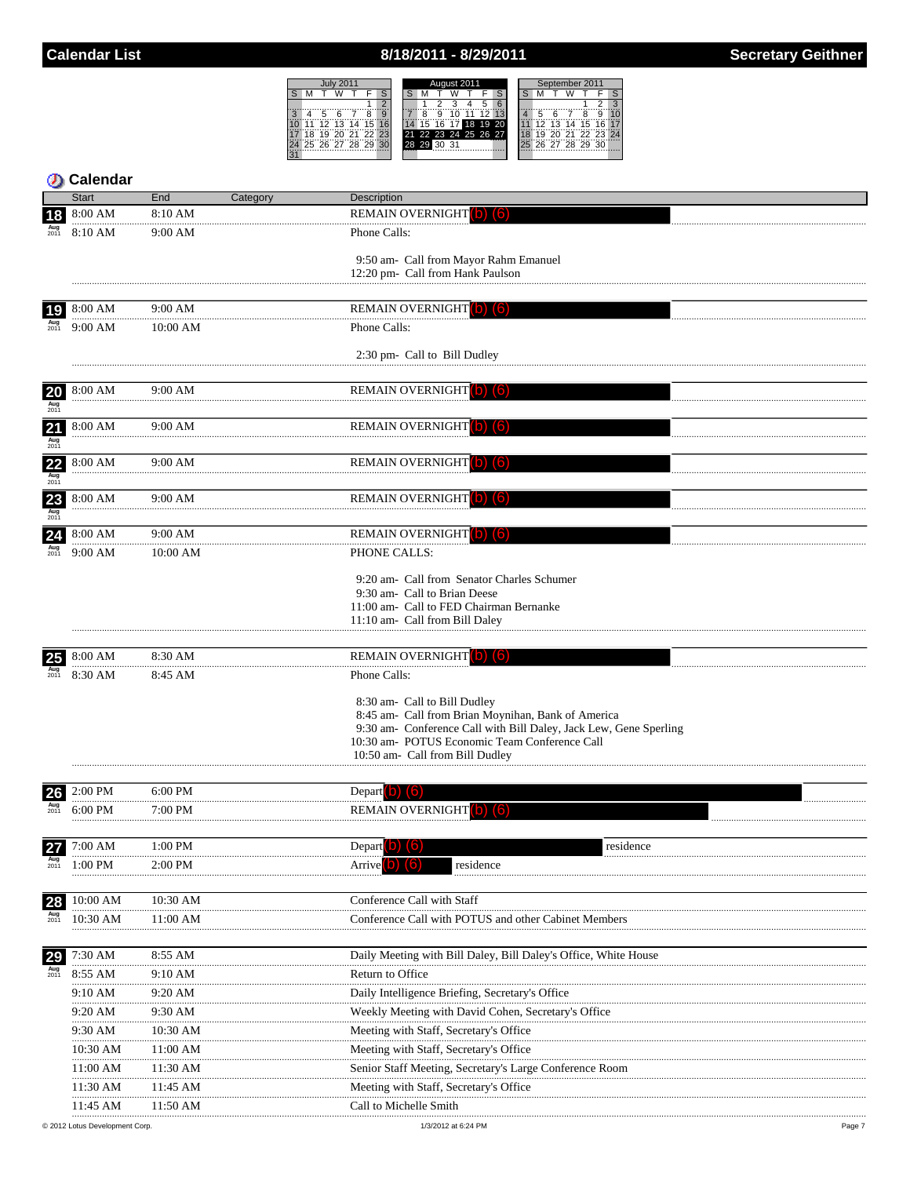# Calendar List 8/18/2011 - 8/29/2011 Secretary Geithner

## Calendar

| Date | Start | End | Category | Description |
|---|---|---|---|---|
| 18 Aug 2011 | 8:00 AM | 8:10 AM | | REMAIN OVERNIGHT (b) (6) |
| | 8:10 AM | 9:00 AM | | Phone Calls:<br><br>9:50 am- Call from Mayor Rahm Emanuel<br>12:20 pm- Call from Hank Paulson |
| 19 Aug 2011 | 8:00 AM | 9:00 AM | | REMAIN OVERNIGHT (b) (6) |
| | 9:00 AM | 10:00 AM | | Phone Calls:<br><br>2:30 pm- Call to Bill Dudley |
| 20 Aug 2011 | 8:00 AM | 9:00 AM | | REMAIN OVERNIGHT (b) (6) |
| 21 Aug 2011 | 8:00 AM | 9:00 AM | | REMAIN OVERNIGHT (b) (6) |
| 22 Aug 2011 | 8:00 AM | 9:00 AM | | REMAIN OVERNIGHT (b) (6) |
| 23 Aug 2011 | 8:00 AM | 9:00 AM | | REMAIN OVERNIGHT (b) (6) |
| 24 Aug 2011 | 8:00 AM | 9:00 AM | | REMAIN OVERNIGHT (b) (6) |
| | 9:00 AM | 10:00 AM | | PHONE CALLS:<br><br>9:20 am- Call from Senator Charles Schumer<br>9:30 am- Call to Brian Deese<br>11:00 am- Call to FED Chairman Bernanke<br>11:10 am- Call from Bill Daley |
| 25 Aug 2011 | 8:00 AM | 8:30 AM | | REMAIN OVERNIGHT (b) (6) |
| | 8:30 AM | 8:45 AM | | Phone Calls:<br><br>8:30 am- Call to Bill Dudley<br>8:45 am- Call from Brian Moynihan, Bank of America<br>9:30 am- Conference Call with Bill Daley, Jack Lew, Gene Sperling<br>10:30 am- POTUS Economic Team Conference Call<br>10:50 am- Call from Bill Dudley |
| 26 Aug 2011 | 2:00 PM | 6:00 PM | | Depart (b) (6) |
| | 6:00 PM | 7:00 PM | | REMAIN OVERNIGHT (b) (6) |
| 27 Aug 2011 | 7:00 AM | 1:00 PM | | Depart (b) (6) residence |
| | 1:00 PM | 2:00 PM | | Arrive (b) (6) residence |
| 28 Aug 2011 | 10:00 AM | 10:30 AM | | Conference Call with Staff |
| | 10:30 AM | 11:00 AM | | Conference Call with POTUS and other Cabinet Members |
| 29 Aug 2011 | 7:30 AM | 8:55 AM | | Daily Meeting with Bill Daley, Bill Daley's Office, White House |
| | 8:55 AM | 9:10 AM | | Return to Office |
| | 9:10 AM | 9:20 AM | | Daily Intelligence Briefing, Secretary's Office |
| | 9:20 AM | 9:30 AM | | Weekly Meeting with David Cohen, Secretary's Office |
| | 9:30 AM | 10:30 AM | | Meeting with Staff, Secretary's Office |
| | 10:30 AM | 11:00 AM | | Meeting with Staff, Secretary's Office |
| | 11:00 AM | 11:30 AM | | Senior Staff Meeting, Secretary's Large Conference Room |
| | 11:30 AM | 11:45 AM | | Meeting with Staff, Secretary's Office |
| | 11:45 AM | 11:50 AM | | Call to Michelle Smith |

© 2012 Lotus Development Corp. 1/3/2012 at 6:24 PM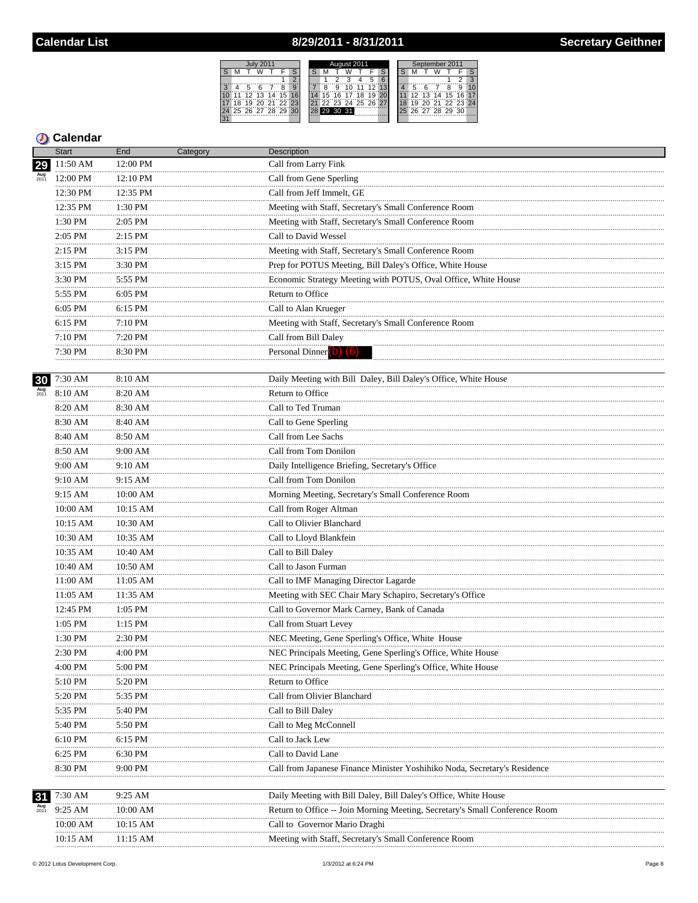# Calendar List — 8/29/2011 - 8/31/2011 — Secretary Geithner

## Calendar

| | Start | End | Category | Description |
|---|---|---|---|---|
| 29 Aug 2011 | 11:50 AM | 12:00 PM | | Call from Larry Fink |
| | 12:00 PM | 12:10 PM | | Call from Gene Sperling |
| | 12:30 PM | 12:35 PM | | Call from Jeff Immelt, GE |
| | 12:35 PM | 1:30 PM | | Meeting with Staff, Secretary's Small Conference Room |
| | 1:30 PM | 2:05 PM | | Meeting with Staff, Secretary's Small Conference Room |
| | 2:05 PM | 2:15 PM | | Call to David Wessel |
| | 2:15 PM | 3:15 PM | | Meeting with Staff, Secretary's Small Conference Room |
| | 3:15 PM | 3:30 PM | | Prep for POTUS Meeting, Bill Daley's Office, White House |
| | 3:30 PM | 5:55 PM | | Economic Strategy Meeting with POTUS, Oval Office, White House |
| | 5:55 PM | 6:05 PM | | Return to Office |
| | 6:05 PM | 6:15 PM | | Call to Alan Krueger |
| | 6:15 PM | 7:10 PM | | Meeting with Staff, Secretary's Small Conference Room |
| | 7:10 PM | 7:20 PM | | Call from Bill Daley |
| | 7:30 PM | 8:30 PM | | Personal Dinner (b) (6) |
| 30 Aug 2011 | 7:30 AM | 8:10 AM | | Daily Meeting with Bill Daley, Bill Daley's Office, White House |
| | 8:10 AM | 8:20 AM | | Return to Office |
| | 8:20 AM | 8:30 AM | | Call to Ted Truman |
| | 8:30 AM | 8:40 AM | | Call to Gene Sperling |
| | 8:40 AM | 8:50 AM | | Call from Lee Sachs |
| | 8:50 AM | 9:00 AM | | Call from Tom Donilon |
| | 9:00 AM | 9:10 AM | | Daily Intelligence Briefing, Secretary's Office |
| | 9:10 AM | 9:15 AM | | Call from Tom Donilon |
| | 9:15 AM | 10:00 AM | | Morning Meeting, Secretary's Small Conference Room |
| | 10:00 AM | 10:15 AM | | Call from Roger Altman |
| | 10:15 AM | 10:30 AM | | Call to Olivier Blanchard |
| | 10:30 AM | 10:35 AM | | Call to Lloyd Blankfein |
| | 10:35 AM | 10:40 AM | | Call to Bill Daley |
| | 10:40 AM | 10:50 AM | | Call to Jason Furman |
| | 11:00 AM | 11:05 AM | | Call to IMF Managing Director Lagarde |
| | 11:05 AM | 11:35 AM | | Meeting with SEC Chair Mary Schapiro, Secretary's Office |
| | 12:45 PM | 1:05 PM | | Call to Governor Mark Carney, Bank of Canada |
| | 1:05 PM | 1:15 PM | | Call from Stuart Levey |
| | 1:30 PM | 2:30 PM | | NEC Meeting, Gene Sperling's Office, White House |
| | 2:30 PM | 4:00 PM | | NEC Principals Meeting, Gene Sperling's Office, White House |
| | 4:00 PM | 5:00 PM | | NEC Principals Meeting, Gene Sperling's Office, White House |
| | 5:10 PM | 5:20 PM | | Return to Office |
| | 5:20 PM | 5:35 PM | | Call from Olivier Blanchard |
| | 5:35 PM | 5:40 PM | | Call to Bill Daley |
| | 5:40 PM | 5:50 PM | | Call to Meg McConnell |
| | 6:10 PM | 6:15 PM | | Call to Jack Lew |
| | 6:25 PM | 6:30 PM | | Call to David Lane |
| | 8:30 PM | 9:00 PM | | Call from Japanese Finance Minister Yoshihiko Noda, Secretary's Residence |
| 31 Aug 2011 | 7:30 AM | 9:25 AM | | Daily Meeting with Bill Daley, Bill Daley's Office, White House |
| | 9:25 AM | 10:00 AM | | Return to Office -- Join Morning Meeting, Secretary's Small Conference Room |
| | 10:00 AM | 10:15 AM | | Call to Governor Mario Draghi |
| | 10:15 AM | 11:15 AM | | Meeting with Staff, Secretary's Small Conference Room |

© 2012 Lotus Development Corp. 1/3/2012 at 6:24 PM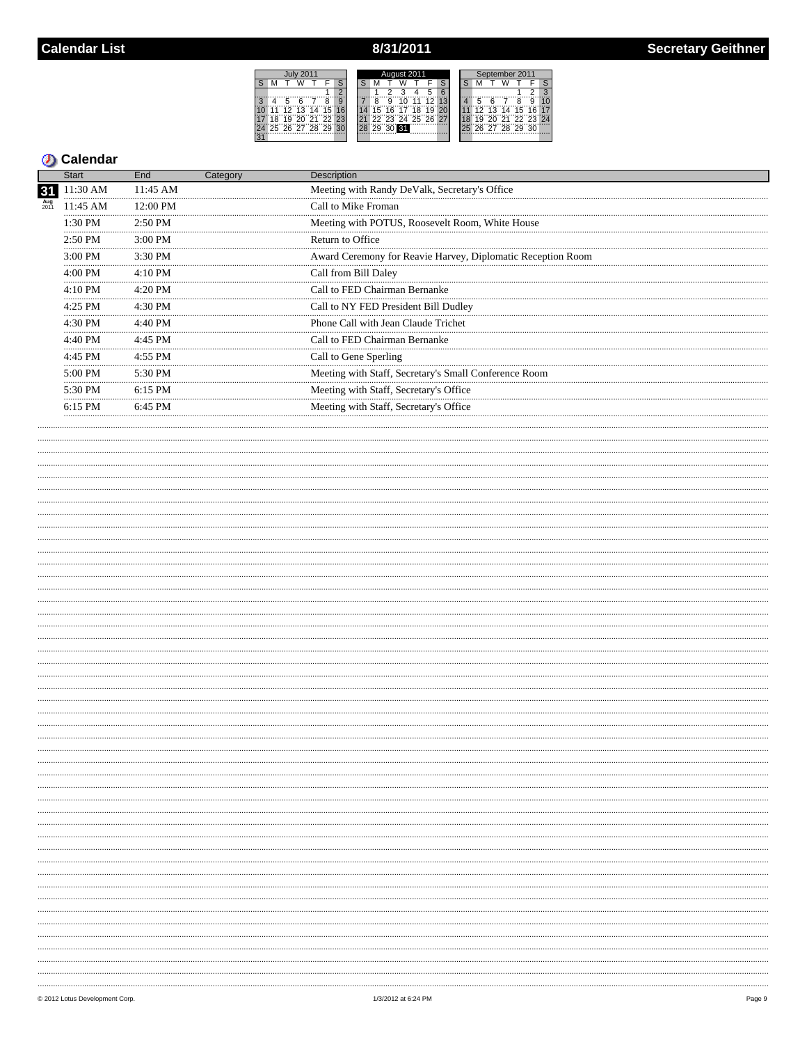# Calendar List — 8/31/2011 — Secretary Geithner

## Calendar

| Date | Start | End | Category | Description |
|---|---|---|---|---|
| 31 Aug 2011 | 11:30 AM | 11:45 AM | | Meeting with Randy DeValk, Secretary's Office |
| | 11:45 AM | 12:00 PM | | Call to Mike Froman |
| | 1:30 PM | 2:50 PM | | Meeting with POTUS, Roosevelt Room, White House |
| | 2:50 PM | 3:00 PM | | Return to Office |
| | 3:00 PM | 3:30 PM | | Award Ceremony for Reavie Harvey, Diplomatic Reception Room |
| | 4:00 PM | 4:10 PM | | Call from Bill Daley |
| | 4:10 PM | 4:20 PM | | Call to FED Chairman Bernanke |
| | 4:25 PM | 4:30 PM | | Call to NY FED President Bill Dudley |
| | 4:30 PM | 4:40 PM | | Phone Call with Jean Claude Trichet |
| | 4:40 PM | 4:45 PM | | Call to FED Chairman Bernanke |
| | 4:45 PM | 4:55 PM | | Call to Gene Sperling |
| | 5:00 PM | 5:30 PM | | Meeting with Staff, Secretary's Small Conference Room |
| | 5:30 PM | 6:15 PM | | Meeting with Staff, Secretary's Office |
| | 6:15 PM | 6:45 PM | | Meeting with Staff, Secretary's Office |

© 2012 Lotus Development Corp. 1/3/2012 at 6:24 PM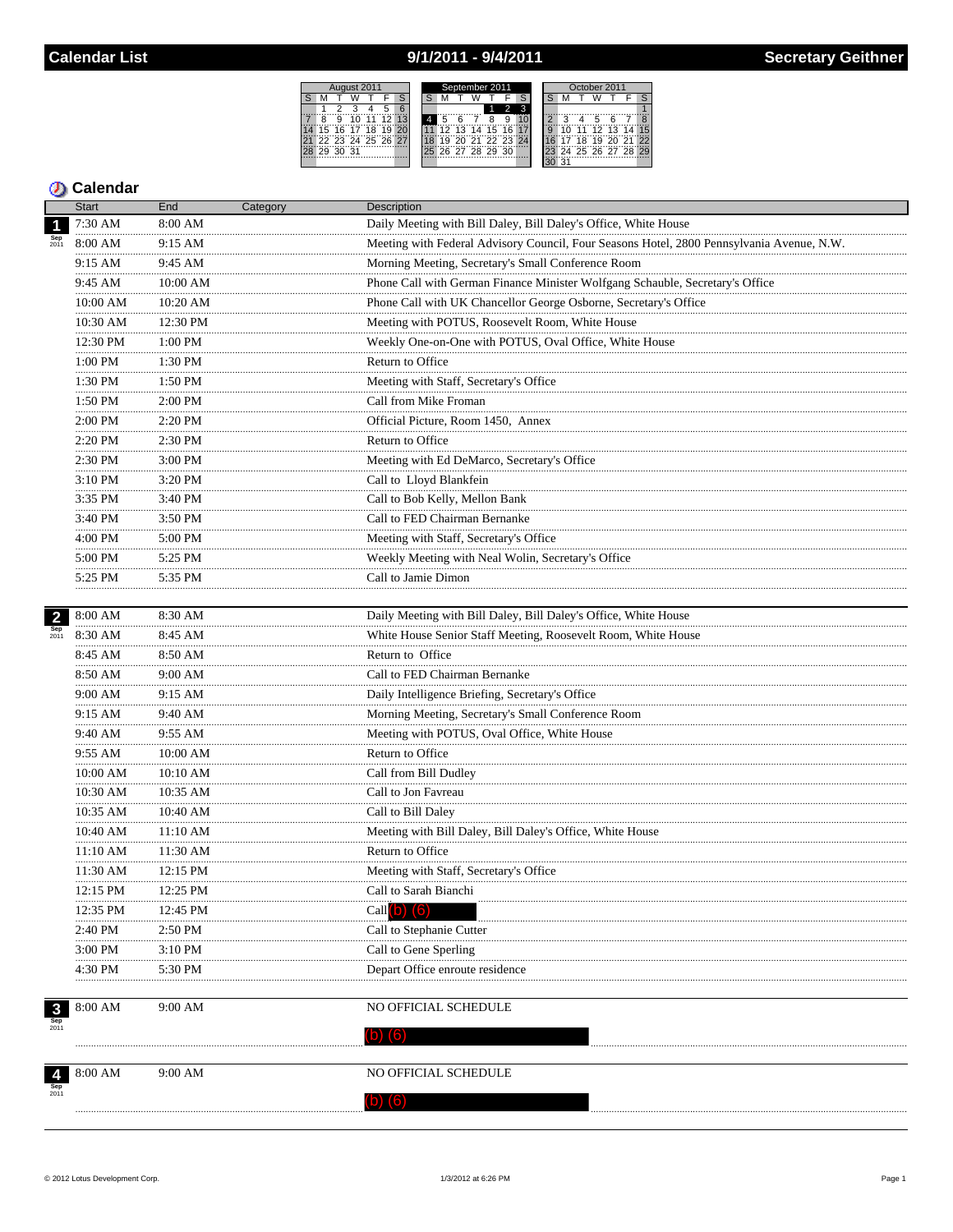# Calendar List — 9/1/2011 - 9/4/2011 — Secretary Geithner

| August 2011 | | | | | | |
|---|---|---|---|---|---|---|
| S | M | T | W | T | F | S |
| | 1 | 2 | 3 | 4 | 5 | 6 |
| 7 | 8 | 9 | 10 | 11 | 12 | 13 |
| 14 | 15 | 16 | 17 | 18 | 19 | 20 |
| 21 | 22 | 23 | 24 | 25 | 26 | 27 |
| 28 | 29 | 30 | 31 | | | |

| September 2011 | | | | | | |
|---|---|---|---|---|---|---|
| S | M | T | W | T | F | S |
| | | | | 1 | 2 | 3 |
| 4 | 5 | 6 | 7 | 8 | 9 | 10 |
| 11 | 12 | 13 | 14 | 15 | 16 | 17 |
| 18 | 19 | 20 | 21 | 22 | 23 | 24 |
| 25 | 26 | 27 | 28 | 29 | 30 | |

| October 2011 | | | | | | |
|---|---|---|---|---|---|---|
| S | M | T | W | T | F | S |
| | | | | | | 1 |
| 2 | 3 | 4 | 5 | 6 | 7 | 8 |
| 9 | 10 | 11 | 12 | 13 | 14 | 15 |
| 16 | 17 | 18 | 19 | 20 | 21 | 22 |
| 23 | 24 | 25 | 26 | 27 | 28 | 29 |
| 30 | 31 | | | | | |

## Calendar

| Date | Start | End | Category | Description |
|---|---|---|---|---|
| 1 Sep 2011 | 7:30 AM | 8:00 AM | | Daily Meeting with Bill Daley, Bill Daley's Office, White House |
| | 8:00 AM | 9:15 AM | | Meeting with Federal Advisory Council, Four Seasons Hotel, 2800 Pennsylvania Avenue, N.W. |
| | 9:15 AM | 9:45 AM | | Morning Meeting, Secretary's Small Conference Room |
| | 9:45 AM | 10:00 AM | | Phone Call with German Finance Minister Wolfgang Schauble, Secretary's Office |
| | 10:00 AM | 10:20 AM | | Phone Call with UK Chancellor George Osborne, Secretary's Office |
| | 10:30 AM | 12:30 PM | | Meeting with POTUS, Roosevelt Room, White House |
| | 12:30 PM | 1:00 PM | | Weekly One-on-One with POTUS, Oval Office, White House |
| | 1:00 PM | 1:30 PM | | Return to Office |
| | 1:30 PM | 1:50 PM | | Meeting with Staff, Secretary's Office |
| | 1:50 PM | 2:00 PM | | Call from Mike Froman |
| | 2:00 PM | 2:20 PM | | Official Picture, Room 1450, Annex |
| | 2:20 PM | 2:30 PM | | Return to Office |
| | 2:30 PM | 3:00 PM | | Meeting with Ed DeMarco, Secretary's Office |
| | 3:10 PM | 3:20 PM | | Call to Lloyd Blankfein |
| | 3:35 PM | 3:40 PM | | Call to Bob Kelly, Mellon Bank |
| | 3:40 PM | 3:50 PM | | Call to FED Chairman Bernanke |
| | 4:00 PM | 5:00 PM | | Meeting with Staff, Secretary's Office |
| | 5:00 PM | 5:25 PM | | Weekly Meeting with Neal Wolin, Secretary's Office |
| | 5:25 PM | 5:35 PM | | Call to Jamie Dimon |
| 2 Sep 2011 | 8:00 AM | 8:30 AM | | Daily Meeting with Bill Daley, Bill Daley's Office, White House |
| | 8:30 AM | 8:45 AM | | White House Senior Staff Meeting, Roosevelt Room, White House |
| | 8:45 AM | 8:50 AM | | Return to Office |
| | 8:50 AM | 9:00 AM | | Call to FED Chairman Bernanke |
| | 9:00 AM | 9:15 AM | | Daily Intelligence Briefing, Secretary's Office |
| | 9:15 AM | 9:40 AM | | Morning Meeting, Secretary's Small Conference Room |
| | 9:40 AM | 9:55 AM | | Meeting with POTUS, Oval Office, White House |
| | 9:55 AM | 10:00 AM | | Return to Office |
| | 10:00 AM | 10:10 AM | | Call from Bill Dudley |
| | 10:30 AM | 10:35 AM | | Call to Jon Favreau |
| | 10:35 AM | 10:40 AM | | Call to Bill Daley |
| | 10:40 AM | 11:10 AM | | Meeting with Bill Daley, Bill Daley's Office, White House |
| | 11:10 AM | 11:30 AM | | Return to Office |
| | 11:30 AM | 12:15 PM | | Meeting with Staff, Secretary's Office |
| | 12:15 PM | 12:25 PM | | Call to Sarah Bianchi |
| | 12:35 PM | 12:45 PM | | Call (b) (6) |
| | 2:40 PM | 2:50 PM | | Call to Stephanie Cutter |
| | 3:00 PM | 3:10 PM | | Call to Gene Sperling |
| | 4:30 PM | 5:30 PM | | Depart Office enroute residence |
| 3 Sep 2011 | 8:00 AM | 9:00 AM | | NO OFFICIAL SCHEDULE (b) (6) |
| 4 Sep 2011 | 8:00 AM | 9:00 AM | | NO OFFICIAL SCHEDULE (b) (6) |

© 2012 Lotus Development Corp. — 1/3/2012 at 6:26 PM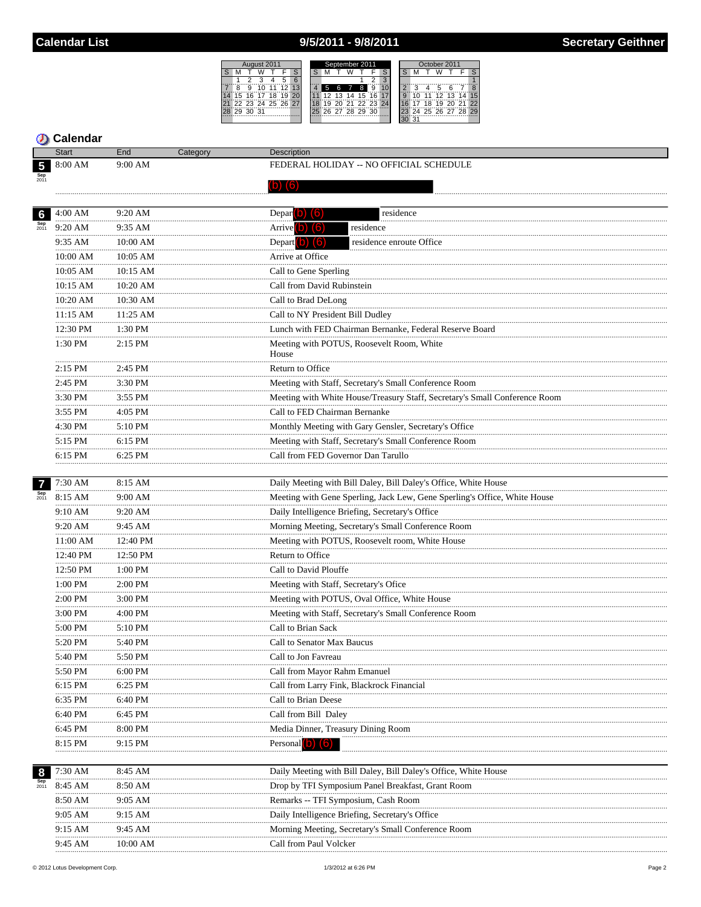# Calendar List — 9/5/2011 - 9/8/2011 — Secretary Geithner

## Calendar

| | Start | End | Category | Description |
|---|---|---|---|---|
| 5 Sep 2011 | 8:00 AM | 9:00 AM | | FEDERAL HOLIDAY -- NO OFFICIAL SCHEDULE |
| | | | | (b) (6) |
| 6 Sep 2011 | 4:00 AM | 9:20 AM | | Depart (b) (6) residence |
| | 9:20 AM | 9:35 AM | | Arrive (b) (6) residence |
| | 9:35 AM | 10:00 AM | | Depart (b) (6) residence enroute Office |
| | 10:00 AM | 10:05 AM | | Arrive at Office |
| | 10:05 AM | 10:15 AM | | Call to Gene Sperling |
| | 10:15 AM | 10:20 AM | | Call from David Rubinstein |
| | 10:20 AM | 10:30 AM | | Call to Brad DeLong |
| | 11:15 AM | 11:25 AM | | Call to NY President Bill Dudley |
| | 12:30 PM | 1:30 PM | | Lunch with FED Chairman Bernanke, Federal Reserve Board |
| | 1:30 PM | 2:15 PM | | Meeting with POTUS, Roosevelt Room, White House |
| | 2:15 PM | 2:45 PM | | Return to Office |
| | 2:45 PM | 3:30 PM | | Meeting with Staff, Secretary's Small Conference Room |
| | 3:30 PM | 3:55 PM | | Meeting with White House/Treasury Staff, Secretary's Small Conference Room |
| | 3:55 PM | 4:05 PM | | Call to FED Chairman Bernanke |
| | 4:30 PM | 5:10 PM | | Monthly Meeting with Gary Gensler, Secretary's Office |
| | 5:15 PM | 6:15 PM | | Meeting with Staff, Secretary's Small Conference Room |
| | 6:15 PM | 6:25 PM | | Call from FED Governor Dan Tarullo |
| 7 Sep 2011 | 7:30 AM | 8:15 AM | | Daily Meeting with Bill Daley, Bill Daley's Office, White House |
| | 8:15 AM | 9:00 AM | | Meeting with Gene Sperling, Jack Lew, Gene Sperling's Office, White House |
| | 9:10 AM | 9:20 AM | | Daily Intelligence Briefing, Secretary's Office |
| | 9:20 AM | 9:45 AM | | Morning Meeting, Secretary's Small Conference Room |
| | 11:00 AM | 12:40 PM | | Meeting with POTUS, Roosevelt room, White House |
| | 12:40 PM | 12:50 PM | | Return to Office |
| | 12:50 PM | 1:00 PM | | Call to David Plouffe |
| | 1:00 PM | 2:00 PM | | Meeting with Staff, Secretary's Ofice |
| | 2:00 PM | 3:00 PM | | Meeting with POTUS, Oval Office, White House |
| | 3:00 PM | 4:00 PM | | Meeting with Staff, Secretary's Small Conference Room |
| | 5:00 PM | 5:10 PM | | Call to Brian Sack |
| | 5:20 PM | 5:40 PM | | Call to Senator Max Baucus |
| | 5:40 PM | 5:50 PM | | Call to Jon Favreau |
| | 5:50 PM | 6:00 PM | | Call from Mayor Rahm Emanuel |
| | 6:15 PM | 6:25 PM | | Call from Larry Fink, Blackrock Financial |
| | 6:35 PM | 6:40 PM | | Call to Brian Deese |
| | 6:40 PM | 6:45 PM | | Call from Bill Daley |
| | 6:45 PM | 8:00 PM | | Media Dinner, Treasury Dining Room |
| | 8:15 PM | 9:15 PM | | Personal (b) (6) |
| 8 Sep 2011 | 7:30 AM | 8:45 AM | | Daily Meeting with Bill Daley, Bill Daley's Office, White House |
| | 8:45 AM | 8:50 AM | | Drop by TFI Symposium Panel Breakfast, Grant Room |
| | 8:50 AM | 9:05 AM | | Remarks -- TFI Symposium, Cash Room |
| | 9:05 AM | 9:15 AM | | Daily Intelligence Briefing, Secretary's Office |
| | 9:15 AM | 9:45 AM | | Morning Meeting, Secretary's Small Conference Room |
| | 9:45 AM | 10:00 AM | | Call from Paul Volcker |

© 2012 Lotus Development Corp. 1/3/2012 at 6:26 PM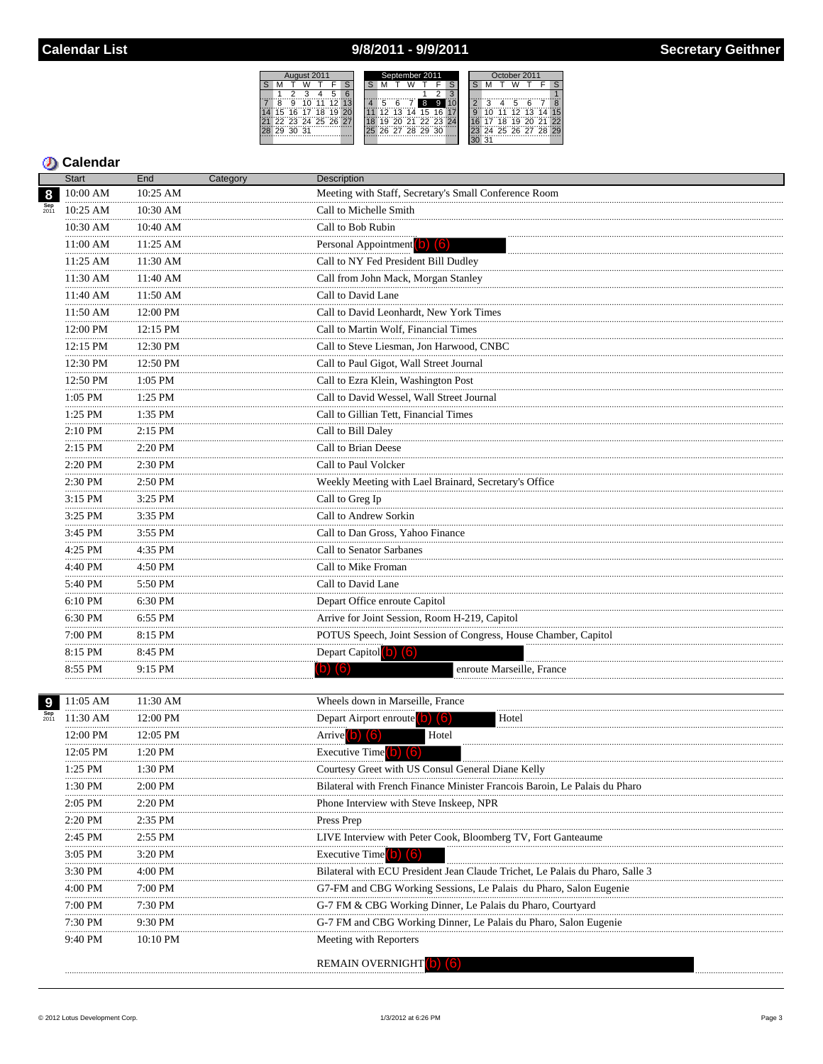# Calendar List — 9/8/2011 - 9/9/2011 — Secretary Geithner

## Calendar

| Date | Start | End | Category | Description |
|---|---|---|---|---|
| 8 Sep 2011 | 10:00 AM | 10:25 AM | | Meeting with Staff, Secretary's Small Conference Room |
| | 10:25 AM | 10:30 AM | | Call to Michelle Smith |
| | 10:30 AM | 10:40 AM | | Call to Bob Rubin |
| | 11:00 AM | 11:25 AM | | Personal Appointment (b) (6) |
| | 11:25 AM | 11:30 AM | | Call to NY Fed President Bill Dudley |
| | 11:30 AM | 11:40 AM | | Call from John Mack, Morgan Stanley |
| | 11:40 AM | 11:50 AM | | Call to David Lane |
| | 11:50 AM | 12:00 PM | | Call to David Leonhardt, New York Times |
| | 12:00 PM | 12:15 PM | | Call to Martin Wolf, Financial Times |
| | 12:15 PM | 12:30 PM | | Call to Steve Liesman, Jon Harwood, CNBC |
| | 12:30 PM | 12:50 PM | | Call to Paul Gigot, Wall Street Journal |
| | 12:50 PM | 1:05 PM | | Call to Ezra Klein, Washington Post |
| | 1:05 PM | 1:25 PM | | Call to David Wessel, Wall Street Journal |
| | 1:25 PM | 1:35 PM | | Call to Gillian Tett, Financial Times |
| | 2:10 PM | 2:15 PM | | Call to Bill Daley |
| | 2:15 PM | 2:20 PM | | Call to Brian Deese |
| | 2:20 PM | 2:30 PM | | Call to Paul Volcker |
| | 2:30 PM | 2:50 PM | | Weekly Meeting with Lael Brainard, Secretary's Office |
| | 3:15 PM | 3:25 PM | | Call to Greg Ip |
| | 3:25 PM | 3:35 PM | | Call to Andrew Sorkin |
| | 3:45 PM | 3:55 PM | | Call to Dan Gross, Yahoo Finance |
| | 4:25 PM | 4:35 PM | | Call to Senator Sarbanes |
| | 4:40 PM | 4:50 PM | | Call to Mike Froman |
| | 5:40 PM | 5:50 PM | | Call to David Lane |
| | 6:10 PM | 6:30 PM | | Depart Office enroute Capitol |
| | 6:30 PM | 6:55 PM | | Arrive for Joint Session, Room H-219, Capitol |
| | 7:00 PM | 8:15 PM | | POTUS Speech, Joint Session of Congress, House Chamber, Capitol |
| | 8:15 PM | 8:45 PM | | Depart Capitol (b) (6) |
| | 8:55 PM | 9:15 PM | | (b) (6) enroute Marseille, France |
| 9 Sep 2011 | 11:05 AM | 11:30 AM | | Wheels down in Marseille, France |
| | 11:30 AM | 12:00 PM | | Depart Airport enroute (b) (6) Hotel |
| | 12:00 PM | 12:05 PM | | Arrive (b) (6) Hotel |
| | 12:05 PM | 1:20 PM | | Executive Time (b) (6) |
| | 1:25 PM | 1:30 PM | | Courtesy Greet with US Consul General Diane Kelly |
| | 1:30 PM | 2:00 PM | | Bilateral with French Finance Minister Francois Baroin, Le Palais du Pharo |
| | 2:05 PM | 2:20 PM | | Phone Interview with Steve Inskeep, NPR |
| | 2:20 PM | 2:35 PM | | Press Prep |
| | 2:45 PM | 2:55 PM | | LIVE Interview with Peter Cook, Bloomberg TV, Fort Ganteaume |
| | 3:05 PM | 3:20 PM | | Executive Time (b) (6) |
| | 3:30 PM | 4:00 PM | | Bilateral with ECU President Jean Claude Trichet, Le Palais du Pharo, Salle 3 |
| | 4:00 PM | 7:00 PM | | G7-FM and CBG Working Sessions, Le Palais du Pharo, Salon Eugenie |
| | 7:00 PM | 7:30 PM | | G-7 FM & CBG Working Dinner, Le Palais du Pharo, Courtyard |
| | 7:30 PM | 9:30 PM | | G-7 FM and CBG Working Dinner, Le Palais du Pharo, Salon Eugenie |
| | 9:40 PM | 10:10 PM | | Meeting with Reporters |
| | | | | REMAIN OVERNIGHT (b) (6) |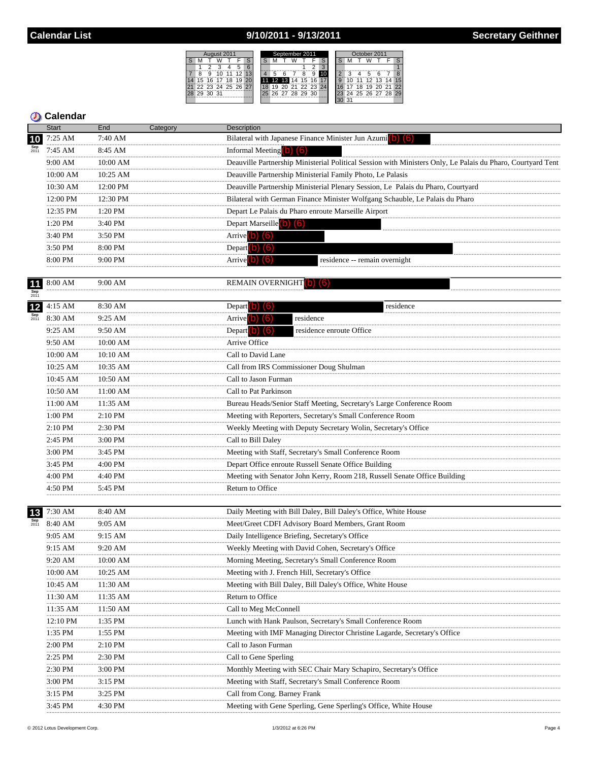## Calendar List — 9/10/2011 - 9/13/2011 — Secretary Geithner

### Calendar

| | Start | End | Category | Description |
|---|---|---|---|---|
| 10 Sep 2011 | 7:25 AM | 7:40 AM | | Bilateral with Japanese Finance Minister Jun Azumi (b) (6) |
| | 7:45 AM | 8:45 AM | | Informal Meeting (b) (6) |
| | 9:00 AM | 10:00 AM | | Deauville Partnership Ministerial Political Session with Ministers Only, Le Palais du Pharo, Courtyard Tent |
| | 10:00 AM | 10:25 AM | | Deauville Partnership Ministerial Family Photo, Le Palasis |
| | 10:30 AM | 12:00 PM | | Deauville Partnership Ministerial Plenary Session, Le Palais du Pharo, Courtyard |
| | 12:00 PM | 12:30 PM | | Bilateral with German Finance Minister Wolfgang Schauble, Le Palais du Pharo |
| | 12:35 PM | 1:20 PM | | Depart Le Palais du Pharo enroute Marseille Airport |
| | 1:20 PM | 3:40 PM | | Depart Marseille (b) (6) |
| | 3:40 PM | 3:50 PM | | Arrive (b) (6) |
| | 3:50 PM | 8:00 PM | | Depart (b) (6) |
| | 8:00 PM | 9:00 PM | | Arrive (b) (6) residence -- remain overnight |
| 11 Sep 2011 | 8:00 AM | 9:00 AM | | REMAIN OVERNIGHT (b) (6) |
| 12 Sep 2011 | 4:15 AM | 8:30 AM | | Depart (b) (6) residence |
| | 8:30 AM | 9:25 AM | | Arrive (b) (6) residence |
| | 9:25 AM | 9:50 AM | | Depart (b) (6) residence enroute Office |
| | 9:50 AM | 10:00 AM | | Arrive Office |
| | 10:00 AM | 10:10 AM | | Call to David Lane |
| | 10:25 AM | 10:35 AM | | Call from IRS Commissioner Doug Shulman |
| | 10:45 AM | 10:50 AM | | Call to Jason Furman |
| | 10:50 AM | 11:00 AM | | Call to Pat Parkinson |
| | 11:00 AM | 11:35 AM | | Bureau Heads/Senior Staff Meeting, Secretary's Large Conference Room |
| | 1:00 PM | 2:10 PM | | Meeting with Reporters, Secretary's Small Conference Room |
| | 2:10 PM | 2:30 PM | | Weekly Meeting with Deputy Secretary Wolin, Secretary's Office |
| | 2:45 PM | 3:00 PM | | Call to Bill Daley |
| | 3:00 PM | 3:45 PM | | Meeting with Staff, Secretary's Small Conference Room |
| | 3:45 PM | 4:00 PM | | Depart Office enroute Russell Senate Office Building |
| | 4:00 PM | 4:40 PM | | Meeting with Senator John Kerry, Room 218, Russell Senate Office Building |
| | 4:50 PM | 5:45 PM | | Return to Office |
| 13 Sep 2011 | 7:30 AM | 8:40 AM | | Daily Meeting with Bill Daley, Bill Daley's Office, White House |
| | 8:40 AM | 9:05 AM | | Meet/Greet CDFI Advisory Board Members, Grant Room |
| | 9:05 AM | 9:15 AM | | Daily Intelligence Briefing, Secretary's Office |
| | 9:15 AM | 9:20 AM | | Weekly Meeting with David Cohen, Secretary's Office |
| | 9:20 AM | 10:00 AM | | Morning Meeting, Secretary's Small Conference Room |
| | 10:00 AM | 10:25 AM | | Meeting with J. French Hill, Secretary's Office |
| | 10:45 AM | 11:30 AM | | Meeting with Bill Daley, Bill Daley's Office, White House |
| | 11:30 AM | 11:35 AM | | Return to Office |
| | 11:35 AM | 11:50 AM | | Call to Meg McConnell |
| | 12:10 PM | 1:35 PM | | Lunch with Hank Paulson, Secretary's Small Conference Room |
| | 1:35 PM | 1:55 PM | | Meeting with IMF Managing Director Christine Lagarde, Secretary's Office |
| | 2:00 PM | 2:10 PM | | Call to Jason Furman |
| | 2:25 PM | 2:30 PM | | Call to Gene Sperling |
| | 2:30 PM | 3:00 PM | | Monthly Meeting with SEC Chair Mary Schapiro, Secretary's Office |
| | 3:00 PM | 3:15 PM | | Meeting with Staff, Secretary's Small Conference Room |
| | 3:15 PM | 3:25 PM | | Call from Cong. Barney Frank |
| | 3:45 PM | 4:30 PM | | Meeting with Gene Sperling, Gene Sperling's Office, White House |

© 2012 Lotus Development Corp. — 1/3/2012 at 6:26 PM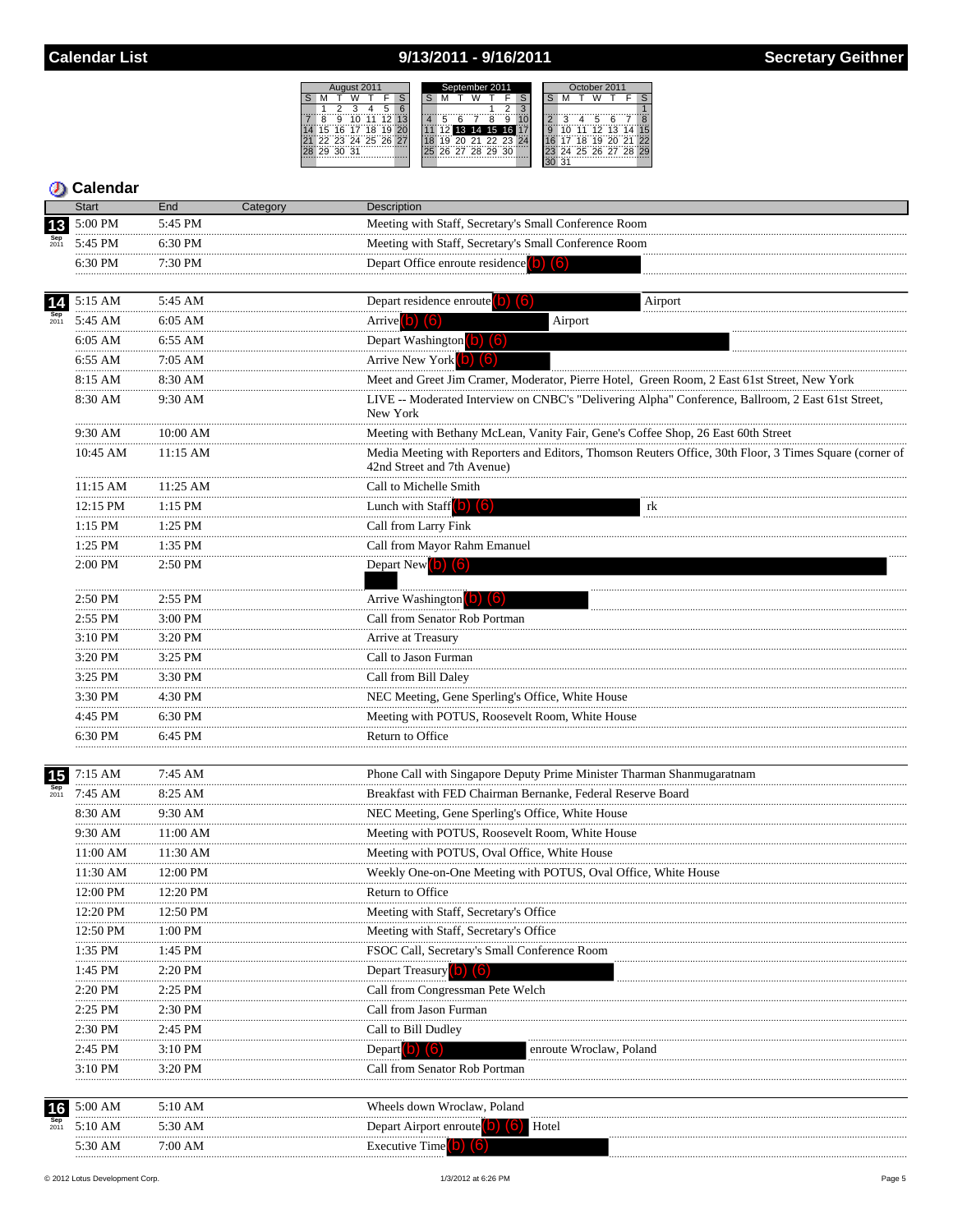## Calendar List — 9/13/2011 - 9/16/2011 — Secretary Geithner

## Calendar

| Date | Start | End | Category | Description |
|---|---|---|---|---|
| 13 Sep 2011 | 5:00 PM | 5:45 PM | | Meeting with Staff, Secretary's Small Conference Room |
| | 5:45 PM | 6:30 PM | | Meeting with Staff, Secretary's Small Conference Room |
| | 6:30 PM | 7:30 PM | | Depart Office enroute residence (b) (6) |
| 14 Sep 2011 | 5:15 AM | 5:45 AM | | Depart residence enroute (b) (6) Airport |
| | 5:45 AM | 6:05 AM | | Arrive (b) (6) Airport |
| | 6:05 AM | 6:55 AM | | Depart Washington (b) (6) |
| | 6:55 AM | 7:05 AM | | Arrive New York (b) (6) |
| | 8:15 AM | 8:30 AM | | Meet and Greet Jim Cramer, Moderator, Pierre Hotel, Green Room, 2 East 61st Street, New York |
| | 8:30 AM | 9:30 AM | | LIVE -- Moderated Interview on CNBC's "Delivering Alpha" Conference, Ballroom, 2 East 61st Street, New York |
| | 9:30 AM | 10:00 AM | | Meeting with Bethany McLean, Vanity Fair, Gene's Coffee Shop, 26 East 60th Street |
| | 10:45 AM | 11:15 AM | | Media Meeting with Reporters and Editors, Thomson Reuters Office, 30th Floor, 3 Times Square (corner of 42nd Street and 7th Avenue) |
| | 11:15 AM | 11:25 AM | | Call to Michelle Smith |
| | 12:15 PM | 1:15 PM | | Lunch with Staff (b) (6) rk |
| | 1:15 PM | 1:25 PM | | Call from Larry Fink |
| | 1:25 PM | 1:35 PM | | Call from Mayor Rahm Emanuel |
| | 2:00 PM | 2:50 PM | | Depart New (b) (6) |
| | 2:50 PM | 2:55 PM | | Arrive Washington (b) (6) |
| | 2:55 PM | 3:00 PM | | Call from Senator Rob Portman |
| | 3:10 PM | 3:20 PM | | Arrive at Treasury |
| | 3:20 PM | 3:25 PM | | Call to Jason Furman |
| | 3:25 PM | 3:30 PM | | Call from Bill Daley |
| | 3:30 PM | 4:30 PM | | NEC Meeting, Gene Sperling's Office, White House |
| | 4:45 PM | 6:30 PM | | Meeting with POTUS, Roosevelt Room, White House |
| | 6:30 PM | 6:45 PM | | Return to Office |
| 15 Sep 2011 | 7:15 AM | 7:45 AM | | Phone Call with Singapore Deputy Prime Minister Tharman Shanmugaratnam |
| | 7:45 AM | 8:25 AM | | Breakfast with FED Chairman Bernanke, Federal Reserve Board |
| | 8:30 AM | 9:30 AM | | NEC Meeting, Gene Sperling's Office, White House |
| | 9:30 AM | 11:00 AM | | Meeting with POTUS, Roosevelt Room, White House |
| | 11:00 AM | 11:30 AM | | Meeting with POTUS, Oval Office, White House |
| | 11:30 AM | 12:00 PM | | Weekly One-on-One Meeting with POTUS, Oval Office, White House |
| | 12:00 PM | 12:20 PM | | Return to Office |
| | 12:20 PM | 12:50 PM | | Meeting with Staff, Secretary's Office |
| | 12:50 PM | 1:00 PM | | Meeting with Staff, Secretary's Office |
| | 1:35 PM | 1:45 PM | | FSOC Call, Secretary's Small Conference Room |
| | 1:45 PM | 2:20 PM | | Depart Treasury (b) (6) |
| | 2:20 PM | 2:25 PM | | Call from Congressman Pete Welch |
| | 2:25 PM | 2:30 PM | | Call from Jason Furman |
| | 2:30 PM | 2:45 PM | | Call to Bill Dudley |
| | 2:45 PM | 3:10 PM | | Depart (b) (6) enroute Wroclaw, Poland |
| | 3:10 PM | 3:20 PM | | Call from Senator Rob Portman |
| 16 Sep 2011 | 5:00 AM | 5:10 AM | | Wheels down Wroclaw, Poland |
| | 5:10 AM | 5:30 AM | | Depart Airport enroute (b) (6) Hotel |
| | 5:30 AM | 7:00 AM | | Executive Time (b) (6) |

© 2012 Lotus Development Corp. — 1/3/2012 at 6:26 PM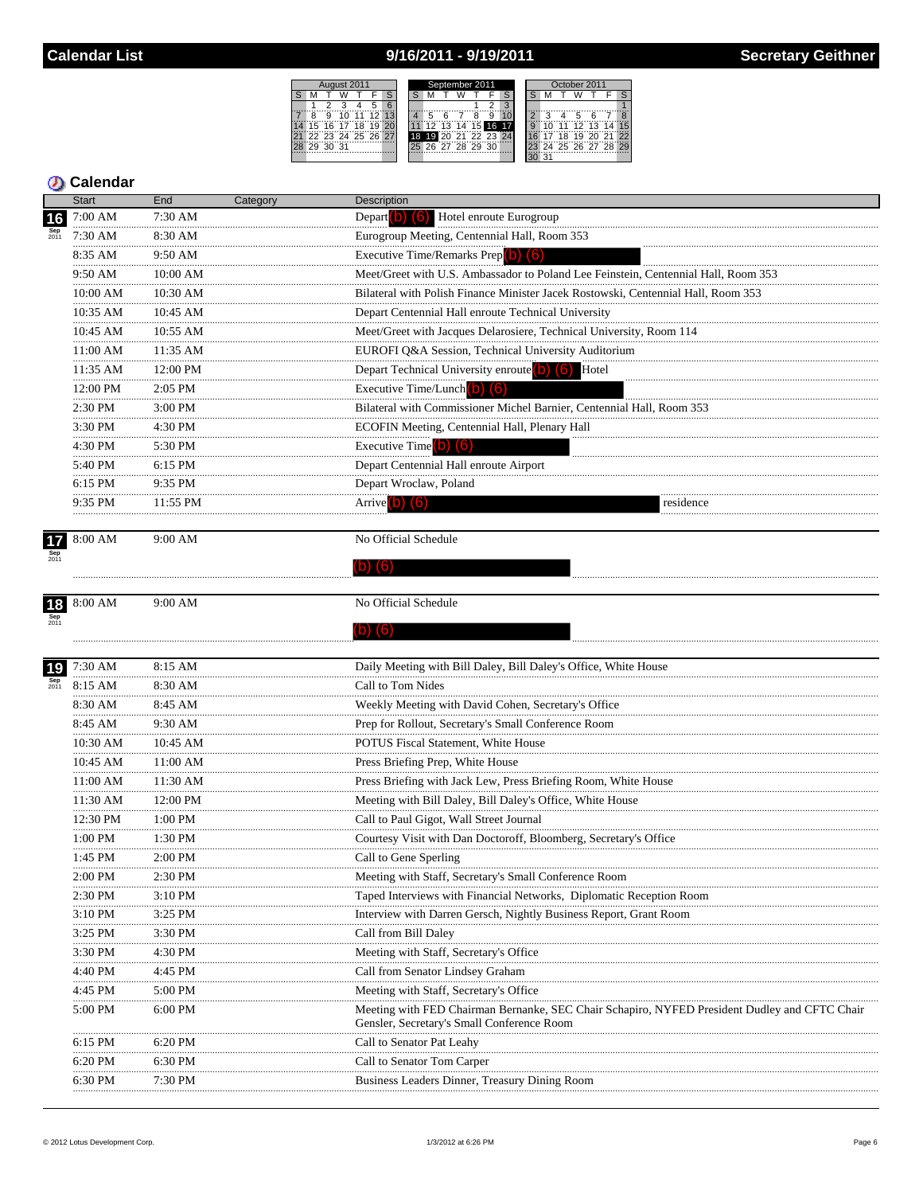## Calendar List — 9/16/2011 - 9/19/2011 — Secretary Geithner

### Calendar

| Date | Start | End | Category | Description |
|---|---|---|---|---|
| 16 Sep 2011 | 7:00 AM | 7:30 AM | | Depart (b) (6) Hotel enroute Eurogroup |
| | 7:30 AM | 8:30 AM | | Eurogroup Meeting, Centennial Hall, Room 353 |
| | 8:35 AM | 9:50 AM | | Executive Time/Remarks Prep (b) (6) |
| | 9:50 AM | 10:00 AM | | Meet/Greet with U.S. Ambassador to Poland Lee Feinstein, Centennial Hall, Room 353 |
| | 10:00 AM | 10:30 AM | | Bilateral with Polish Finance Minister Jacek Rostowski, Centennial Hall, Room 353 |
| | 10:35 AM | 10:45 AM | | Depart Centennial Hall enroute Technical University |
| | 10:45 AM | 10:55 AM | | Meet/Greet with Jacques Delarosiere, Technical University, Room 114 |
| | 11:00 AM | 11:35 AM | | EUROFI Q&A Session, Technical University Auditorium |
| | 11:35 AM | 12:00 PM | | Depart Technical University enroute (b) (6) Hotel |
| | 12:00 PM | 2:05 PM | | Executive Time/Lunch (b) (6) |
| | 2:30 PM | 3:00 PM | | Bilateral with Commissioner Michel Barnier, Centennial Hall, Room 353 |
| | 3:30 PM | 4:30 PM | | ECOFIN Meeting, Centennial Hall, Plenary Hall |
| | 4:30 PM | 5:30 PM | | Executive Time (b) (6) |
| | 5:40 PM | 6:15 PM | | Depart Centennial Hall enroute Airport |
| | 6:15 PM | 9:35 PM | | Depart Wroclaw, Poland |
| | 9:35 PM | 11:55 PM | | Arrive (b) (6) residence |
| 17 Sep 2011 | 8:00 AM | 9:00 AM | | No Official Schedule (b) (6) |
| 18 Sep 2011 | 8:00 AM | 9:00 AM | | No Official Schedule (b) (6) |
| 19 Sep 2011 | 7:30 AM | 8:15 AM | | Daily Meeting with Bill Daley, Bill Daley's Office, White House |
| | 8:15 AM | 8:30 AM | | Call to Tom Nides |
| | 8:30 AM | 8:45 AM | | Weekly Meeting with David Cohen, Secretary's Office |
| | 8:45 AM | 9:30 AM | | Prep for Rollout, Secretary's Small Conference Room |
| | 10:30 AM | 10:45 AM | | POTUS Fiscal Statement, White House |
| | 10:45 AM | 11:00 AM | | Press Briefing Prep, White House |
| | 11:00 AM | 11:30 AM | | Press Briefing with Jack Lew, Press Briefing Room, White House |
| | 11:30 AM | 12:00 PM | | Meeting with Bill Daley, Bill Daley's Office, White House |
| | 12:30 PM | 1:00 PM | | Call to Paul Gigot, Wall Street Journal |
| | 1:00 PM | 1:30 PM | | Courtesy Visit with Dan Doctoroff, Bloomberg, Secretary's Office |
| | 1:45 PM | 2:00 PM | | Call to Gene Sperling |
| | 2:00 PM | 2:30 PM | | Meeting with Staff, Secretary's Small Conference Room |
| | 2:30 PM | 3:10 PM | | Taped Interviews with Financial Networks, Diplomatic Reception Room |
| | 3:10 PM | 3:25 PM | | Interview with Darren Gersch, Nightly Business Report, Grant Room |
| | 3:25 PM | 3:30 PM | | Call from Bill Daley |
| | 3:30 PM | 4:30 PM | | Meeting with Staff, Secretary's Office |
| | 4:40 PM | 4:45 PM | | Call from Senator Lindsey Graham |
| | 4:45 PM | 5:00 PM | | Meeting with Staff, Secretary's Office |
| | 5:00 PM | 6:00 PM | | Meeting with FED Chairman Bernanke, SEC Chair Schapiro, NYFED President Dudley and CFTC Chair Gensler, Secretary's Small Conference Room |
| | 6:15 PM | 6:20 PM | | Call to Senator Pat Leahy |
| | 6:20 PM | 6:30 PM | | Call to Senator Tom Carper |
| | 6:30 PM | 7:30 PM | | Business Leaders Dinner, Treasury Dining Room |

© 2012 Lotus Development Corp. 1/3/2012 at 6:26 PM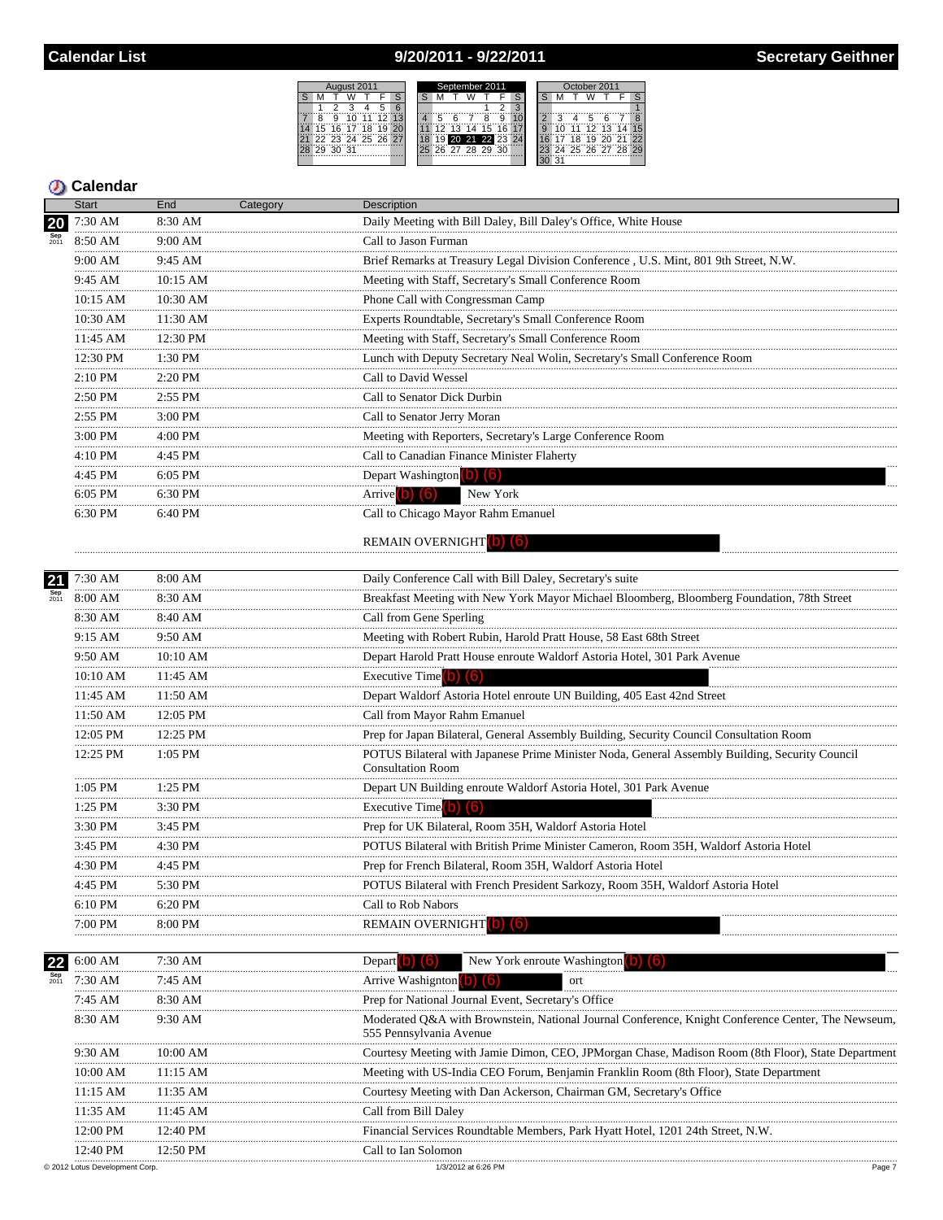# Calendar List — 9/20/2011 - 9/22/2011 — Secretary Geithner

## Calendar

| Date | Start | End | Category | Description |
|---|---|---|---|---|
| 20 Sep 2011 | 7:30 AM | 8:30 AM | | Daily Meeting with Bill Daley, Bill Daley's Office, White House |
| | 8:50 AM | 9:00 AM | | Call to Jason Furman |
| | 9:00 AM | 9:45 AM | | Brief Remarks at Treasury Legal Division Conference , U.S. Mint, 801 9th Street, N.W. |
| | 9:45 AM | 10:15 AM | | Meeting with Staff, Secretary's Small Conference Room |
| | 10:15 AM | 10:30 AM | | Phone Call with Congressman Camp |
| | 10:30 AM | 11:30 AM | | Experts Roundtable, Secretary's Small Conference Room |
| | 11:45 AM | 12:30 PM | | Meeting with Staff, Secretary's Small Conference Room |
| | 12:30 PM | 1:30 PM | | Lunch with Deputy Secretary Neal Wolin, Secretary's Small Conference Room |
| | 2:10 PM | 2:20 PM | | Call to David Wessel |
| | 2:50 PM | 2:55 PM | | Call to Senator Dick Durbin |
| | 2:55 PM | 3:00 PM | | Call to Senator Jerry Moran |
| | 3:00 PM | 4:00 PM | | Meeting with Reporters, Secretary's Large Conference Room |
| | 4:10 PM | 4:45 PM | | Call to Canadian Finance Minister Flaherty |
| | 4:45 PM | 6:05 PM | | Depart Washington (b) (6) |
| | 6:05 PM | 6:30 PM | | Arrive (b) (6) New York |
| | 6:30 PM | 6:40 PM | | Call to Chicago Mayor Rahm Emanuel |
| | | | | REMAIN OVERNIGHT (b) (6) |
| 21 Sep 2011 | 7:30 AM | 8:00 AM | | Daily Conference Call with Bill Daley, Secretary's suite |
| | 8:00 AM | 8:30 AM | | Breakfast Meeting with New York Mayor Michael Bloomberg, Bloomberg Foundation, 78th Street |
| | 8:30 AM | 8:40 AM | | Call from Gene Sperling |
| | 9:15 AM | 9:50 AM | | Meeting with Robert Rubin, Harold Pratt House, 58 East 68th Street |
| | 9:50 AM | 10:10 AM | | Depart Harold Pratt House enroute Waldorf Astoria Hotel, 301 Park Avenue |
| | 10:10 AM | 11:45 AM | | Executive Time (b) (6) |
| | 11:45 AM | 11:50 AM | | Depart Waldorf Astoria Hotel enroute UN Building, 405 East 42nd Street |
| | 11:50 AM | 12:05 PM | | Call from Mayor Rahm Emanuel |
| | 12:05 PM | 12:25 PM | | Prep for Japan Bilateral, General Assembly Building, Security Council Consultation Room |
| | 12:25 PM | 1:05 PM | | POTUS Bilateral with Japanese Prime Minister Noda, General Assembly Building, Security Council Consultation Room |
| | 1:05 PM | 1:25 PM | | Depart UN Building enroute Waldorf Astoria Hotel, 301 Park Avenue |
| | 1:25 PM | 3:30 PM | | Executive Time (b) (6) |
| | 3:30 PM | 3:45 PM | | Prep for UK Bilateral, Room 35H, Waldorf Astoria Hotel |
| | 3:45 PM | 4:30 PM | | POTUS Bilateral with British Prime Minister Cameron, Room 35H, Waldorf Astoria Hotel |
| | 4:30 PM | 4:45 PM | | Prep for French Bilateral, Room 35H, Waldorf Astoria Hotel |
| | 4:45 PM | 5:30 PM | | POTUS Bilateral with French President Sarkozy, Room 35H, Waldorf Astoria Hotel |
| | 6:10 PM | 6:20 PM | | Call to Rob Nabors |
| | 7:00 PM | 8:00 PM | | REMAIN OVERNIGHT (b) (6) |
| 22 Sep 2011 | 6:00 AM | 7:30 AM | | Depart (b) (6) New York enroute Washington (b) (6) |
| | 7:30 AM | 7:45 AM | | Arrive Washington (b) (6) ort |
| | 7:45 AM | 8:30 AM | | Prep for National Journal Event, Secretary's Office |
| | 8:30 AM | 9:30 AM | | Moderated Q&A with Brownstein, National Journal Conference, Knight Conference Center, The Newseum, 555 Pennsylvania Avenue |
| | 9:30 AM | 10:00 AM | | Courtesy Meeting with Jamie Dimon, CEO, JPMorgan Chase, Madison Room (8th Floor), State Department |
| | 10:00 AM | 11:15 AM | | Meeting with US-India CEO Forum, Benjamin Franklin Room (8th Floor), State Department |
| | 11:15 AM | 11:35 AM | | Courtesy Meeting with Dan Ackerson, Chairman GM, Secretary's Office |
| | 11:35 AM | 11:45 AM | | Call from Bill Daley |
| | 12:00 PM | 12:40 PM | | Financial Services Roundtable Members, Park Hyatt Hotel, 1201 24th Street, N.W. |
| | 12:40 PM | 12:50 PM | | Call to Ian Solomon |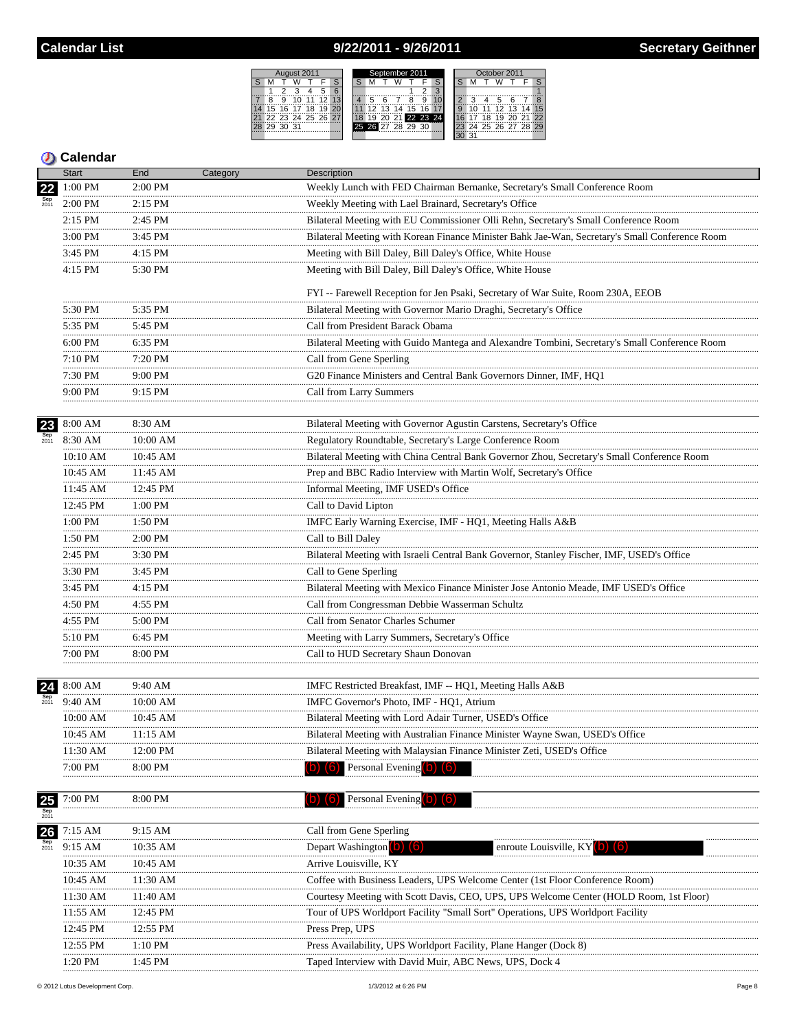# Calendar List — 9/22/2011 - 9/26/2011 — Secretary Geithner

## Calendar

| Date | Start | End | Category | Description |
|---|---|---|---|---|
| 22 Sep 2011 | 1:00 PM | 2:00 PM | | Weekly Lunch with FED Chairman Bernanke, Secretary's Small Conference Room |
| | 2:00 PM | 2:15 PM | | Weekly Meeting with Lael Brainard, Secretary's Office |
| | 2:15 PM | 2:45 PM | | Bilateral Meeting with EU Commissioner Olli Rehn, Secretary's Small Conference Room |
| | 3:00 PM | 3:45 PM | | Bilateral Meeting with Korean Finance Minister Bahk Jae-Wan, Secretary's Small Conference Room |
| | 3:45 PM | 4:15 PM | | Meeting with Bill Daley, Bill Daley's Office, White House |
| | 4:15 PM | 5:30 PM | | Meeting with Bill Daley, Bill Daley's Office, White House<br><br>FYI -- Farewell Reception for Jen Psaki, Secretary of War Suite, Room 230A, EEOB |
| | 5:30 PM | 5:35 PM | | Bilateral Meeting with Governor Mario Draghi, Secretary's Office |
| | 5:35 PM | 5:45 PM | | Call from President Barack Obama |
| | 6:00 PM | 6:35 PM | | Bilateral Meeting with Guido Mantega and Alexandre Tombini, Secretary's Small Conference Room |
| | 7:10 PM | 7:20 PM | | Call from Gene Sperling |
| | 7:30 PM | 9:00 PM | | G20 Finance Ministers and Central Bank Governors Dinner, IMF, HQ1 |
| | 9:00 PM | 9:15 PM | | Call from Larry Summers |
| 23 Sep 2011 | 8:00 AM | 8:30 AM | | Bilateral Meeting with Governor Agustin Carstens, Secretary's Office |
| | 8:30 AM | 10:00 AM | | Regulatory Roundtable, Secretary's Large Conference Room |
| | 10:10 AM | 10:45 AM | | Bilateral Meeting with China Central Bank Governor Zhou, Secretary's Small Conference Room |
| | 10:45 AM | 11:45 AM | | Prep and BBC Radio Interview with Martin Wolf, Secretary's Office |
| | 11:45 AM | 12:45 PM | | Informal Meeting, IMF USED's Office |
| | 12:45 PM | 1:00 PM | | Call to David Lipton |
| | 1:00 PM | 1:50 PM | | IMFC Early Warning Exercise, IMF - HQ1, Meeting Halls A&B |
| | 1:50 PM | 2:00 PM | | Call to Bill Daley |
| | 2:45 PM | 3:30 PM | | Bilateral Meeting with Israeli Central Bank Governor, Stanley Fischer, IMF, USED's Office |
| | 3:30 PM | 3:45 PM | | Call to Gene Sperling |
| | 3:45 PM | 4:15 PM | | Bilateral Meeting with Mexico Finance Minister Jose Antonio Meade, IMF USED's Office |
| | 4:50 PM | 4:55 PM | | Call from Congressman Debbie Wasserman Schultz |
| | 4:55 PM | 5:00 PM | | Call from Senator Charles Schumer |
| | 5:10 PM | 6:45 PM | | Meeting with Larry Summers, Secretary's Office |
| | 7:00 PM | 8:00 PM | | Call to HUD Secretary Shaun Donovan |
| 24 Sep 2011 | 8:00 AM | 9:40 AM | | IMFC Restricted Breakfast, IMF -- HQ1, Meeting Halls A&B |
| | 9:40 AM | 10:00 AM | | IMFC Governor's Photo, IMF - HQ1, Atrium |
| | 10:00 AM | 10:45 AM | | Bilateral Meeting with Lord Adair Turner, USED's Office |
| | 10:45 AM | 11:15 AM | | Bilateral Meeting with Australian Finance Minister Wayne Swan, USED's Office |
| | 11:30 AM | 12:00 PM | | Bilateral Meeting with Malaysian Finance Minister Zeti, USED's Office |
| | 7:00 PM | 8:00 PM | | (b) (6) Personal Evening (b) (6) |
| 25 Sep 2011 | 7:00 PM | 8:00 PM | | (b) (6) Personal Evening (b) (6) |
| 26 Sep 2011 | 7:15 AM | 9:15 AM | | Call from Gene Sperling |
| | 9:15 AM | 10:35 AM | | Depart Washington (b) (6) enroute Louisville, KY (b) (6) |
| | 10:35 AM | 10:45 AM | | Arrive Louisville, KY |
| | 10:45 AM | 11:30 AM | | Coffee with Business Leaders, UPS Welcome Center (1st Floor Conference Room) |
| | 11:30 AM | 11:40 AM | | Courtesy Meeting with Scott Davis, CEO, UPS, UPS Welcome Center (HOLD Room, 1st Floor) |
| | 11:55 AM | 12:45 PM | | Tour of UPS Worldport Facility "Small Sort" Operations, UPS Worldport Facility |
| | 12:45 PM | 12:55 PM | | Press Prep, UPS |
| | 12:55 PM | 1:10 PM | | Press Availability, UPS Worldport Facility, Plane Hanger (Dock 8) |
| | 1:20 PM | 1:45 PM | | Taped Interview with David Muir, ABC News, UPS, Dock 4 |

© 2012 Lotus Development Corp. 1/3/2012 at 6:26 PM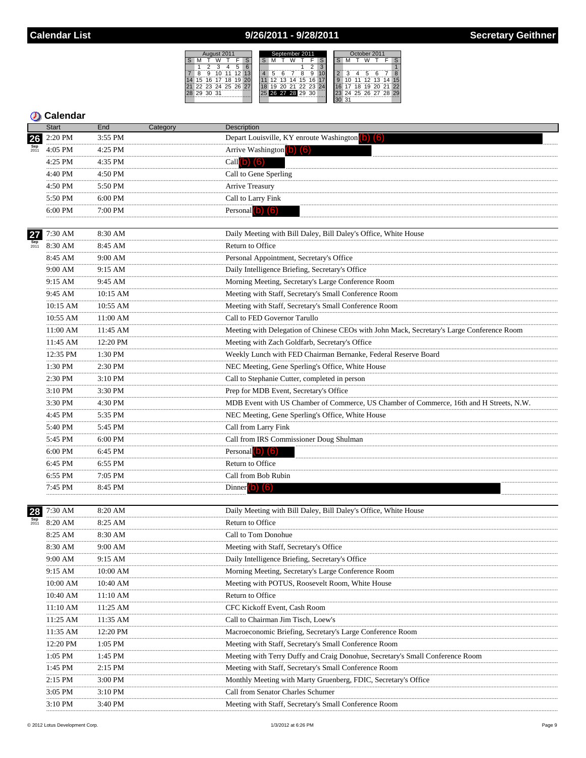## Calendar List — 9/26/2011 - 9/28/2011 — Secretary Geithner

| August 2011 | | | | | | |
|---|---|---|---|---|---|---|
| S | M | T | W | T | F | S |
| | 1 | 2 | 3 | 4 | 5 | 6 |
| 7 | 8 | 9 | 10 | 11 | 12 | 13 |
| 14 | 15 | 16 | 17 | 18 | 19 | 20 |
| 21 | 22 | 23 | 24 | 25 | 26 | 27 |
| 28 | 29 | 30 | 31 | | | |

| September 2011 | | | | | | |
|---|---|---|---|---|---|---|
| S | M | T | W | T | F | S |
| | | | | 1 | 2 | 3 |
| 4 | 5 | 6 | 7 | 8 | 9 | 10 |
| 11 | 12 | 13 | 14 | 15 | 16 | 17 |
| 18 | 19 | 20 | 21 | 22 | 23 | 24 |
| 25 | 26 | 27 | 28 | 29 | 30 | |

| October 2011 | | | | | | |
|---|---|---|---|---|---|---|
| S | M | T | W | T | F | S |
| | | | | | | 1 |
| 2 | 3 | 4 | 5 | 6 | 7 | 8 |
| 9 | 10 | 11 | 12 | 13 | 14 | 15 |
| 16 | 17 | 18 | 19 | 20 | 21 | 22 |
| 23 | 24 | 25 | 26 | 27 | 28 | 29 |
| 30 | 31 | | | | | |

### Calendar

| Date | Start | End | Category | Description |
|---|---|---|---|---|
| 26 Sep 2011 | 2:20 PM | 3:55 PM | | Depart Louisville, KY enroute Washington (b) (6) |
| | 4:05 PM | 4:25 PM | | Arrive Washington (b) (6) |
| | 4:25 PM | 4:35 PM | | Call (b) (6) |
| | 4:40 PM | 4:50 PM | | Call to Gene Sperling |
| | 4:50 PM | 5:50 PM | | Arrive Treasury |
| | 5:50 PM | 6:00 PM | | Call to Larry Fink |
| | 6:00 PM | 7:00 PM | | Personal (b) (6) |
| 27 Sep 2011 | 7:30 AM | 8:30 AM | | Daily Meeting with Bill Daley, Bill Daley's Office, White House |
| | 8:30 AM | 8:45 AM | | Return to Office |
| | 8:45 AM | 9:00 AM | | Personal Appointment, Secretary's Office |
| | 9:00 AM | 9:15 AM | | Daily Intelligence Briefing, Secretary's Office |
| | 9:15 AM | 9:45 AM | | Morning Meeting, Secretary's Large Conference Room |
| | 9:45 AM | 10:15 AM | | Meeting with Staff, Secretary's Small Conference Room |
| | 10:15 AM | 10:55 AM | | Meeting with Staff, Secretary's Small Conference Room |
| | 10:55 AM | 11:00 AM | | Call to FED Governor Tarullo |
| | 11:00 AM | 11:45 AM | | Meeting with Delegation of Chinese CEOs with John Mack, Secretary's Large Conference Room |
| | 11:45 AM | 12:20 PM | | Meeting with Zach Goldfarb, Secretary's Office |
| | 12:35 PM | 1:30 PM | | Weekly Lunch with FED Chairman Bernanke, Federal Reserve Board |
| | 1:30 PM | 2:30 PM | | NEC Meeting, Gene Sperling's Office, White House |
| | 2:30 PM | 3:10 PM | | Call to Stephanie Cutter, completed in person |
| | 3:10 PM | 3:30 PM | | Prep for MDB Event, Secretary's Office |
| | 3:30 PM | 4:30 PM | | MDB Event with US Chamber of Commerce, US Chamber of Commerce, 16th and H Streets, N.W. |
| | 4:45 PM | 5:35 PM | | NEC Meeting, Gene Sperling's Office, White House |
| | 5:40 PM | 5:45 PM | | Call from Larry Fink |
| | 5:45 PM | 6:00 PM | | Call from IRS Commissioner Doug Shulman |
| | 6:00 PM | 6:45 PM | | Personal (b) (6) |
| | 6:45 PM | 6:55 PM | | Return to Office |
| | 6:55 PM | 7:05 PM | | Call from Bob Rubin |
| | 7:45 PM | 8:45 PM | | Dinner (b) (6) |
| 28 Sep 2011 | 7:30 AM | 8:20 AM | | Daily Meeting with Bill Daley, Bill Daley's Office, White House |
| | 8:20 AM | 8:25 AM | | Return to Office |
| | 8:25 AM | 8:30 AM | | Call to Tom Donohue |
| | 8:30 AM | 9:00 AM | | Meeting with Staff, Secretary's Office |
| | 9:00 AM | 9:15 AM | | Daily Intelligence Briefing, Secretary's Office |
| | 9:15 AM | 10:00 AM | | Morning Meeting, Secretary's Large Conference Room |
| | 10:00 AM | 10:40 AM | | Meeting with POTUS, Roosevelt Room, White House |
| | 10:40 AM | 11:10 AM | | Return to Office |
| | 11:10 AM | 11:25 AM | | CFC Kickoff Event, Cash Room |
| | 11:25 AM | 11:35 AM | | Call to Chairman Jim Tisch, Loew's |
| | 11:35 AM | 12:20 PM | | Macroeconomic Briefing, Secretary's Large Conference Room |
| | 12:20 PM | 1:05 PM | | Meeting with Staff, Secretary's Small Conference Room |
| | 1:05 PM | 1:45 PM | | Meeting with Terry Duffy and Craig Donohue, Secretary's Small Conference Room |
| | 1:45 PM | 2:15 PM | | Meeting with Staff, Secretary's Small Conference Room |
| | 2:15 PM | 3:00 PM | | Monthly Meeting with Marty Gruenberg, FDIC, Secretary's Office |
| | 3:05 PM | 3:10 PM | | Call from Senator Charles Schumer |
| | 3:10 PM | 3:40 PM | | Meeting with Staff, Secretary's Small Conference Room |

© 2012 Lotus Development Corp. 1/3/2012 at 6:26 PM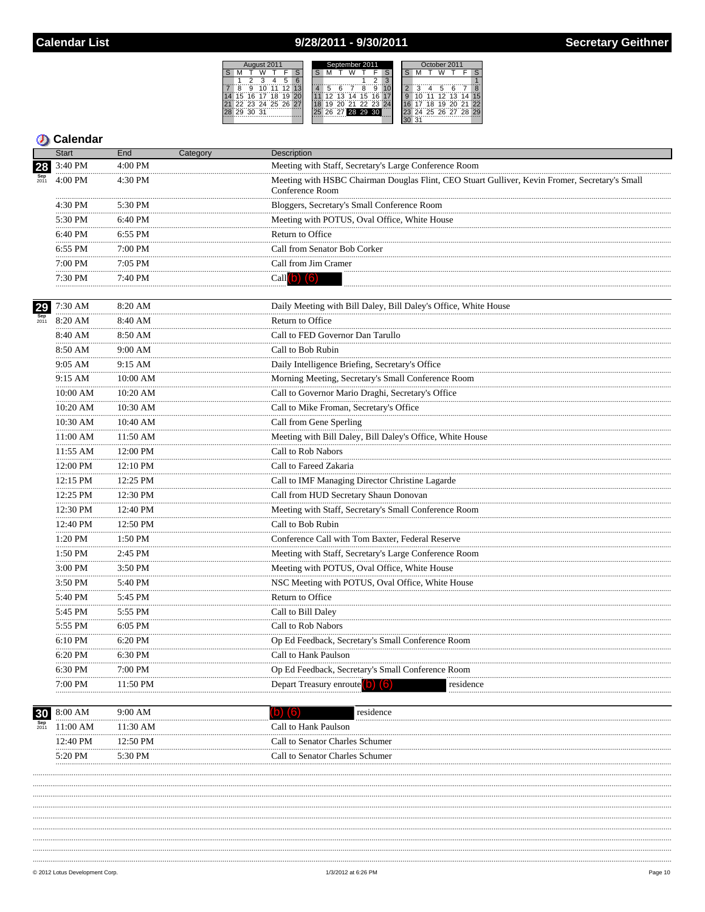# Calendar List — 9/28/2011 - 9/30/2011 — Secretary Geithner

## Calendar

| | Start | End | Category | Description |
|---|---|---|---|---|
| 28 Sep 2011 | 3:40 PM | 4:00 PM | | Meeting with Staff, Secretary's Large Conference Room |
| | 4:00 PM | 4:30 PM | | Meeting with HSBC Chairman Douglas Flint, CEO Stuart Gulliver, Kevin Fromer, Secretary's Small Conference Room |
| | 4:30 PM | 5:30 PM | | Bloggers, Secretary's Small Conference Room |
| | 5:30 PM | 6:40 PM | | Meeting with POTUS, Oval Office, White House |
| | 6:40 PM | 6:55 PM | | Return to Office |
| | 6:55 PM | 7:00 PM | | Call from Senator Bob Corker |
| | 7:00 PM | 7:05 PM | | Call from Jim Cramer |
| | 7:30 PM | 7:40 PM | | Call (b) (6) |
| 29 Sep 2011 | 7:30 AM | 8:20 AM | | Daily Meeting with Bill Daley, Bill Daley's Office, White House |
| | 8:20 AM | 8:40 AM | | Return to Office |
| | 8:40 AM | 8:50 AM | | Call to FED Governor Dan Tarullo |
| | 8:50 AM | 9:00 AM | | Call to Bob Rubin |
| | 9:05 AM | 9:15 AM | | Daily Intelligence Briefing, Secretary's Office |
| | 9:15 AM | 10:00 AM | | Morning Meeting, Secretary's Small Conference Room |
| | 10:00 AM | 10:20 AM | | Call to Governor Mario Draghi, Secretary's Office |
| | 10:20 AM | 10:30 AM | | Call to Mike Froman, Secretary's Office |
| | 10:30 AM | 10:40 AM | | Call from Gene Sperling |
| | 11:00 AM | 11:50 AM | | Meeting with Bill Daley, Bill Daley's Office, White House |
| | 11:55 AM | 12:00 PM | | Call to Rob Nabors |
| | 12:00 PM | 12:10 PM | | Call to Fareed Zakaria |
| | 12:15 PM | 12:25 PM | | Call to IMF Managing Director Christine Lagarde |
| | 12:25 PM | 12:30 PM | | Call from HUD Secretary Shaun Donovan |
| | 12:30 PM | 12:40 PM | | Meeting with Staff, Secretary's Small Conference Room |
| | 12:40 PM | 12:50 PM | | Call to Bob Rubin |
| | 1:20 PM | 1:50 PM | | Conference Call with Tom Baxter, Federal Reserve |
| | 1:50 PM | 2:45 PM | | Meeting with Staff, Secretary's Large Conference Room |
| | 3:00 PM | 3:50 PM | | Meeting with POTUS, Oval Office, White House |
| | 3:50 PM | 5:40 PM | | NSC Meeting with POTUS, Oval Office, White House |
| | 5:40 PM | 5:45 PM | | Return to Office |
| | 5:45 PM | 5:55 PM | | Call to Bill Daley |
| | 5:55 PM | 6:05 PM | | Call to Rob Nabors |
| | 6:10 PM | 6:20 PM | | Op Ed Feedback, Secretary's Small Conference Room |
| | 6:20 PM | 6:30 PM | | Call to Hank Paulson |
| | 6:30 PM | 7:00 PM | | Op Ed Feedback, Secretary's Small Conference Room |
| | 7:00 PM | 11:50 PM | | Depart Treasury enroute (b) (6) residence |
| 30 Sep 2011 | 8:00 AM | 9:00 AM | | (b) (6) residence |
| | 11:00 AM | 11:30 AM | | Call to Hank Paulson |
| | 12:40 PM | 12:50 PM | | Call to Senator Charles Schumer |
| | 5:20 PM | 5:30 PM | | Call to Senator Charles Schumer |

© 2012 Lotus Development Corp. 1/3/2012 at 6:26 PM